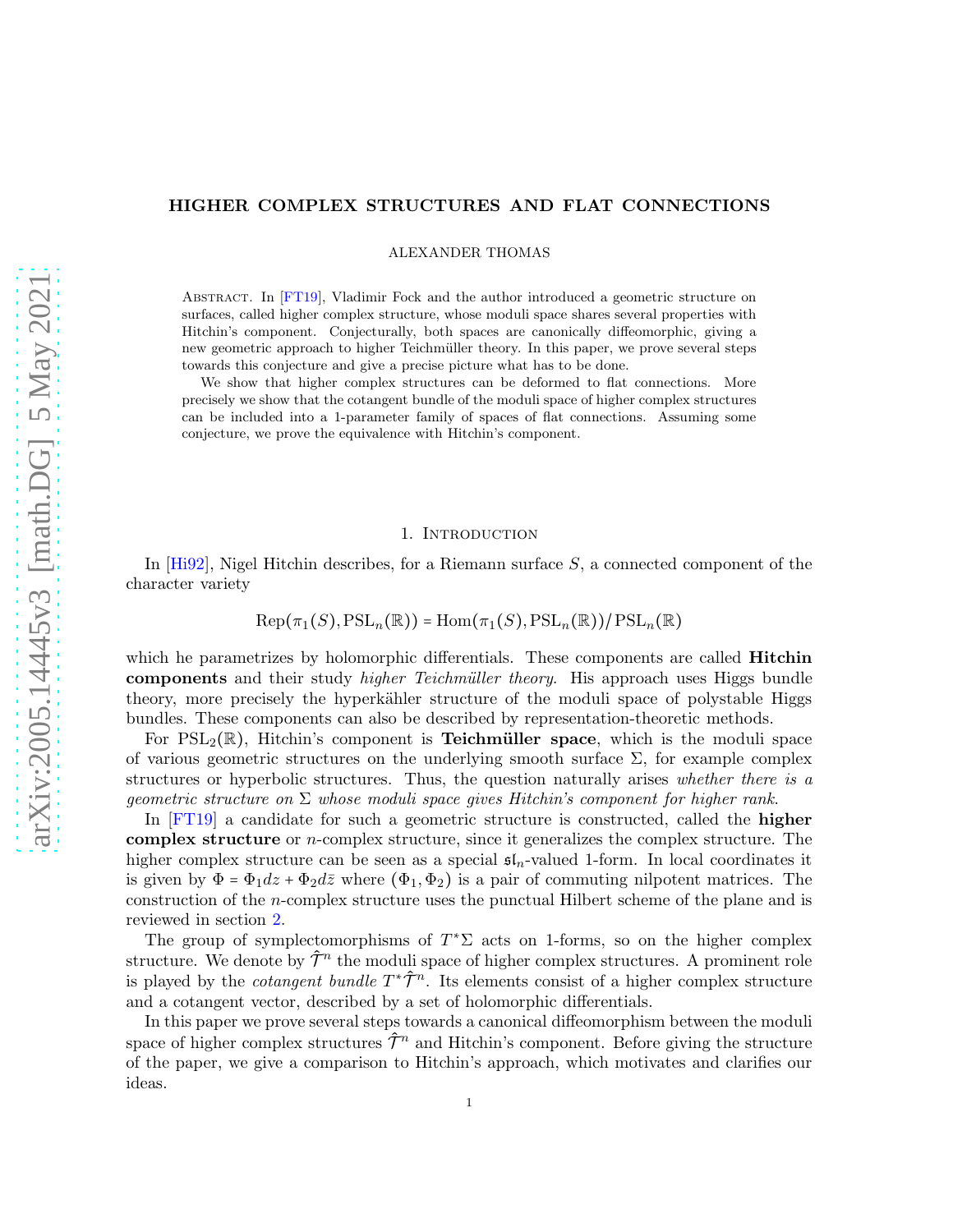# HIGHER COMPLEX STRUCTURES AND FLAT CONNECTIONS

ALEXANDER THOMAS

Abstract. In [FT19], Vladimir Fock and the author introduced a geometric structure on surfaces, called higher complex structure, whose moduli space shares several properties with Hitchin's component. Conjecturally, both spaces are canonically diffeomorphic, giving a new geometric approach to higher Teichmüller theory. In this paper, we prove several steps towards this conjecture and give a precise picture what has to be done.

We show that higher complex structures can be deformed to flat connections. More precisely we show that the cotangent bundle of the moduli space of higher complex structures can be included into a 1-parameter family of spaces of flat connections. Assuming some conjecture, we prove the equivalence with Hitchin's component.

## 1. Introduction

In [Hi92], Nigel Hitchin describes, for a Riemann surface $S$, a connected component of the character variety

$$\mathrm{Rep}(\pi_1(S), \mathrm{PSL}_n(\mathbb{R})) = \mathrm{Hom}(\pi_1(S), \mathrm{PSL}_n(\mathbb{R}))/\mathrm{PSL}_n(\mathbb{R})$$

which he parametrizes by holomorphic differentials. These components are called **Hitchin components** and their study *higher Teichmüller theory*. His approach uses Higgs bundle theory, more precisely the hyperkähler structure of the moduli space of polystable Higgs bundles. These components can also be described by representation-theoretic methods.

For $\mathrm{PSL}_2(\mathbb{R})$, Hitchin's component is **Teichmüller space**, which is the moduli space of various geometric structures on the underlying smooth surface $\Sigma$, for example complex structures or hyperbolic structures. Thus, the question naturally arises *whether there is a geometric structure on $\Sigma$ whose moduli space gives Hitchin's component for higher rank.*

In [FT19] a candidate for such a geometric structure is constructed, called the **higher complex structure** or $n$-complex structure, since it generalizes the complex structure. The higher complex structure can be seen as a special $\mathfrak{sl}_n$-valued 1-form. In local coordinates it is given by $\Phi = \Phi_1 dz + \Phi_2 d\bar{z}$ where $(\Phi_1, \Phi_2)$ is a pair of commuting nilpotent matrices. The construction of the $n$-complex structure uses the punctual Hilbert scheme of the plane and is reviewed in section 2.

The group of symplectomorphisms of $T^*\Sigma$ acts on 1-forms, so on the higher complex structure. We denote by $\hat{\mathcal{T}}^n$ the moduli space of higher complex structures. A prominent role is played by the *cotangent bundle* $T^*\hat{\mathcal{T}}^n$. Its elements consist of a higher complex structure and a cotangent vector, described by a set of holomorphic differentials.

In this paper we prove several steps towards a canonical diffeomorphism between the moduli space of higher complex structures $\hat{\mathcal{T}}^n$ and Hitchin's component. Before giving the structure of the paper, we give a comparison to Hitchin's approach, which motivates and clarifies our ideas.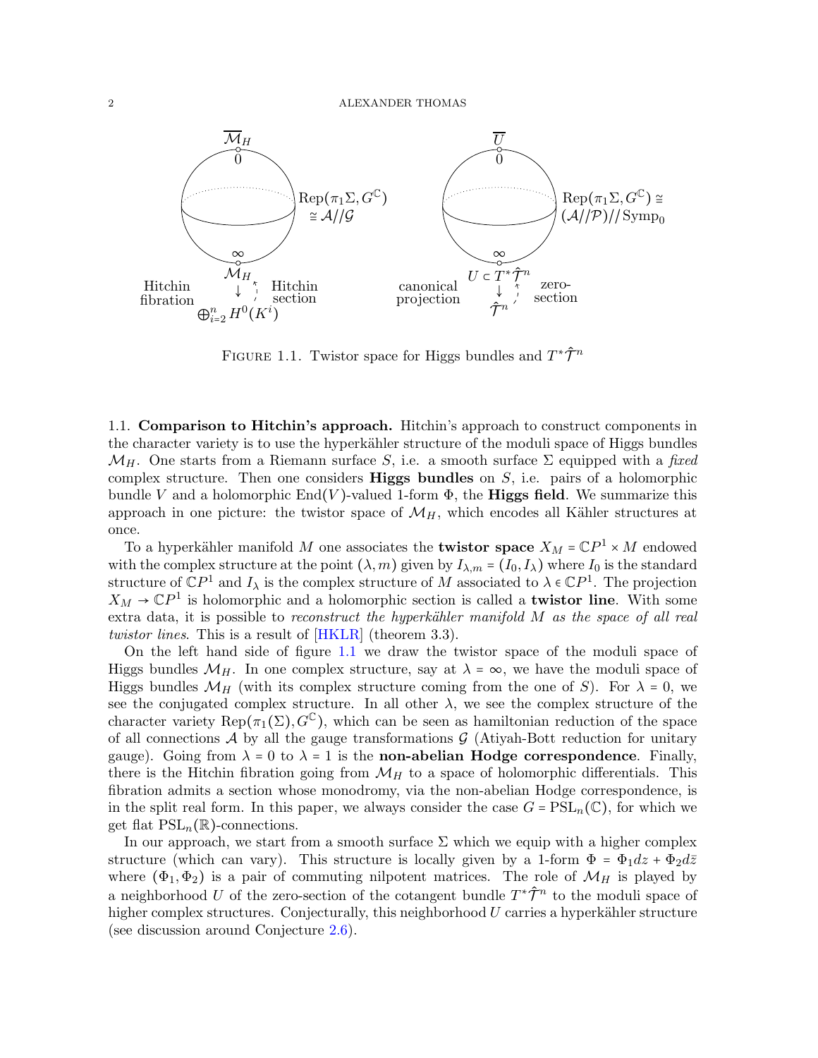FIGURE 1.1. Twistor space for Higgs bundles and $T^*\hat{\mathcal{T}}^n$

1.1. **Comparison to Hitchin's approach.** Hitchin's approach to construct components in the character variety is to use the hyperkähler structure of the moduli space of Higgs bundles $\mathcal{M}_H$. One starts from a Riemann surface $S$, i.e. a smooth surface $\Sigma$ equipped with a *fixed* complex structure. Then one considers **Higgs bundles** on $S$, i.e. pairs of a holomorphic bundle $V$ and a holomorphic $\mathrm{End}(V)$-valued 1-form $\Phi$, the **Higgs field**. We summarize this approach in one picture: the twistor space of $\mathcal{M}_H$, which encodes all Kähler structures at once.

To a hyperkähler manifold $M$ one associates the **twistor space** $X_M = \mathbb{C}P^1 \times M$ endowed with the complex structure at the point $(\lambda, m)$ given by $I_{\lambda,m} = (I_0, I_\lambda)$ where $I_0$ is the standard structure of $\mathbb{C}P^1$ and $I_\lambda$ is the complex structure of $M$ associated to $\lambda \in \mathbb{C}P^1$. The projection $X_M \to \mathbb{C}P^1$ is holomorphic and a holomorphic section is called a **twistor line**. With some extra data, it is possible to *reconstruct the hyperkähler manifold $M$ as the space of all real twistor lines*. This is a result of [HKLR] (theorem 3.3).

On the left hand side of figure 1.1 we draw the twistor space of the moduli space of Higgs bundles $\mathcal{M}_H$. In one complex structure, say at $\lambda = \infty$, we have the moduli space of Higgs bundles $\mathcal{M}_H$ (with its complex structure coming from the one of $S$). For $\lambda = 0$, we see the conjugated complex structure. In all other $\lambda$, we see the complex structure of the character variety $\mathrm{Rep}(\pi_1(\Sigma), G^{\mathbb{C}})$, which can be seen as hamiltonian reduction of the space of all connections $\mathcal{A}$ by all the gauge transformations $\mathcal{G}$ (Atiyah-Bott reduction for unitary gauge). Going from $\lambda = 0$ to $\lambda = 1$ is the **non-abelian Hodge correspondence**. Finally, there is the Hitchin fibration going from $\mathcal{M}_H$ to a space of holomorphic differentials. This fibration admits a section whose monodromy, via the non-abelian Hodge correspondence, is in the split real form. In this paper, we always consider the case $G = \mathrm{PSL}_n(\mathbb{C})$, for which we get flat $\mathrm{PSL}_n(\mathbb{R})$-connections.

In our approach, we start from a smooth surface $\Sigma$ which we equip with a higher complex structure (which can vary). This structure is locally given by a 1-form $\Phi = \Phi_1 dz + \Phi_2 d\bar{z}$ where $(\Phi_1, \Phi_2)$ is a pair of commuting nilpotent matrices. The role of $\mathcal{M}_H$ is played by a neighborhood $U$ of the zero-section of the cotangent bundle $T^*\hat{\mathcal{T}}^n$ to the moduli space of higher complex structures. Conjecturally, this neighborhood $U$ carries a hyperkähler structure (see discussion around Conjecture 2.6).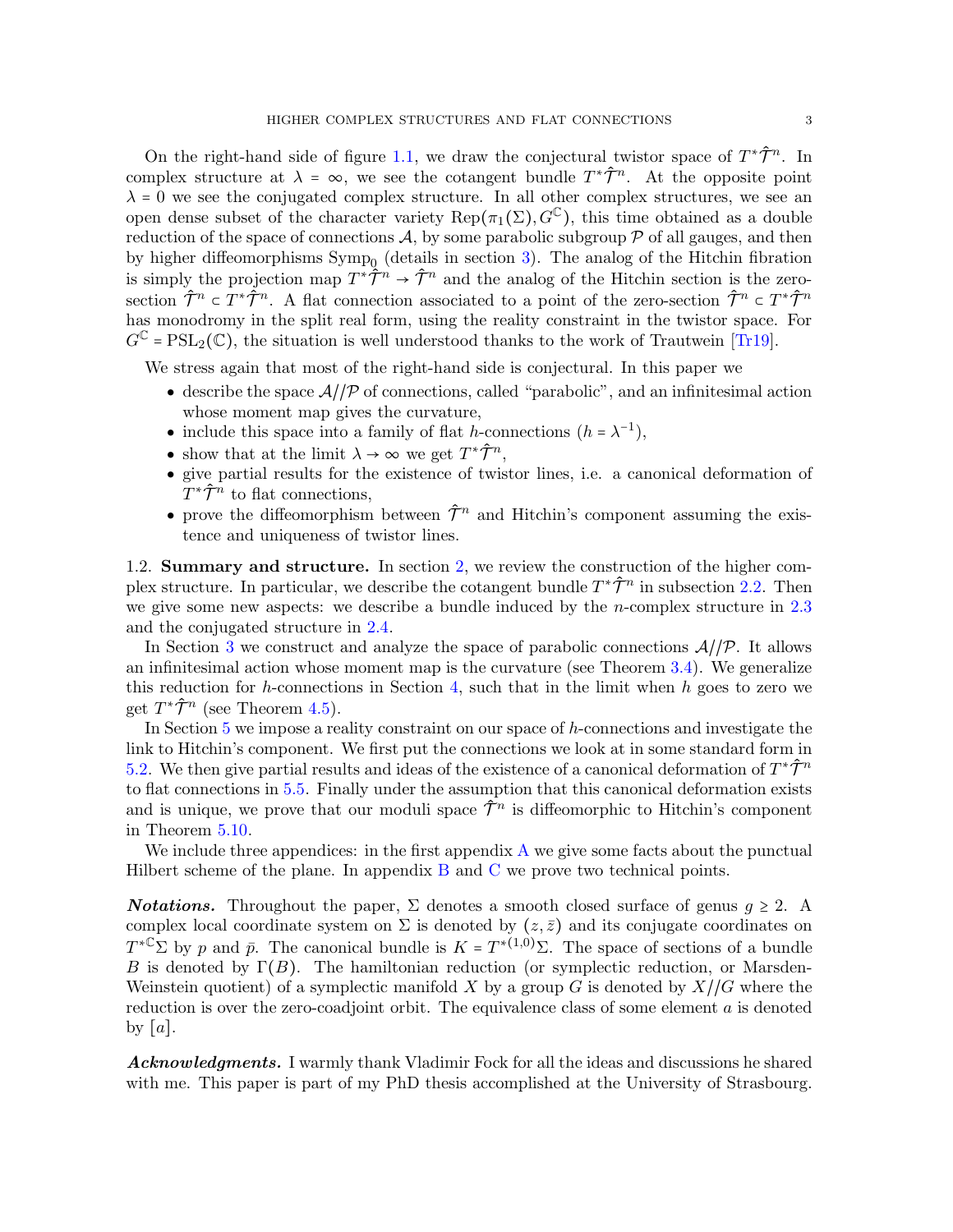On the right-hand side of figure 1.1, we draw the conjectural twistor space of $T^*\hat{\mathcal{T}}^n$. In complex structure at $\lambda = \infty$, we see the cotangent bundle $T^*\hat{\mathcal{T}}^n$. At the opposite point $\lambda = 0$ we see the conjugated complex structure. In all other complex structures, we see an open dense subset of the character variety $\mathrm{Rep}(\pi_1(\Sigma), G^{\mathbb{C}})$, this time obtained as a double reduction of the space of connections $\mathcal{A}$, by some parabolic subgroup $\mathcal{P}$ of all gauges, and then by higher diffeomorphisms $\mathrm{Symp}_0$ (details in section 3). The analog of the Hitchin fibration is simply the projection map $T^*\hat{\mathcal{T}}^n \to \hat{\mathcal{T}}^n$ and the analog of the Hitchin section is the zero-section $\hat{\mathcal{T}}^n \subset T^*\hat{\mathcal{T}}^n$. A flat connection associated to a point of the zero-section $\hat{\mathcal{T}}^n \subset T^*\hat{\mathcal{T}}^n$ has monodromy in the split real form, using the reality constraint in the twistor space. For $G^{\mathbb{C}} = \mathrm{PSL}_2(\mathbb{C})$, the situation is well understood thanks to the work of Trautwein [Tr19].

We stress again that most of the right-hand side is conjectural. In this paper we

- describe the space $\mathcal{A}//\mathcal{P}$ of connections, called "parabolic", and an infinitesimal action whose moment map gives the curvature,
- include this space into a family of flat $h$-connections ($h = \lambda^{-1}$),
- show that at the limit $\lambda \to \infty$ we get $T^*\hat{\mathcal{T}}^n$,
- give partial results for the existence of twistor lines, i.e. a canonical deformation of $T^*\hat{\mathcal{T}}^n$ to flat connections,
- prove the diffeomorphism between $\hat{\mathcal{T}}^n$ and Hitchin's component assuming the existence and uniqueness of twistor lines.

## 1.2. Summary and structure.

In section 2, we review the construction of the higher complex structure. In particular, we describe the cotangent bundle $T^*\hat{\mathcal{T}}^n$ in subsection 2.2. Then we give some new aspects: we describe a bundle induced by the $n$-complex structure in 2.3 and the conjugated structure in 2.4.

In Section 3 we construct and analyze the space of parabolic connections $\mathcal{A}//\mathcal{P}$. It allows an infinitesimal action whose moment map is the curvature (see Theorem 3.4). We generalize this reduction for $h$-connections in Section 4, such that in the limit when $h$ goes to zero we get $T^*\hat{\mathcal{T}}^n$ (see Theorem 4.5).

In Section 5 we impose a reality constraint on our space of $h$-connections and investigate the link to Hitchin's component. We first put the connections we look at in some standard form in 5.2. We then give partial results and ideas of the existence of a canonical deformation of $T^*\hat{\mathcal{T}}^n$ to flat connections in 5.5. Finally under the assumption that this canonical deformation exists and is unique, we prove that our moduli space $\hat{\mathcal{T}}^n$ is diffeomorphic to Hitchin's component in Theorem 5.10.

We include three appendices: in the first appendix A we give some facts about the punctual Hilbert scheme of the plane. In appendix B and C we prove two technical points.

***Notations.*** Throughout the paper, $\Sigma$ denotes a smooth closed surface of genus $g \geq 2$. A complex local coordinate system on $\Sigma$ is denoted by $(z, \bar{z})$ and its conjugate coordinates on $T^{*\mathbb{C}}\Sigma$ by $p$ and $\bar{p}$. The canonical bundle is $K = T^{*(1,0)}\Sigma$. The space of sections of a bundle $B$ is denoted by $\Gamma(B)$. The hamiltonian reduction (or symplectic reduction, or Marsden-Weinstein quotient) of a symplectic manifold $X$ by a group $G$ is denoted by $X//G$ where the reduction is over the zero-coadjoint orbit. The equivalence class of some element $a$ is denoted by $[a]$.

***Acknowledgments.*** I warmly thank Vladimir Fock for all the ideas and discussions he shared with me. This paper is part of my PhD thesis accomplished at the University of Strasbourg.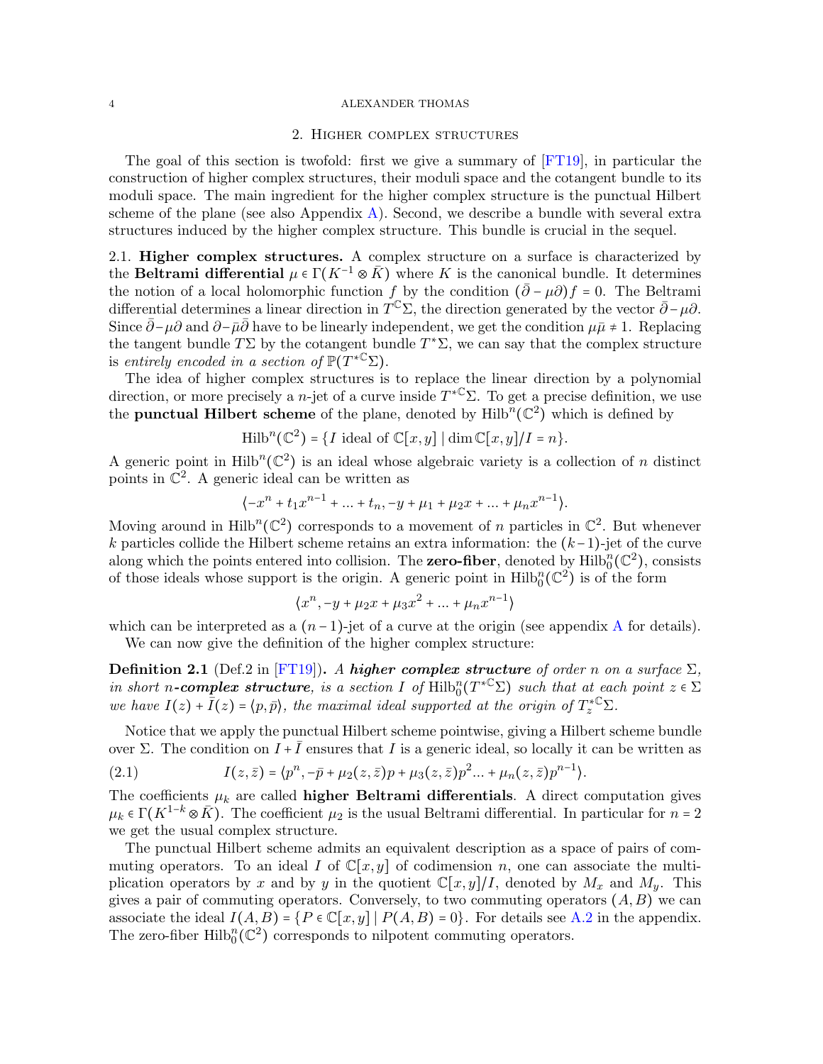## 2. Higher complex structures

The goal of this section is twofold: first we give a summary of [FT19], in particular the construction of higher complex structures, their moduli space and the cotangent bundle to its moduli space. The main ingredient for the higher complex structure is the punctual Hilbert scheme of the plane (see also Appendix A). Second, we describe a bundle with several extra structures induced by the higher complex structure. This bundle is crucial in the sequel.

### 2.1. Higher complex structures.

A complex structure on a surface is characterized by the **Beltrami differential** $\mu \in \Gamma(K^{-1} \otimes \bar{K})$ where $K$ is the canonical bundle. It determines the notion of a local holomorphic function $f$ by the condition $(\bar{\partial} - \mu\partial) f = 0$. The Beltrami differential determines a linear direction in $T^{\mathbb{C}}\Sigma$, the direction generated by the vector $\bar{\partial} - \mu\partial$. Since $\bar{\partial} - \mu\partial$ and $\partial - \bar{\mu}\bar{\partial}$ have to be linearly independent, we get the condition $\mu\bar{\mu} \neq 1$. Replacing the tangent bundle $T\Sigma$ by the cotangent bundle $T^*\Sigma$, we can say that the complex structure is *entirely encoded in a section of* $\mathbb{P}(T^{*\mathbb{C}}\Sigma)$.

The idea of higher complex structures is to replace the linear direction by a polynomial direction, or more precisely a $n$-jet of a curve inside $T^{*\mathbb{C}}\Sigma$. To get a precise definition, we use the **punctual Hilbert scheme** of the plane, denoted by $\mathrm{Hilb}^n(\mathbb{C}^2)$ which is defined by

$$\mathrm{Hilb}^n(\mathbb{C}^2) = \{I \text{ ideal of } \mathbb{C}[x,y] \mid \dim \mathbb{C}[x,y]/I = n\}.$$

A generic point in $\mathrm{Hilb}^n(\mathbb{C}^2)$ is an ideal whose algebraic variety is a collection of $n$ distinct points in $\mathbb{C}^2$. A generic ideal can be written as

$$\langle -x^n + t_1 x^{n-1} + \dots + t_n, -y + \mu_1 + \mu_2 x + \dots + \mu_n x^{n-1} \rangle.$$

Moving around in $\mathrm{Hilb}^n(\mathbb{C}^2)$ corresponds to a movement of $n$ particles in $\mathbb{C}^2$. But whenever $k$ particles collide the Hilbert scheme retains an extra information: the $(k-1)$-jet of the curve along which the points entered into collision. The **zero-fiber**, denoted by $\mathrm{Hilb}^n_0(\mathbb{C}^2)$, consists of those ideals whose support is the origin. A generic point in $\mathrm{Hilb}^n_0(\mathbb{C}^2)$ is of the form

$$\langle x^n, -y + \mu_2 x + \mu_3 x^2 + \dots + \mu_n x^{n-1} \rangle$$

which can be interpreted as a $(n-1)$-jet of a curve at the origin (see appendix A for details).

We can now give the definition of the higher complex structure:

**Definition 2.1** (Def.2 in [FT19])**.** *A **higher complex structure** of order $n$ on a surface $\Sigma$, in short $n$-**complex structure**, is a section $I$ of $\mathrm{Hilb}^n_0(T^{*\mathbb{C}}\Sigma)$ such that at each point $z \in \Sigma$ we have $I(z) + \bar{I}(z) = \langle p, \bar{p} \rangle$, the maximal ideal supported at the origin of $T^{*\mathbb{C}}_z\Sigma$.*

Notice that we apply the punctual Hilbert scheme pointwise, giving a Hilbert scheme bundle over $\Sigma$. The condition on $I + \bar{I}$ ensures that $I$ is a generic ideal, so locally it can be written as

$$I(z,\bar{z}) = \langle p^n, -\bar{p} + \mu_2(z,\bar{z})p + \mu_3(z,\bar{z})p^2 \dots + \mu_n(z,\bar{z})p^{n-1} \rangle. \tag{2.1}$$

The coefficients $\mu_k$ are called **higher Beltrami differentials**. A direct computation gives $\mu_k \in \Gamma(K^{1-k} \otimes \bar{K})$. The coefficient $\mu_2$ is the usual Beltrami differential. In particular for $n = 2$ we get the usual complex structure.

The punctual Hilbert scheme admits an equivalent description as a space of pairs of commuting operators. To an ideal $I$ of $\mathbb{C}[x,y]$ of codimension $n$, one can associate the multiplication operators by $x$ and by $y$ in the quotient $\mathbb{C}[x,y]/I$, denoted by $M_x$ and $M_y$. This gives a pair of commuting operators. Conversely, to two commuting operators $(A,B)$ we can associate the ideal $I(A,B) = \{P \in \mathbb{C}[x,y] \mid P(A,B) = 0\}$. For details see A.2 in the appendix. The zero-fiber $\mathrm{Hilb}^n_0(\mathbb{C}^2)$ corresponds to nilpotent commuting operators.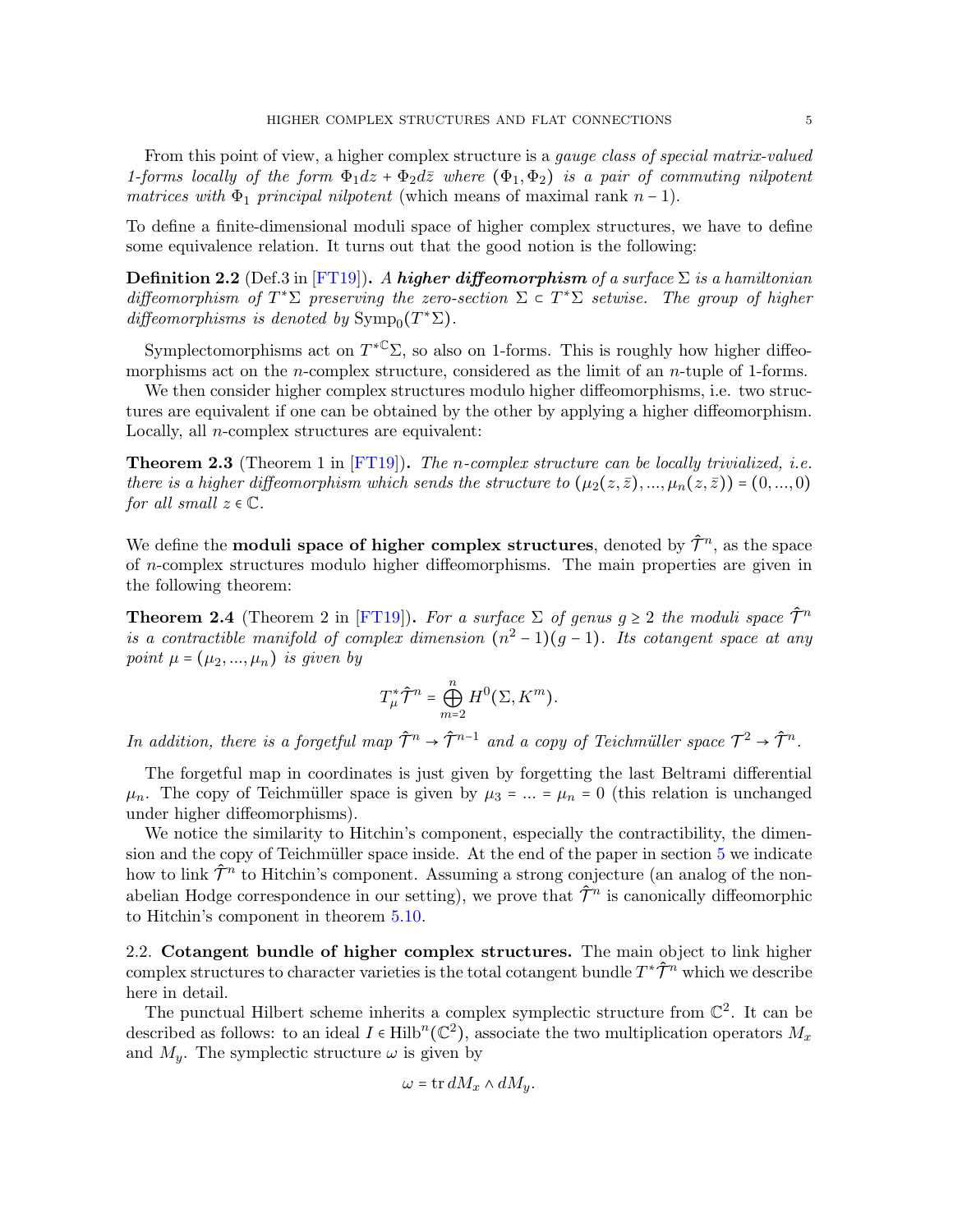From this point of view, a higher complex structure is a *gauge class of special matrix-valued 1-forms locally of the form $\Phi_1 dz + \Phi_2 d\bar{z}$ where $(\Phi_1, \Phi_2)$ is a pair of commuting nilpotent matrices with $\Phi_1$ principal nilpotent* (which means of maximal rank $n-1$).

To define a finite-dimensional moduli space of higher complex structures, we have to define some equivalence relation. It turns out that the good notion is the following:

**Definition 2.2** (Def.3 in [FT19]). *A **higher diffeomorphism** of a surface $\Sigma$ is a hamiltonian diffeomorphism of $T^*\Sigma$ preserving the zero-section $\Sigma \subset T^*\Sigma$ setwise. The group of higher diffeomorphisms is denoted by $\mathrm{Symp}_0(T^*\Sigma)$.*

Symplectomorphisms act on $T^{*\mathbb{C}}\Sigma$, so also on 1-forms. This is roughly how higher diffeomorphisms act on the $n$-complex structure, considered as the limit of an $n$-tuple of 1-forms.

We then consider higher complex structures modulo higher diffeomorphisms, i.e. two structures are equivalent if one can be obtained by the other by applying a higher diffeomorphism. Locally, all $n$-complex structures are equivalent:

**Theorem 2.3** (Theorem 1 in [FT19]). *The $n$-complex structure can be locally trivialized, i.e. there is a higher diffeomorphism which sends the structure to $(\mu_2(z,\bar{z}), ..., \mu_n(z,\bar{z})) = (0, ..., 0)$ for all small $z \in \mathbb{C}$.*

We define the **moduli space of higher complex structures**, denoted by $\hat{\mathcal{T}}^n$, as the space of $n$-complex structures modulo higher diffeomorphisms. The main properties are given in the following theorem:

**Theorem 2.4** (Theorem 2 in [FT19]). *For a surface $\Sigma$ of genus $g \geq 2$ the moduli space $\hat{\mathcal{T}}^n$ is a contractible manifold of complex dimension $(n^2-1)(g-1)$. Its cotangent space at any point $\mu = (\mu_2, ..., \mu_n)$ is given by*

$$T^*_\mu \hat{\mathcal{T}}^n = \bigoplus_{m=2}^{n} H^0(\Sigma, K^m).$$

*In addition, there is a forgetful map $\hat{\mathcal{T}}^n \to \hat{\mathcal{T}}^{n-1}$ and a copy of Teichmüller space $\mathcal{T}^2 \to \hat{\mathcal{T}}^n$.*

The forgetful map in coordinates is just given by forgetting the last Beltrami differential $\mu_n$. The copy of Teichmüller space is given by $\mu_3 = ... = \mu_n = 0$ (this relation is unchanged under higher diffeomorphisms).

We notice the similarity to Hitchin's component, especially the contractibility, the dimension and the copy of Teichmüller space inside. At the end of the paper in section 5 we indicate how to link $\hat{\mathcal{T}}^n$ to Hitchin's component. Assuming a strong conjecture (an analog of the non-abelian Hodge correspondence in our setting), we prove that $\hat{\mathcal{T}}^n$ is canonically diffeomorphic to Hitchin's component in theorem 5.10.

## 2.2. Cotangent bundle of higher complex structures.

The main object to link higher complex structures to character varieties is the total cotangent bundle $T^*\hat{\mathcal{T}}^n$ which we describe here in detail.

The punctual Hilbert scheme inherits a complex symplectic structure from $\mathbb{C}^2$. It can be described as follows: to an ideal $I \in \mathrm{Hilb}^n(\mathbb{C}^2)$, associate the two multiplication operators $M_x$ and $M_y$. The symplectic structure $\omega$ is given by

$$\omega = \operatorname{tr} dM_x \wedge dM_y.$$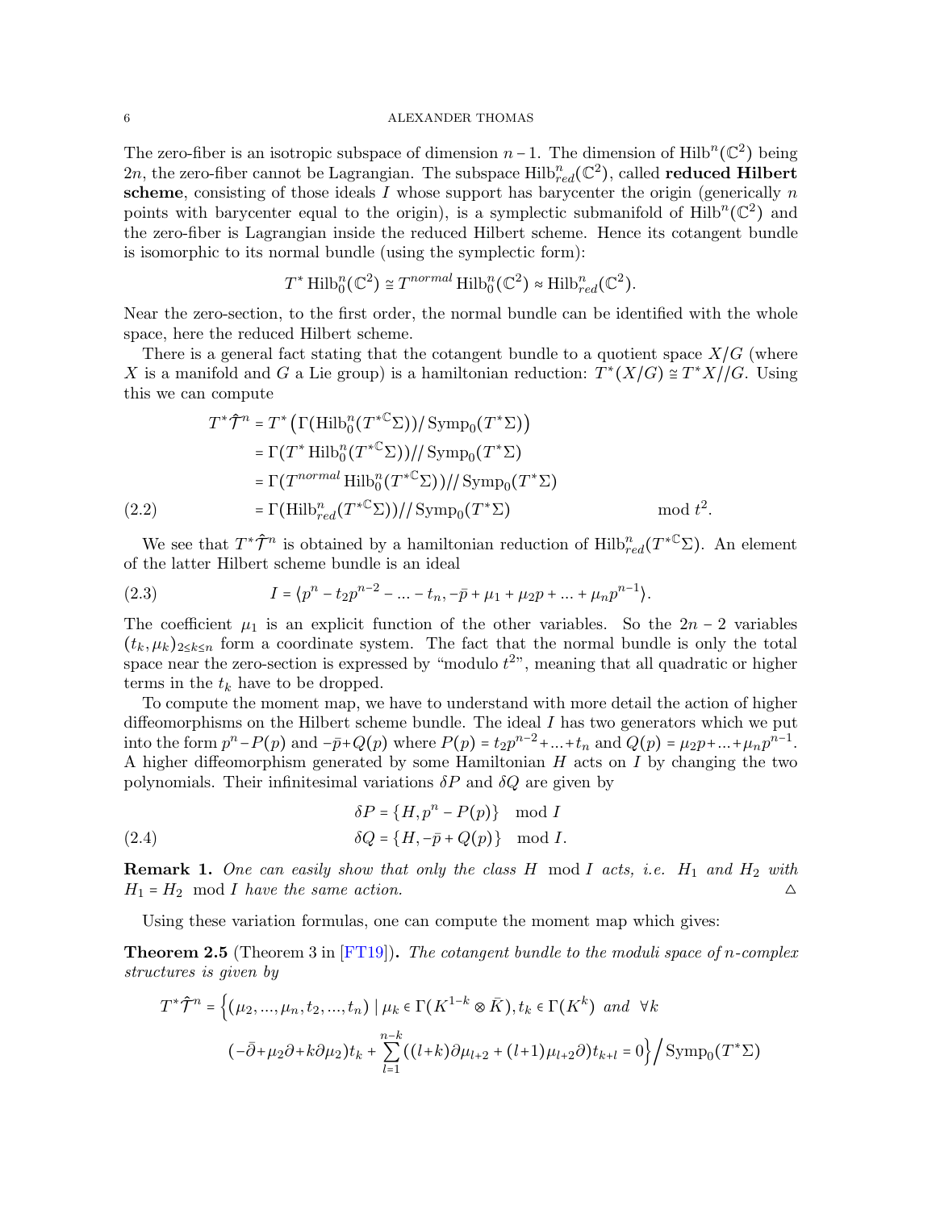The zero-fiber is an isotropic subspace of dimension $n-1$. The dimension of $\mathrm{Hilb}^n(\mathbb{C}^2)$ being $2n$, the zero-fiber cannot be Lagrangian. The subspace $\mathrm{Hilb}^n_{red}(\mathbb{C}^2)$, called **reduced Hilbert scheme**, consisting of those ideals $I$ whose support has barycenter the origin (generically $n$ points with barycenter equal to the origin), is a symplectic submanifold of $\mathrm{Hilb}^n(\mathbb{C}^2)$ and the zero-fiber is Lagrangian inside the reduced Hilbert scheme. Hence its cotangent bundle is isomorphic to its normal bundle (using the symplectic form):

$$T^*\,\mathrm{Hilb}^n_0(\mathbb{C}^2) \cong T^{normal}\,\mathrm{Hilb}^n_0(\mathbb{C}^2) \approx \mathrm{Hilb}^n_{red}(\mathbb{C}^2).$$

Near the zero-section, to the first order, the normal bundle can be identified with the whole space, here the reduced Hilbert scheme.

There is a general fact stating that the cotangent bundle to a quotient space $X/G$ (where $X$ is a manifold and $G$ a Lie group) is a hamiltonian reduction: $T^*(X/G) \cong T^*X//G$. Using this we can compute

$$\begin{aligned}
T^*\hat{\mathcal{T}}^n &= T^*\left(\Gamma(\mathrm{Hilb}^n_0(T^{*\mathbb{C}}\Sigma))/\,\mathrm{Symp}_0(T^*\Sigma)\right) \\
&= \Gamma(T^*\,\mathrm{Hilb}^n_0(T^{*\mathbb{C}}\Sigma))//\,\mathrm{Symp}_0(T^*\Sigma) \\
&= \Gamma(T^{normal}\,\mathrm{Hilb}^n_0(T^{*\mathbb{C}}\Sigma))//\,\mathrm{Symp}_0(T^*\Sigma) \\
&= \Gamma(\mathrm{Hilb}^n_{red}(T^{*\mathbb{C}}\Sigma))//\,\mathrm{Symp}_0(T^*\Sigma) \qquad \mod t^2.
\end{aligned} \tag{2.2}$$

We see that $T^*\hat{\mathcal{T}}^n$ is obtained by a hamiltonian reduction of $\mathrm{Hilb}^n_{red}(T^{*\mathbb{C}}\Sigma)$. An element of the latter Hilbert scheme bundle is an ideal

$$I = \langle p^n - t_2p^{n-2} - \ldots - t_n, -\bar{p} + \mu_1 + \mu_2 p + \ldots + \mu_n p^{n-1}\rangle. \tag{2.3}$$

The coefficient $\mu_1$ is an explicit function of the other variables. So the $2n-2$ variables $(t_k, \mu_k)_{2\leq k\leq n}$ form a coordinate system. The fact that the normal bundle is only the total space near the zero-section is expressed by "modulo $t^2$", meaning that all quadratic or higher terms in the $t_k$ have to be dropped.

To compute the moment map, we have to understand with more detail the action of higher diffeomorphisms on the Hilbert scheme bundle. The ideal $I$ has two generators which we put into the form $p^n - P(p)$ and $-\bar{p}+Q(p)$ where $P(p) = t_2p^{n-2}+\ldots+t_n$ and $Q(p) = \mu_2 p + \ldots + \mu_n p^{n-1}$. A higher diffeomorphism generated by some Hamiltonian $H$ acts on $I$ by changing the two polynomials. Their infinitesimal variations $\delta P$ and $\delta Q$ are given by

$$\begin{aligned}
\delta P &= \{H, p^n - P(p)\} \mod I \\
\delta Q &= \{H, -\bar{p} + Q(p)\} \mod I.
\end{aligned} \tag{2.4}$$

**Remark 1.** *One can easily show that only the class $H \mod I$ acts, i.e. $H_1$ and $H_2$ with $H_1 = H_2 \mod I$ have the same action.* △

Using these variation formulas, one can compute the moment map which gives:

**Theorem 2.5** (Theorem 3 in [FT19]). *The cotangent bundle to the moduli space of $n$-complex structures is given by*

$$T^*\hat{\mathcal{T}}^n = \Big\{(\mu_2,\ldots,\mu_n,t_2,\ldots,t_n) \mid \mu_k \in \Gamma(K^{1-k}\otimes\bar{K}), t_k \in \Gamma(K^k) \text{ and } \forall k$$
$$(-\bar{\partial}+\mu_2\partial+k\partial\mu_2)t_k + \sum_{l=1}^{n-k}((l+k)\partial\mu_{l+2} + (l+1)\mu_{l+2}\partial)t_{k+l} = 0\Big\}\Big/\,\mathrm{Symp}_0(T^*\Sigma)$$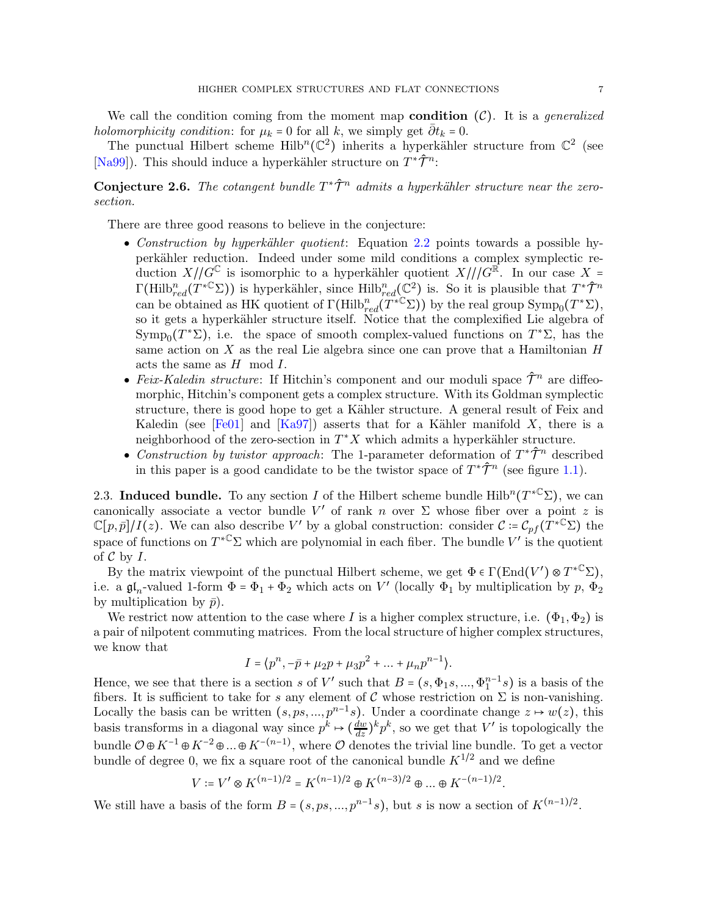We call the condition coming from the moment map **condition** $(\mathcal{C})$. It is a *generalized holomorphicity condition*: for $\mu_k = 0$ for all $k$, we simply get $\bar{\partial} t_k = 0$.

The punctual Hilbert scheme $\mathrm{Hilb}^n(\mathbb{C}^2)$ inherits a hyperkähler structure from $\mathbb{C}^2$ (see [Na99]). This should induce a hyperkähler structure on $T^*\hat{\mathcal{T}}^n$:

**Conjecture 2.6.** *The cotangent bundle $T^*\hat{\mathcal{T}}^n$ admits a hyperkähler structure near the zero-section.*

There are three good reasons to believe in the conjecture:

- *Construction by hyperkähler quotient*: Equation 2.2 points towards a possible hyperkähler reduction. Indeed under some mild conditions a complex symplectic reduction $X//G^{\mathbb{C}}$ is isomorphic to a hyperkähler quotient $X///G^{\mathbb{R}}$. In our case $X = \Gamma(\mathrm{Hilb}^n_{red}(T^{*\mathbb{C}}\Sigma))$ is hyperkähler, since $\mathrm{Hilb}^n_{red}(\mathbb{C}^2)$ is. So it is plausible that $T^*\hat{\mathcal{T}}^n$ can be obtained as HK quotient of $\Gamma(\mathrm{Hilb}^n_{red}(T^{*\mathbb{C}}\Sigma))$ by the real group $\mathrm{Symp}_0(T^*\Sigma)$, so it gets a hyperkähler structure itself. Notice that the complexified Lie algebra of $\mathrm{Symp}_0(T^*\Sigma)$, i.e. the space of smooth complex-valued functions on $T^*\Sigma$, has the same action on $X$ as the real Lie algebra since one can prove that a Hamiltonian $H$ acts the same as $H \mod I$.
- *Feix-Kaledin structure*: If Hitchin's component and our moduli space $\hat{\mathcal{T}}^n$ are diffeomorphic, Hitchin's component gets a complex structure. With its Goldman symplectic structure, there is good hope to get a Kähler structure. A general result of Feix and Kaledin (see [Fe01] and [Ka97]) asserts that for a Kähler manifold $X$, there is a neighborhood of the zero-section in $T^*X$ which admits a hyperkähler structure.
- *Construction by twistor approach*: The 1-parameter deformation of $T^*\hat{\mathcal{T}}^n$ described in this paper is a good candidate to be the twistor space of $T^*\hat{\mathcal{T}}^n$ (see figure 1.1).

### 2.3. Induced bundle.

To any section $I$ of the Hilbert scheme bundle $\mathrm{Hilb}^n(T^{*\mathbb{C}}\Sigma)$, we can canonically associate a vector bundle $V'$ of rank $n$ over $\Sigma$ whose fiber over a point $z$ is $\mathbb{C}[p,\bar{p}]/I(z)$. We can also describe $V'$ by a global construction: consider $\mathcal{C} := \mathcal{C}_{pf}(T^{*\mathbb{C}}\Sigma)$ the space of functions on $T^{*\mathbb{C}}\Sigma$ which are polynomial in each fiber. The bundle $V'$ is the quotient of $\mathcal{C}$ by $I$.

By the matrix viewpoint of the punctual Hilbert scheme, we get $\Phi \in \Gamma(\mathrm{End}(V') \otimes T^{*\mathbb{C}}\Sigma)$, i.e. a $\mathfrak{gl}_n$-valued 1-form $\Phi = \Phi_1 + \Phi_2$ which acts on $V'$ (locally $\Phi_1$ by multiplication by $p$, $\Phi_2$ by multiplication by $\bar{p}$).

We restrict now attention to the case where $I$ is a higher complex structure, i.e. $(\Phi_1, \Phi_2)$ is a pair of nilpotent commuting matrices. From the local structure of higher complex structures, we know that

$$I = \langle p^n, -\bar{p} + \mu_2 p + \mu_3 p^2 + \ldots + \mu_n p^{n-1} \rangle.$$

Hence, we see that there is a section $s$ of $V'$ such that $B = (s, \Phi_1 s, \ldots, \Phi_1^{n-1} s)$ is a basis of the fibers. It is sufficient to take for $s$ any element of $\mathcal{C}$ whose restriction on $\Sigma$ is non-vanishing. Locally the basis can be written $(s, ps, \ldots, p^{n-1}s)$. Under a coordinate change $z \mapsto w(z)$, this basis transforms in a diagonal way since $p^k \mapsto (\frac{dw}{dz})^k p^k$, so we get that $V'$ is topologically the bundle $\mathcal{O} \oplus K^{-1} \oplus K^{-2} \oplus \ldots \oplus K^{-(n-1)}$, where $\mathcal{O}$ denotes the trivial line bundle. To get a vector bundle of degree 0, we fix a square root of the canonical bundle $K^{1/2}$ and we define

$$V := V' \otimes K^{(n-1)/2} = K^{(n-1)/2} \oplus K^{(n-3)/2} \oplus \ldots \oplus K^{-(n-1)/2}.$$

We still have a basis of the form $B = (s, ps, \ldots, p^{n-1}s)$, but $s$ is now a section of $K^{(n-1)/2}$.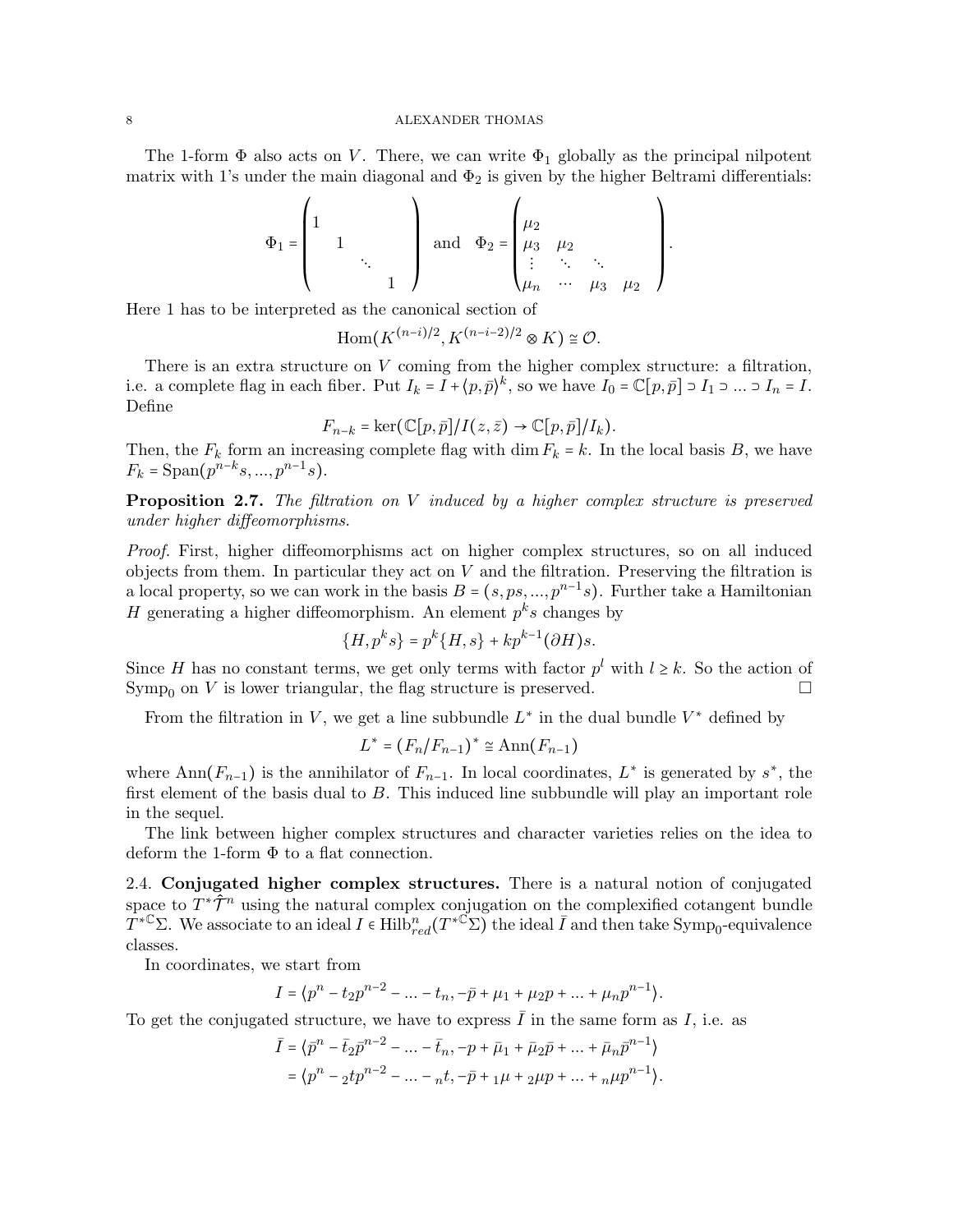The 1-form $\Phi$ also acts on $V$. There, we can write $\Phi_1$ globally as the principal nilpotent matrix with 1's under the main diagonal and $\Phi_2$ is given by the higher Beltrami differentials:

$$\Phi_1 = \begin{pmatrix} 1 & & & \\ & 1 & & \\ & & \ddots & \\ & & & 1 \end{pmatrix} \quad \text{and} \quad \Phi_2 = \begin{pmatrix} \mu_2 & & & \\ \mu_3 & \mu_2 & & \\ \vdots & \ddots & \ddots & \\ \mu_n & \cdots & \mu_3 & \mu_2 \end{pmatrix}.$$

Here 1 has to be interpreted as the canonical section of

$$\mathrm{Hom}(K^{(n-i)/2}, K^{(n-i-2)/2} \otimes K) \cong \mathcal{O}.$$

There is an extra structure on $V$ coming from the higher complex structure: a filtration, i.e. a complete flag in each fiber. Put $I_k = I + \langle p, \bar{p}\rangle^k$, so we have $I_0 = \mathbb{C}[p,\bar{p}] \supset I_1 \supset \ldots \supset I_n = I$. Define

$$F_{n-k} = \ker(\mathbb{C}[p,\bar{p}]/I(z,\bar{z}) \to \mathbb{C}[p,\bar{p}]/I_k).$$

Then, the $F_k$ form an increasing complete flag with $\dim F_k = k$. In the local basis $B$, we have $F_k = \mathrm{Span}(p^{n-k}s, \ldots, p^{n-1}s)$.

**Proposition 2.7.** *The filtration on $V$ induced by a higher complex structure is preserved under higher diffeomorphisms.*

*Proof.* First, higher diffeomorphisms act on higher complex structures, so on all induced objects from them. In particular they act on $V$ and the filtration. Preserving the filtration is a local property, so we can work in the basis $B = (s, ps, \ldots, p^{n-1}s)$. Further take a Hamiltonian $H$ generating a higher diffeomorphism. An element $p^k s$ changes by

$$\{H, p^k s\} = p^k\{H, s\} + kp^{k-1}(\partial H)s.$$

Since $H$ has no constant terms, we get only terms with factor $p^l$ with $l \geq k$. So the action of $\mathrm{Symp}_0$ on $V$ is lower triangular, the flag structure is preserved. □

From the filtration in $V$, we get a line subbundle $L^*$ in the dual bundle $V^*$ defined by

$$L^* = (F_n/F_{n-1})^* \cong \mathrm{Ann}(F_{n-1})$$

where $\mathrm{Ann}(F_{n-1})$ is the annihilator of $F_{n-1}$. In local coordinates, $L^*$ is generated by $s^*$, the first element of the basis dual to $B$. This induced line subbundle will play an important role in the sequel.

The link between higher complex structures and character varieties relies on the idea to deform the 1-form $\Phi$ to a flat connection.

## 2.4. Conjugated higher complex structures.

There is a natural notion of conjugated space to $T^*\hat{\mathcal{T}}^n$ using the natural complex conjugation on the complexified cotangent bundle $T^{*\mathbb{C}}\Sigma$. We associate to an ideal $I \in \mathrm{Hilb}^n_{red}(T^{*\mathbb{C}}\Sigma)$ the ideal $\bar{I}$ and then take $\mathrm{Symp}_0$-equivalence classes.

In coordinates, we start from

$$I = \langle p^n - t_2 p^{n-2} - \ldots - t_n, -\bar{p} + \mu_1 + \mu_2 p + \ldots + \mu_n p^{n-1}\rangle.$$

To get the conjugated structure, we have to express $\bar{I}$ in the same form as $I$, i.e. as

$$\begin{aligned}
\bar{I} &= \langle \bar{p}^n - \bar{t}_2 \bar{p}^{n-2} - \ldots - \bar{t}_n, -p + \bar{\mu}_1 + \bar{\mu}_2 \bar{p} + \ldots + \bar{\mu}_n \bar{p}^{n-1}\rangle \\
&= \langle p^n - {}_2t p^{n-2} - \ldots - {}_nt, -\bar{p} + {}_1\mu + {}_2\mu p + \ldots + {}_n\mu p^{n-1}\rangle.
\end{aligned}$$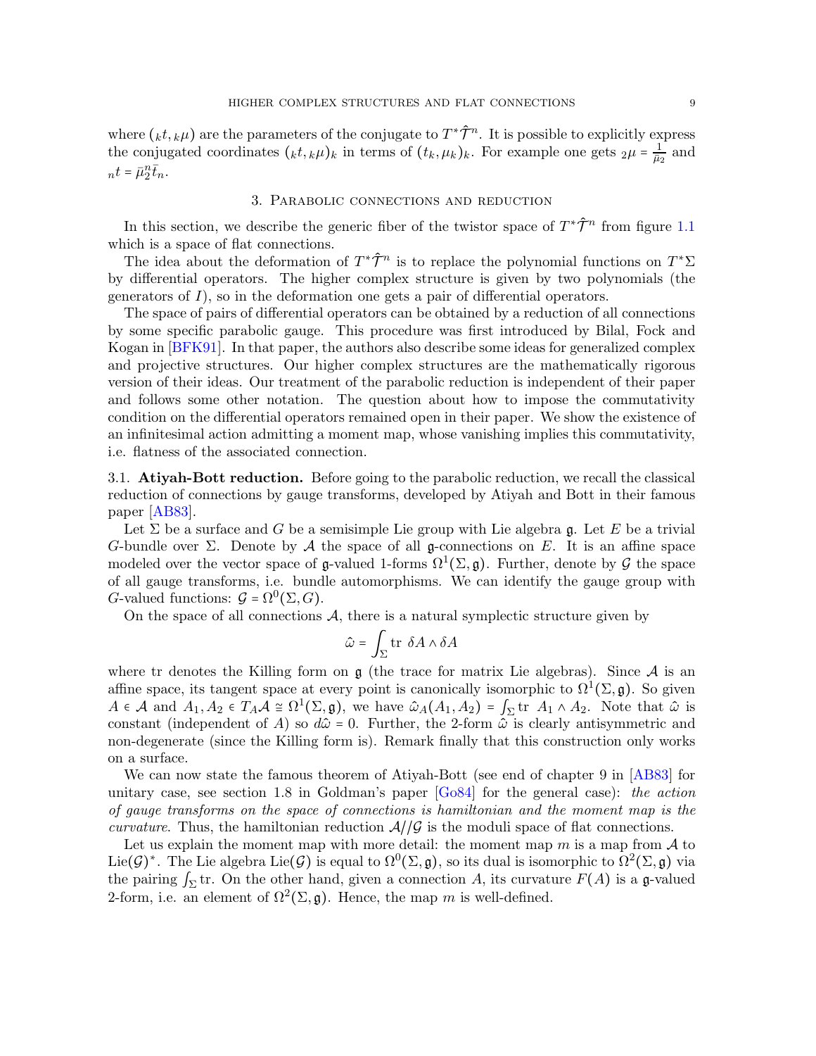where $({}_kt, {}_k\mu)$ are the parameters of the conjugate to $T^*\hat{\mathcal{T}}^n$. It is possible to explicitly express the conjugated coordinates $({}_kt, {}_k\mu)_k$ in terms of $(t_k, \mu_k)_k$. For example one gets ${}_2\mu = \frac{1}{\bar{\mu}_2}$ and ${}_nt = \bar{\mu}_2^n \bar{t}_n$.

## 3. Parabolic connections and reduction

In this section, we describe the generic fiber of the twistor space of $T^*\hat{\mathcal{T}}^n$ from figure 1.1 which is a space of flat connections.

The idea about the deformation of $T^*\hat{\mathcal{T}}^n$ is to replace the polynomial functions on $T^*\Sigma$ by differential operators. The higher complex structure is given by two polynomials (the generators of $I$), so in the deformation one gets a pair of differential operators.

The space of pairs of differential operators can be obtained by a reduction of all connections by some specific parabolic gauge. This procedure was first introduced by Bilal, Fock and Kogan in [BFK91]. In that paper, the authors also describe some ideas for generalized complex and projective structures. Our higher complex structures are the mathematically rigorous version of their ideas. Our treatment of the parabolic reduction is independent of their paper and follows some other notation. The question about how to impose the commutativity condition on the differential operators remained open in their paper. We show the existence of an infinitesimal action admitting a moment map, whose vanishing implies this commutativity, i.e. flatness of the associated connection.

### 3.1. Atiyah-Bott reduction.

Before going to the parabolic reduction, we recall the classical reduction of connections by gauge transforms, developed by Atiyah and Bott in their famous paper [AB83].

Let $\Sigma$ be a surface and $G$ be a semisimple Lie group with Lie algebra $\mathfrak{g}$. Let $E$ be a trivial $G$-bundle over $\Sigma$. Denote by $\mathcal{A}$ the space of all $\mathfrak{g}$-connections on $E$. It is an affine space modeled over the vector space of $\mathfrak{g}$-valued 1-forms $\Omega^1(\Sigma, \mathfrak{g})$. Further, denote by $\mathcal{G}$ the space of all gauge transforms, i.e. bundle automorphisms. We can identify the gauge group with $G$-valued functions: $\mathcal{G} = \Omega^0(\Sigma, G)$.

On the space of all connections $\mathcal{A}$, there is a natural symplectic structure given by

$$\hat{\omega} = \int_\Sigma \mathrm{tr}\ \delta A \wedge \delta A$$

where tr denotes the Killing form on $\mathfrak{g}$ (the trace for matrix Lie algebras). Since $\mathcal{A}$ is an affine space, its tangent space at every point is canonically isomorphic to $\Omega^1(\Sigma, \mathfrak{g})$. So given $A \in \mathcal{A}$ and $A_1, A_2 \in T_A\mathcal{A} \cong \Omega^1(\Sigma, \mathfrak{g})$, we have $\hat{\omega}_A(A_1, A_2) = \int_\Sigma \mathrm{tr}\ A_1 \wedge A_2$. Note that $\hat{\omega}$ is constant (independent of $A$) so $d\hat{\omega} = 0$. Further, the 2-form $\hat{\omega}$ is clearly antisymmetric and non-degenerate (since the Killing form is). Remark finally that this construction only works on a surface.

We can now state the famous theorem of Atiyah-Bott (see end of chapter 9 in [AB83] for unitary case, see section 1.8 in Goldman's paper [Go84] for the general case): *the action of gauge transforms on the space of connections is hamiltonian and the moment map is the curvature*. Thus, the hamiltonian reduction $\mathcal{A}//\mathcal{G}$ is the moduli space of flat connections.

Let us explain the moment map with more detail: the moment map $m$ is a map from $\mathcal{A}$ to $\mathrm{Lie}(\mathcal{G})^*$. The Lie algebra $\mathrm{Lie}(\mathcal{G})$ is equal to $\Omega^0(\Sigma, \mathfrak{g})$, so its dual is isomorphic to $\Omega^2(\Sigma, \mathfrak{g})$ via the pairing $\int_\Sigma \mathrm{tr}$. On the other hand, given a connection $A$, its curvature $F(A)$ is a $\mathfrak{g}$-valued 2-form, i.e. an element of $\Omega^2(\Sigma, \mathfrak{g})$. Hence, the map $m$ is well-defined.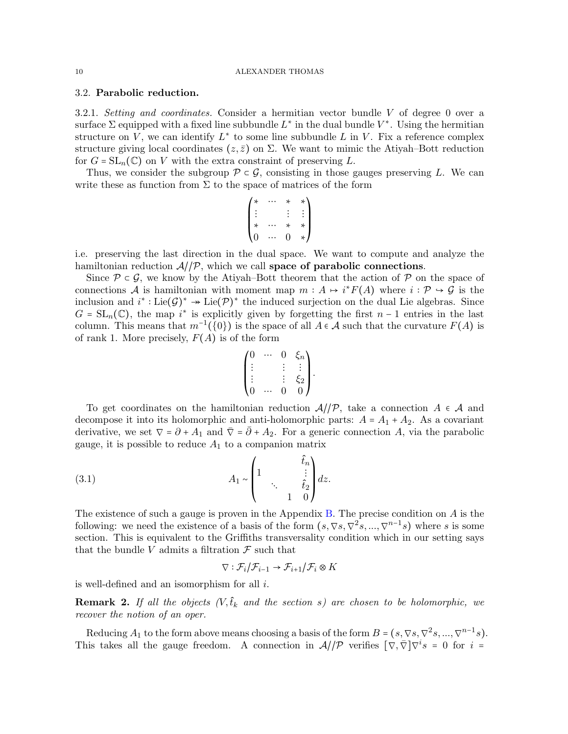### 3.2. **Parabolic reduction.**

3.2.1. *Setting and coordinates.* Consider a hermitian vector bundle $V$ of degree 0 over a surface $\Sigma$ equipped with a fixed line subbundle $L^*$ in the dual bundle $V^*$. Using the hermitian structure on $V$, we can identify $L^*$ to some line subbundle $L$ in $V$. Fix a reference complex structure giving local coordinates $(z,\bar{z})$ on $\Sigma$. We want to mimic the Atiyah–Bott reduction for $G = \mathrm{SL}_n(\mathbb{C})$ on $V$ with the extra constraint of preserving $L$.

Thus, we consider the subgroup $\mathcal{P} \subset \mathcal{G}$, consisting in those gauges preserving $L$. We can write these as function from $\Sigma$ to the space of matrices of the form

$$\begin{pmatrix} * & \cdots & * & * \\ \vdots & & \vdots & \vdots \\ * & \cdots & * & * \\ 0 & \cdots & 0 & * \end{pmatrix}$$

i.e. preserving the last direction in the dual space. We want to compute and analyze the hamiltonian reduction $\mathcal{A}//\mathcal{P}$, which we call **space of parabolic connections**.

Since $\mathcal{P} \subset \mathcal{G}$, we know by the Atiyah–Bott theorem that the action of $\mathcal{P}$ on the space of connections $\mathcal{A}$ is hamiltonian with moment map $m : A \mapsto i^* F(A)$ where $i : \mathcal{P} \hookrightarrow \mathcal{G}$ is the inclusion and $i^* : \mathrm{Lie}(\mathcal{G})^* \twoheadrightarrow \mathrm{Lie}(\mathcal{P})^*$ the induced surjection on the dual Lie algebras. Since $G = \mathrm{SL}_n(\mathbb{C})$, the map $i^*$ is explicitly given by forgetting the first $n-1$ entries in the last column. This means that $m^{-1}(\{0\})$ is the space of all $A \in \mathcal{A}$ such that the curvature $F(A)$ is of rank 1. More precisely, $F(A)$ is of the form

$$\begin{pmatrix} 0 & \cdots & 0 & \xi_n \\ \vdots & & \vdots & \vdots \\ \vdots & & \vdots & \xi_2 \\ 0 & \cdots & 0 & 0 \end{pmatrix}.$$

To get coordinates on the hamiltonian reduction $\mathcal{A}//\mathcal{P}$, take a connection $A \in \mathcal{A}$ and decompose it into its holomorphic and anti-holomorphic parts: $A = A_1 + A_2$. As a covariant derivative, we set $\nabla = \partial + A_1$ and $\bar{\nabla} = \bar{\partial} + A_2$. For a generic connection $A$, via the parabolic gauge, it is possible to reduce $A_1$ to a companion matrix

$$A_1 \sim \begin{pmatrix} & & & \hat{t}_n \\ 1 & & & \vdots \\ & \ddots & & \hat{t}_2 \\ & & 1 & 0 \end{pmatrix} dz. \tag{3.1}$$

The existence of such a gauge is proven in the Appendix B. The precise condition on $A$ is the following: we need the existence of a basis of the form $(s, \nabla s, \nabla^2 s, ..., \nabla^{n-1} s)$ where $s$ is some section. This is equivalent to the Griffiths transversality condition which in our setting says that the bundle $V$ admits a filtration $\mathcal{F}$ such that

$$\nabla : \mathcal{F}_i/\mathcal{F}_{i-1} \to \mathcal{F}_{i+1}/\mathcal{F}_i \otimes K$$

is well-defined and an isomorphism for all $i$.

**Remark 2.** *If all the objects ($V, \hat{t}_k$ and the section $s$) are chosen to be holomorphic, we recover the notion of an oper.*

Reducing $A_1$ to the form above means choosing a basis of the form $B = (s, \nabla s, \nabla^2 s, ..., \nabla^{n-1} s)$. This takes all the gauge freedom. A connection in $\mathcal{A}//\mathcal{P}$ verifies $[\nabla, \bar{\nabla}]\nabla^i s = 0$ for $i =$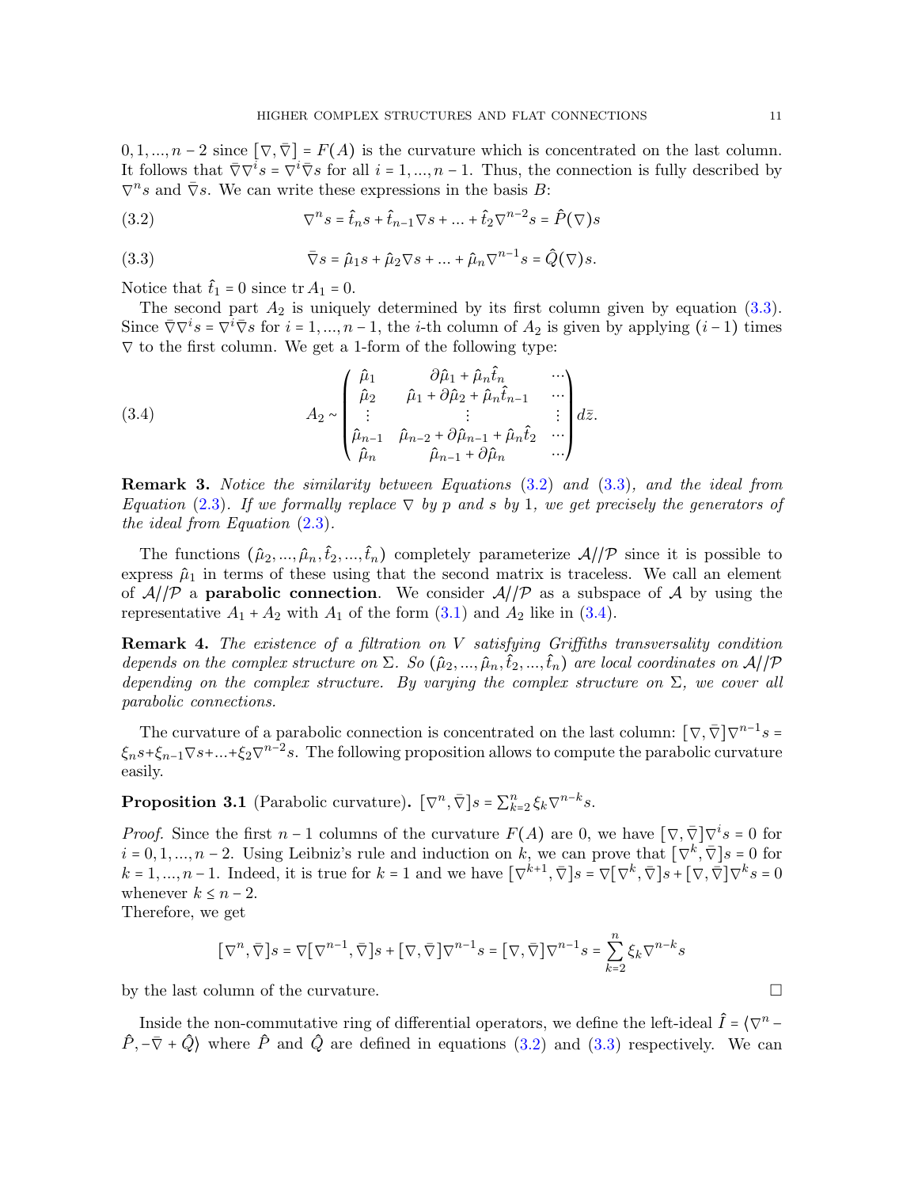$0, 1, ..., n-2$ since $[\nabla, \bar{\nabla}] = F(A)$ is the curvature which is concentrated on the last column. It follows that $\bar{\nabla}\nabla^i s = \nabla^i \bar{\nabla} s$ for all $i = 1, ..., n-1$. Thus, the connection is fully described by $\nabla^n s$ and $\bar{\nabla} s$. We can write these expressions in the basis $B$:

$$\nabla^n s = \hat{t}_n s + \hat{t}_{n-1} \nabla s + ... + \hat{t}_2 \nabla^{n-2} s = \hat{P}(\nabla) s \tag{3.2}$$

$$\bar{\nabla} s = \hat{\mu}_1 s + \hat{\mu}_2 \nabla s + ... + \hat{\mu}_n \nabla^{n-1} s = \hat{Q}(\nabla) s. \tag{3.3}$$

Notice that $\hat{t}_1 = 0$ since $\operatorname{tr} A_1 = 0$.

The second part $A_2$ is uniquely determined by its first column given by equation (3.3). Since $\bar{\nabla}\nabla^i s = \nabla^i \bar{\nabla} s$ for $i = 1, ..., n-1$, the $i$-th column of $A_2$ is given by applying $(i-1)$ times $\nabla$ to the first column. We get a 1-form of the following type:

$$A_2 \sim \begin{pmatrix} \hat{\mu}_1 & \partial\hat{\mu}_1 + \hat{\mu}_n \hat{t}_n & \cdots \\ \hat{\mu}_2 & \hat{\mu}_1 + \partial\hat{\mu}_2 + \hat{\mu}_n \hat{t}_{n-1} & \cdots \\ \vdots & \vdots & \vdots \\ \hat{\mu}_{n-1} & \hat{\mu}_{n-2} + \partial\hat{\mu}_{n-1} + \hat{\mu}_n \hat{t}_2 & \cdots \\ \hat{\mu}_n & \hat{\mu}_{n-1} + \partial\hat{\mu}_n & \cdots \end{pmatrix} d\bar{z}. \tag{3.4}$$

**Remark 3.** *Notice the similarity between Equations (3.2) and (3.3), and the ideal from Equation (2.3). If we formally replace $\nabla$ by $p$ and $s$ by $1$, we get precisely the generators of the ideal from Equation (2.3).*

The functions $(\hat{\mu}_2, ..., \hat{\mu}_n, \hat{t}_2, ..., \hat{t}_n)$ completely parameterize $\mathcal{A}//\mathcal{P}$ since it is possible to express $\hat{\mu}_1$ in terms of these using that the second matrix is traceless. We call an element of $\mathcal{A}//\mathcal{P}$ a **parabolic connection**. We consider $\mathcal{A}//\mathcal{P}$ as a subspace of $\mathcal{A}$ by using the representative $A_1 + A_2$ with $A_1$ of the form (3.1) and $A_2$ like in (3.4).

**Remark 4.** *The existence of a filtration on $V$ satisfying Griffiths transversality condition depends on the complex structure on $\Sigma$. So $(\hat{\mu}_2, ..., \hat{\mu}_n, \hat{t}_2, ..., \hat{t}_n)$ are local coordinates on $\mathcal{A}//\mathcal{P}$ depending on the complex structure. By varying the complex structure on $\Sigma$, we cover all parabolic connections.*

The curvature of a parabolic connection is concentrated on the last column: $[\nabla, \bar{\nabla}]\nabla^{n-1}s = \xi_n s + \xi_{n-1}\nabla s + ... + \xi_2 \nabla^{n-2} s$. The following proposition allows to compute the parabolic curvature easily.

**Proposition 3.1** (Parabolic curvature)**.** $[\nabla^n, \bar{\nabla}]s = \sum_{k=2}^n \xi_k \nabla^{n-k} s$.

*Proof.* Since the first $n-1$ columns of the curvature $F(A)$ are 0, we have $[\nabla, \bar{\nabla}]\nabla^i s = 0$ for $i = 0, 1, ..., n-2$. Using Leibniz's rule and induction on $k$, we can prove that $[\nabla^k, \bar{\nabla}]s = 0$ for $k = 1, ..., n-1$. Indeed, it is true for $k = 1$ and we have $[\nabla^{k+1}, \bar{\nabla}]s = \nabla[\nabla^k, \bar{\nabla}]s + [\nabla, \bar{\nabla}]\nabla^k s = 0$ whenever $k \leq n-2$.
Therefore, we get

$$[\nabla^n, \bar{\nabla}]s = \nabla[\nabla^{n-1}, \bar{\nabla}]s + [\nabla, \bar{\nabla}]\nabla^{n-1}s = [\nabla, \bar{\nabla}]\nabla^{n-1}s = \sum_{k=2}^n \xi_k \nabla^{n-k} s$$

by the last column of the curvature. □

Inside the non-commutative ring of differential operators, we define the left-ideal $\hat{I} = \langle \nabla^n - \hat{P}, -\bar{\nabla} + \hat{Q} \rangle$ where $\hat{P}$ and $\hat{Q}$ are defined in equations (3.2) and (3.3) respectively. We can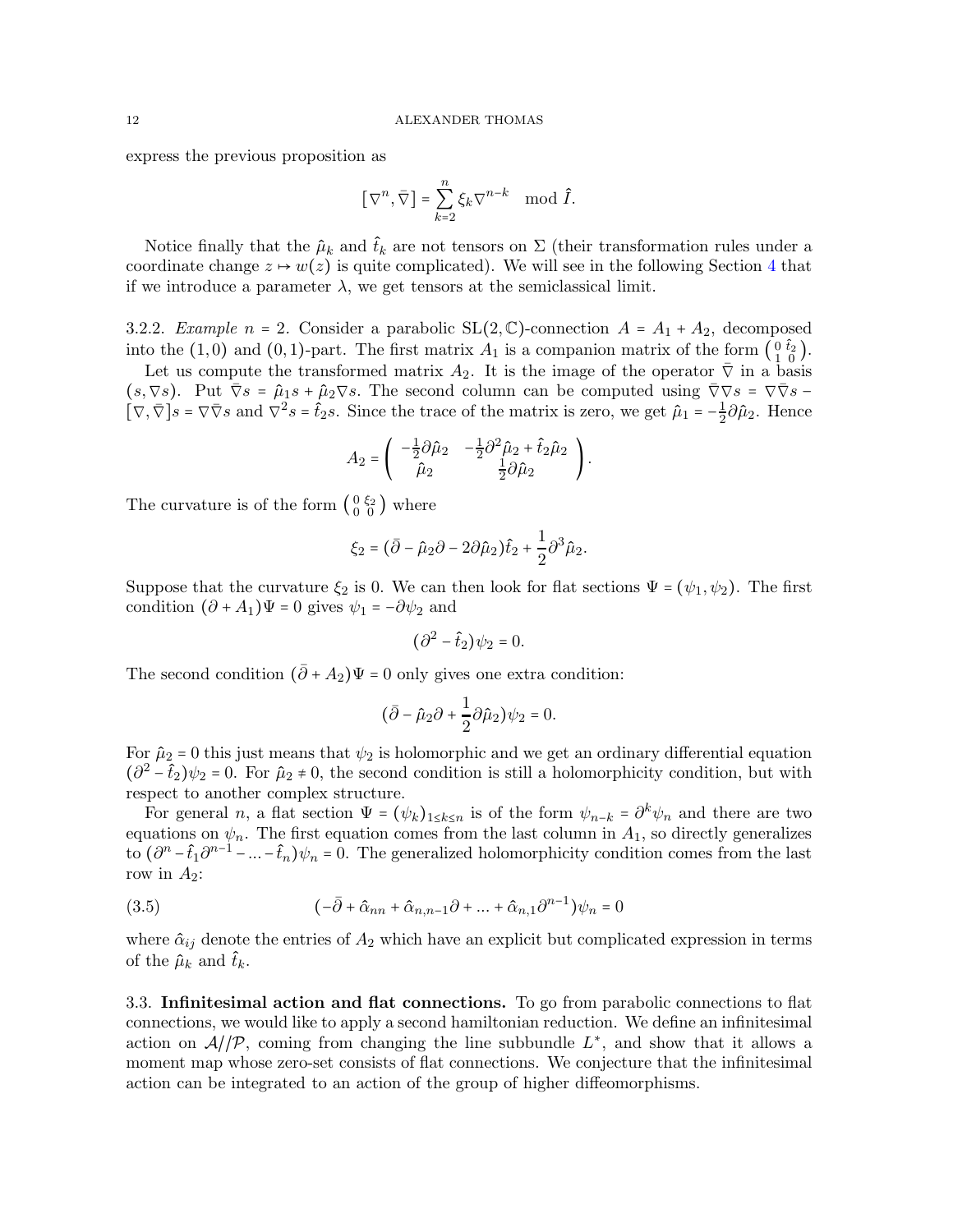express the previous proposition as

$$[\nabla^n, \bar{\nabla}] = \sum_{k=2}^{n} \xi_k \nabla^{n-k} \mod \hat{I}.$$

Notice finally that the $\hat{\mu}_k$ and $\hat{t}_k$ are not tensors on $\Sigma$ (their transformation rules under a coordinate change $z \mapsto w(z)$ is quite complicated). We will see in the following Section 4 that if we introduce a parameter $\lambda$, we get tensors at the semiclassical limit.

3.2.2. *Example $n = 2$.* Consider a parabolic $\mathrm{SL}(2,\mathbb{C})$-connection $A = A_1 + A_2$, decomposed into the $(1,0)$ and $(0,1)$-part. The first matrix $A_1$ is a companion matrix of the form $\left(\begin{smallmatrix} 0 & \hat{t}_2 \\ 1 & 0 \end{smallmatrix}\right)$.

Let us compute the transformed matrix $A_2$. It is the image of the operator $\bar{\nabla}$ in a basis $(s, \nabla s)$. Put $\bar{\nabla} s = \hat{\mu}_1 s + \hat{\mu}_2 \nabla s$. The second column can be computed using $\bar{\nabla}\nabla s = \nabla\bar{\nabla} s - [\nabla, \bar{\nabla}] s = \nabla\bar{\nabla} s$ and $\nabla^2 s = \hat{t}_2 s$. Since the trace of the matrix is zero, we get $\hat{\mu}_1 = -\frac{1}{2}\partial\hat{\mu}_2$. Hence

$$A_2 = \begin{pmatrix} -\frac{1}{2}\partial\hat{\mu}_2 & -\frac{1}{2}\partial^2\hat{\mu}_2 + \hat{t}_2\hat{\mu}_2 \\ \hat{\mu}_2 & \frac{1}{2}\partial\hat{\mu}_2 \end{pmatrix}.$$

The curvature is of the form $\left(\begin{smallmatrix} 0 & \xi_2 \\ 0 & 0 \end{smallmatrix}\right)$ where

$$\xi_2 = (\bar{\partial} - \hat{\mu}_2\partial - 2\partial\hat{\mu}_2)\hat{t}_2 + \frac{1}{2}\partial^3\hat{\mu}_2.$$

Suppose that the curvature $\xi_2$ is 0. We can then look for flat sections $\Psi = (\psi_1, \psi_2)$. The first condition $(\partial + A_1)\Psi = 0$ gives $\psi_1 = -\partial\psi_2$ and

$$(\partial^2 - \hat{t}_2)\psi_2 = 0.$$

The second condition $(\bar{\partial} + A_2)\Psi = 0$ only gives one extra condition:

$$(\bar{\partial} - \hat{\mu}_2\partial + \frac{1}{2}\partial\hat{\mu}_2)\psi_2 = 0.$$

For $\hat{\mu}_2 = 0$ this just means that $\psi_2$ is holomorphic and we get an ordinary differential equation $(\partial^2 - \hat{t}_2)\psi_2 = 0$. For $\hat{\mu}_2 \neq 0$, the second condition is still a holomorphicity condition, but with respect to another complex structure.

For general $n$, a flat section $\Psi = (\psi_k)_{1\leq k\leq n}$ is of the form $\psi_{n-k} = \partial^k\psi_n$ and there are two equations on $\psi_n$. The first equation comes from the last column in $A_1$, so directly generalizes to $(\partial^n - \hat{t}_1\partial^{n-1} - \ldots - \hat{t}_n)\psi_n = 0$. The generalized holomorphicity condition comes from the last row in $A_2$:

$$(-\bar{\partial} + \hat{\alpha}_{nn} + \hat{\alpha}_{n,n-1}\partial + \ldots + \hat{\alpha}_{n,1}\partial^{n-1})\psi_n = 0 \tag{3.5}$$

where $\hat{\alpha}_{ij}$ denote the entries of $A_2$ which have an explicit but complicated expression in terms of the $\hat{\mu}_k$ and $\hat{t}_k$.

### 3.3. Infinitesimal action and flat connections.

To go from parabolic connections to flat connections, we would like to apply a second hamiltonian reduction. We define an infinitesimal action on $\mathcal{A}//\mathcal{P}$, coming from changing the line subbundle $L^*$, and show that it allows a moment map whose zero-set consists of flat connections. We conjecture that the infinitesimal action can be integrated to an action of the group of higher diffeomorphisms.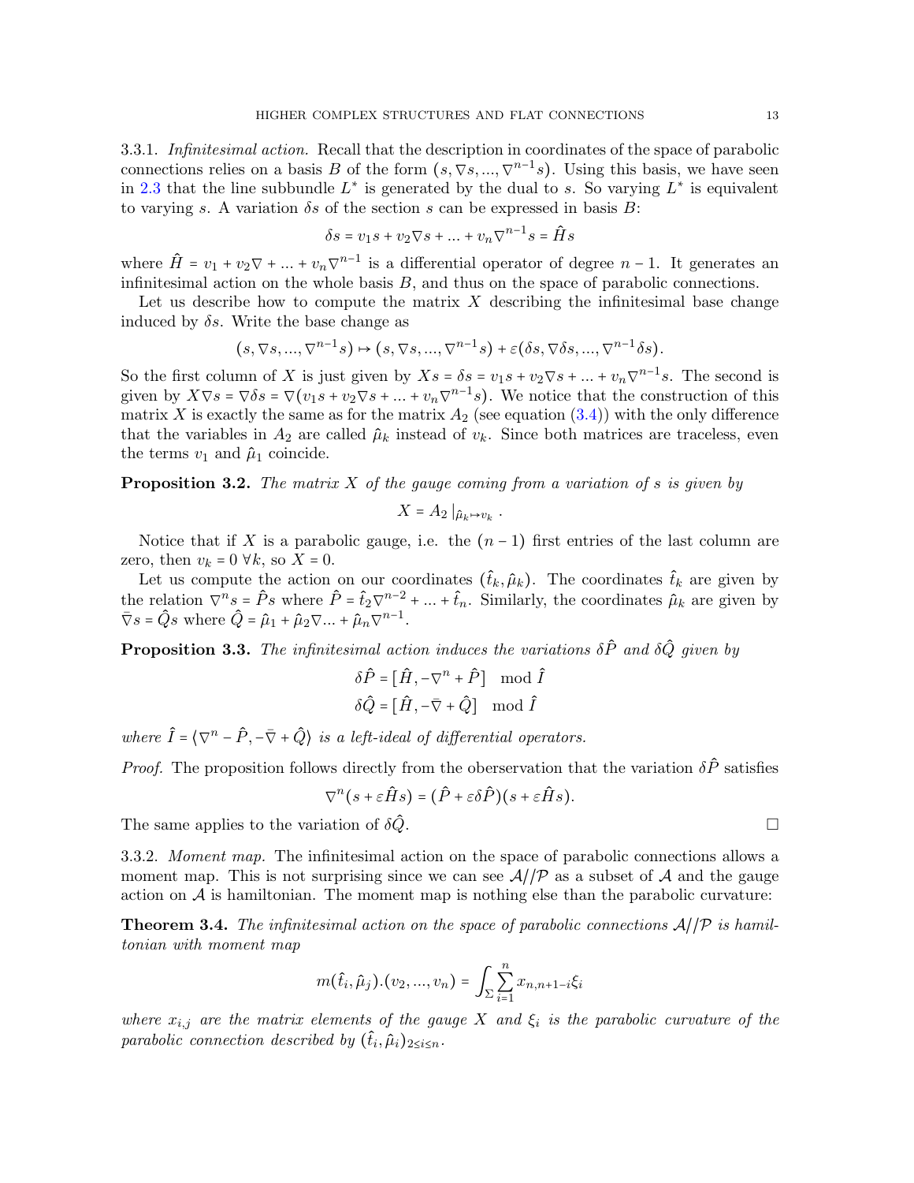3.3.1. *Infinitesimal action.* Recall that the description in coordinates of the space of parabolic connections relies on a basis $B$ of the form $(s, \nabla s, ..., \nabla^{n-1}s)$. Using this basis, we have seen in 2.3 that the line subbundle $L^*$ is generated by the dual to $s$. So varying $L^*$ is equivalent to varying $s$. A variation $\delta s$ of the section $s$ can be expressed in basis $B$:

$$\delta s = v_1 s + v_2 \nabla s + ... + v_n \nabla^{n-1} s = \hat{H} s$$

where $\hat{H} = v_1 + v_2 \nabla + ... + v_n \nabla^{n-1}$ is a differential operator of degree $n-1$. It generates an infinitesimal action on the whole basis $B$, and thus on the space of parabolic connections.

Let us describe how to compute the matrix $X$ describing the infinitesimal base change induced by $\delta s$. Write the base change as

$$(s, \nabla s, ..., \nabla^{n-1}s) \mapsto (s, \nabla s, ..., \nabla^{n-1}s) + \varepsilon(\delta s, \nabla \delta s, ..., \nabla^{n-1}\delta s).$$

So the first column of $X$ is just given by $Xs = \delta s = v_1 s + v_2 \nabla s + ... + v_n \nabla^{n-1} s$. The second is given by $X \nabla s = \nabla \delta s = \nabla(v_1 s + v_2 \nabla s + ... + v_n \nabla^{n-1} s)$. We notice that the construction of this matrix $X$ is exactly the same as for the matrix $A_2$ (see equation (3.4)) with the only difference that the variables in $A_2$ are called $\hat{\mu}_k$ instead of $v_k$. Since both matrices are traceless, even the terms $v_1$ and $\hat{\mu}_1$ coincide.

**Proposition 3.2.** *The matrix $X$ of the gauge coming from a variation of $s$ is given by*

$$X = A_2 \,|_{\hat{\mu}_k \mapsto v_k}.$$

Notice that if $X$ is a parabolic gauge, i.e. the $(n-1)$ first entries of the last column are zero, then $v_k = 0 \; \forall k$, so $X = 0$.

Let us compute the action on our coordinates $(\hat{t}_k, \hat{\mu}_k)$. The coordinates $\hat{t}_k$ are given by the relation $\nabla^n s = \hat{P} s$ where $\hat{P} = \hat{t}_2 \nabla^{n-2} + ... + \hat{t}_n$. Similarly, the coordinates $\hat{\mu}_k$ are given by $\bar{\nabla} s = \hat{Q} s$ where $\hat{Q} = \hat{\mu}_1 + \hat{\mu}_2 \nabla ... + \hat{\mu}_n \nabla^{n-1}$.

**Proposition 3.3.** *The infinitesimal action induces the variations $\delta \hat{P}$ and $\delta \hat{Q}$ given by*

$$\delta \hat{P} = [\hat{H}, -\nabla^n + \hat{P}] \mod \hat{I}$$
$$\delta \hat{Q} = [\hat{H}, -\bar{\nabla} + \hat{Q}] \mod \hat{I}$$

*where $\hat{I} = \langle \nabla^n - \hat{P}, -\bar{\nabla} + \hat{Q} \rangle$ is a left-ideal of differential operators.*

*Proof.* The proposition follows directly from the oberservation that the variation $\delta \hat{P}$ satisfies

$$\nabla^n (s + \varepsilon \hat{H} s) = (\hat{P} + \varepsilon \delta \hat{P})(s + \varepsilon \hat{H} s).$$

The same applies to the variation of $\delta \hat{Q}$. □

3.3.2. *Moment map.* The infinitesimal action on the space of parabolic connections allows a moment map. This is not surprising since we can see $\mathcal{A}//\mathcal{P}$ as a subset of $\mathcal{A}$ and the gauge action on $\mathcal{A}$ is hamiltonian. The moment map is nothing else than the parabolic curvature:

**Theorem 3.4.** *The infinitesimal action on the space of parabolic connections $\mathcal{A}//\mathcal{P}$ is hamiltonian with moment map*

$$m(\hat{t}_i, \hat{\mu}_j).(v_2, ..., v_n) = \int_\Sigma \sum_{i=1}^{n} x_{n,n+1-i} \xi_i$$

*where $x_{i,j}$ are the matrix elements of the gauge $X$ and $\xi_i$ is the parabolic curvature of the parabolic connection described by $(\hat{t}_i, \hat{\mu}_i)_{2 \leq i \leq n}$.*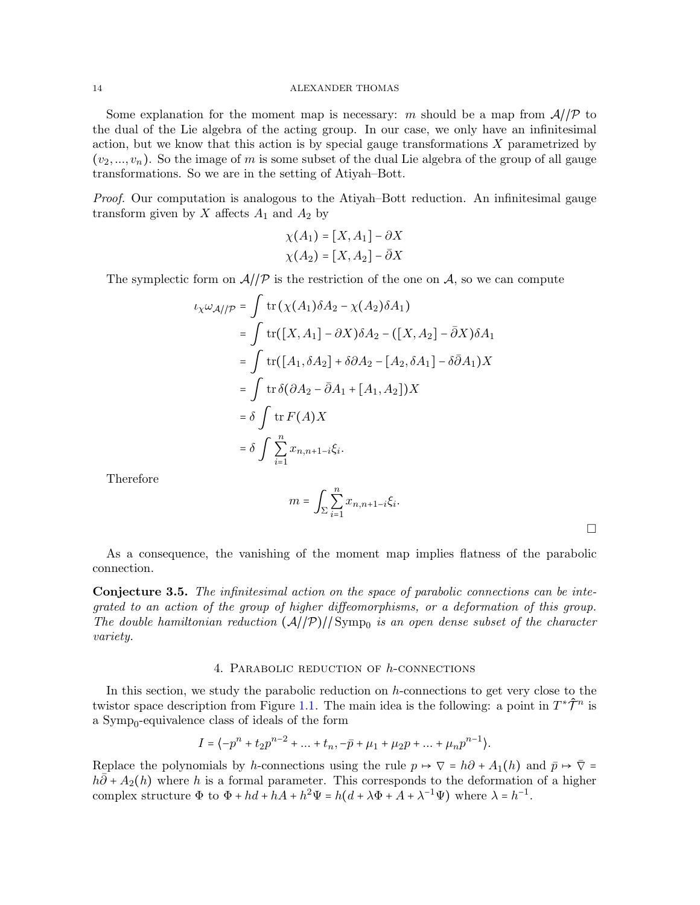Some explanation for the moment map is necessary: $m$ should be a map from $\mathcal{A}//\mathcal{P}$ to the dual of the Lie algebra of the acting group. In our case, we only have an infinitesimal action, but we know that this action is by special gauge transformations $X$ parametrized by $(v_2, ..., v_n)$. So the image of $m$ is some subset of the dual Lie algebra of the group of all gauge transformations. So we are in the setting of Atiyah–Bott.

*Proof.* Our computation is analogous to the Atiyah–Bott reduction. An infinitesimal gauge transform given by $X$ affects $A_1$ and $A_2$ by

$$\chi(A_1) = [X, A_1] - \partial X$$
$$\chi(A_2) = [X, A_2] - \bar{\partial} X$$

The symplectic form on $\mathcal{A}//\mathcal{P}$ is the restriction of the one on $\mathcal{A}$, so we can compute

$$\begin{aligned}
\iota_\chi \omega_{\mathcal{A}//\mathcal{P}} &= \int \operatorname{tr}\left(\chi(A_1)\delta A_2 - \chi(A_2)\delta A_1\right) \\
&= \int \operatorname{tr}([X, A_1] - \partial X)\delta A_2 - ([X, A_2] - \bar{\partial} X)\delta A_1 \\
&= \int \operatorname{tr}([A_1, \delta A_2] + \delta\partial A_2 - [A_2, \delta A_1] - \delta\bar{\partial} A_1)X \\
&= \int \operatorname{tr} \delta(\partial A_2 - \bar{\partial} A_1 + [A_1, A_2])X \\
&= \delta \int \operatorname{tr} F(A) X \\
&= \delta \int \sum_{i=1}^{n} x_{n,n+1-i}\xi_i.
\end{aligned}$$

Therefore

$$m = \int_\Sigma \sum_{i=1}^{n} x_{n,n+1-i}\xi_i.$$

□

As a consequence, the vanishing of the moment map implies flatness of the parabolic connection.

**Conjecture 3.5.** *The infinitesimal action on the space of parabolic connections can be integrated to an action of the group of higher diffeomorphisms, or a deformation of this group. The double hamiltonian reduction $(\mathcal{A}//\mathcal{P})//\operatorname{Symp}_0$ is an open dense subset of the character variety.*

## 4. Parabolic reduction of $h$-connections

In this section, we study the parabolic reduction on $h$-connections to get very close to the twistor space description from Figure 1.1. The main idea is the following: a point in $T^*\hat{\mathcal{T}}^n$ is a $\operatorname{Symp}_0$-equivalence class of ideals of the form

$$I = \langle -p^n + t_2 p^{n-2} + ... + t_n, -\bar{p} + \mu_1 + \mu_2 p + ... + \mu_n p^{n-1} \rangle.$$

Replace the polynomials by $h$-connections using the rule $p \mapsto \nabla = h\partial + A_1(h)$ and $\bar{p} \mapsto \bar{\nabla} = h\bar{\partial} + A_2(h)$ where $h$ is a formal parameter. This corresponds to the deformation of a higher complex structure $\Phi$ to $\Phi + hd + hA + h^2\Psi = h(d + \lambda\Phi + A + \lambda^{-1}\Psi)$ where $\lambda = h^{-1}$.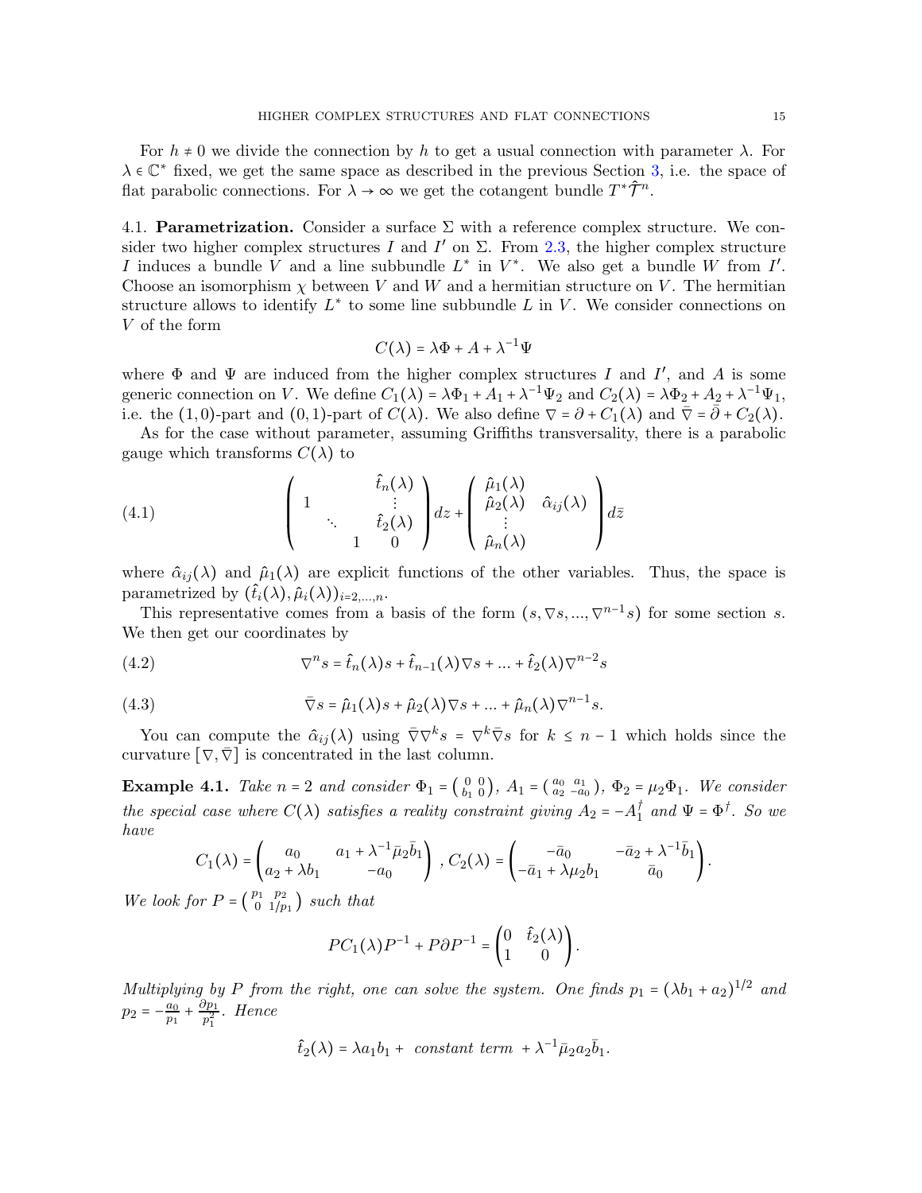For $h \neq 0$ we divide the connection by $h$ to get a usual connection with parameter $\lambda$. For $\lambda \in \mathbb{C}^*$ fixed, we get the same space as described in the previous Section 3, i.e. the space of flat parabolic connections. For $\lambda \to \infty$ we get the cotangent bundle $T^*\hat{\mathcal{T}}^n$.

**4.1. Parametrization.** Consider a surface $\Sigma$ with a reference complex structure. We consider two higher complex structures $I$ and $I'$ on $\Sigma$. From 2.3, the higher complex structure $I$ induces a bundle $V$ and a line subbundle $L^*$ in $V^*$. We also get a bundle $W$ from $I'$. Choose an isomorphism $\chi$ between $V$ and $W$ and a hermitian structure on $V$. The hermitian structure allows to identify $L^*$ to some line subbundle $L$ in $V$. We consider connections on $V$ of the form

$$C(\lambda) = \lambda\Phi + A + \lambda^{-1}\Psi$$

where $\Phi$ and $\Psi$ are induced from the higher complex structures $I$ and $I'$, and $A$ is some generic connection on $V$. We define $C_1(\lambda) = \lambda\Phi_1 + A_1 + \lambda^{-1}\Psi_2$ and $C_2(\lambda) = \lambda\Phi_2 + A_2 + \lambda^{-1}\Psi_1$, i.e. the $(1,0)$-part and $(0,1)$-part of $C(\lambda)$. We also define $\nabla = \partial + C_1(\lambda)$ and $\bar{\nabla} = \bar{\partial} + C_2(\lambda)$.

As for the case without parameter, assuming Griffiths transversality, there is a parabolic gauge which transforms $C(\lambda)$ to

$$\begin{pmatrix} & & & \hat{t}_n(\lambda) \\ 1 & & & \vdots \\ & \ddots & & \hat{t}_2(\lambda) \\ & & 1 & 0 \end{pmatrix} dz + \begin{pmatrix} \hat{\mu}_1(\lambda) & \\ \hat{\mu}_2(\lambda) & \hat{\alpha}_{ij}(\lambda) \\ \vdots & \\ \hat{\mu}_n(\lambda) & \end{pmatrix} d\bar{z} \tag{4.1}$$

where $\hat{\alpha}_{ij}(\lambda)$ and $\hat{\mu}_1(\lambda)$ are explicit functions of the other variables. Thus, the space is parametrized by $(\hat{t}_i(\lambda), \hat{\mu}_i(\lambda))_{i=2,\dots,n}$.

This representative comes from a basis of the form $(s, \nabla s, \dots, \nabla^{n-1}s)$ for some section $s$. We then get our coordinates by

$$\nabla^n s = \hat{t}_n(\lambda)s + \hat{t}_{n-1}(\lambda)\nabla s + \dots + \hat{t}_2(\lambda)\nabla^{n-2}s \tag{4.2}$$

$$\bar{\nabla} s = \hat{\mu}_1(\lambda)s + \hat{\mu}_2(\lambda)\nabla s + \dots + \hat{\mu}_n(\lambda)\nabla^{n-1}s. \tag{4.3}$$

You can compute the $\hat{\alpha}_{ij}(\lambda)$ using $\bar{\nabla}\nabla^k s = \nabla^k\bar{\nabla}s$ for $k \leq n-1$ which holds since the curvature $[\nabla, \bar{\nabla}]$ is concentrated in the last column.

**Example 4.1.** *Take $n=2$ and consider $\Phi_1 = \begin{pmatrix} 0 & 0 \\ b_1 & 0 \end{pmatrix}$, $A_1 = \begin{pmatrix} a_0 & a_1 \\ a_2 & -a_0 \end{pmatrix}$, $\Phi_2 = \mu_2\Phi_1$. We consider the special case where $C(\lambda)$ satisfies a reality constraint giving $A_2 = -A_1^\dagger$ and $\Psi = \Phi^\dagger$. So we have*

$$C_1(\lambda) = \begin{pmatrix} a_0 & a_1 + \lambda^{-1}\bar{\mu}_2\bar{b}_1 \\ a_2 + \lambda b_1 & -a_0 \end{pmatrix}, \; C_2(\lambda) = \begin{pmatrix} -\bar{a}_0 & -\bar{a}_2 + \lambda^{-1}\bar{b}_1 \\ -\bar{a}_1 + \lambda\mu_2 b_1 & \bar{a}_0 \end{pmatrix}.$$

*We look for $P = \begin{pmatrix} p_1 & p_2 \\ 0 & 1/p_1 \end{pmatrix}$ such that*

$$PC_1(\lambda)P^{-1} + P\partial P^{-1} = \begin{pmatrix} 0 & \hat{t}_2(\lambda) \\ 1 & 0 \end{pmatrix}.$$

*Multiplying by $P$ from the right, one can solve the system. One finds $p_1 = (\lambda b_1 + a_2)^{1/2}$ and $p_2 = -\frac{a_0}{p_1} + \frac{\partial p_1}{p_1^2}$. Hence*

$$\hat{t}_2(\lambda) = \lambda a_1 b_1 + \text{ constant term } + \lambda^{-1}\bar{\mu}_2 a_2 \bar{b}_1.$$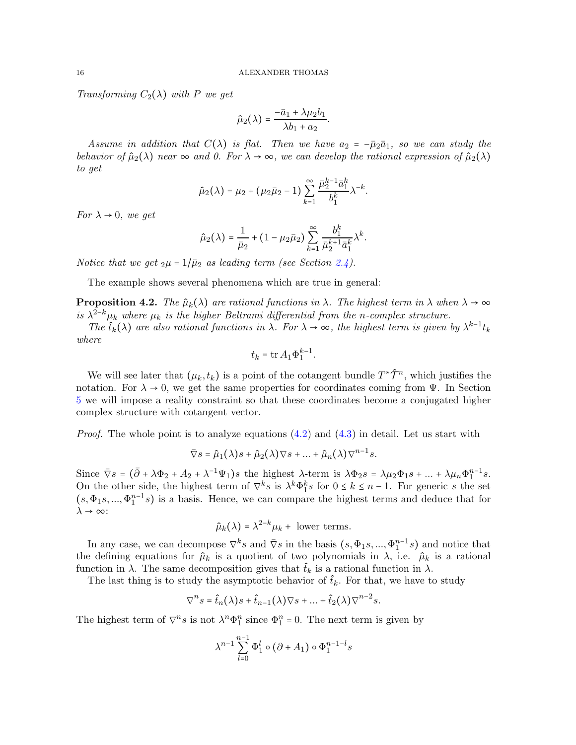*Transforming $C_2(\lambda)$ with $P$ we get*

$$\hat{\mu}_2(\lambda) = \frac{-\bar{a}_1 + \lambda\mu_2 b_1}{\lambda b_1 + a_2}.$$

*Assume in addition that $C(\lambda)$ is flat. Then we have $a_2 = -\bar{\mu}_2\bar{a}_1$, so we can study the behavior of $\hat{\mu}_2(\lambda)$ near $\infty$ and 0. For $\lambda \to \infty$, we can develop the rational expression of $\hat{\mu}_2(\lambda)$ to get*

$$\hat{\mu}_2(\lambda) = \mu_2 + (\mu_2\bar{\mu}_2 - 1)\sum_{k=1}^{\infty} \frac{\bar{\mu}_2^{k-1}\bar{a}_1^k}{b_1^k}\lambda^{-k}.$$

*For $\lambda \to 0$, we get*

$$\hat{\mu}_2(\lambda) = \frac{1}{\bar{\mu}_2} + (1 - \mu_2\bar{\mu}_2)\sum_{k=1}^{\infty} \frac{b_1^k}{\bar{\mu}_2^{k+1}\bar{a}_1^k}\lambda^k.$$

*Notice that we get ${}_2\mu = 1/\bar{\mu}_2$ as leading term (see Section 2.4).*

The example shows several phenomena which are true in general:

**Proposition 4.2.** *The $\hat{\mu}_k(\lambda)$ are rational functions in $\lambda$. The highest term in $\lambda$ when $\lambda \to \infty$ is $\lambda^{2-k}\mu_k$ where $\mu_k$ is the higher Beltrami differential from the $n$-complex structure.*

*The $\hat{t}_k(\lambda)$ are also rational functions in $\lambda$. For $\lambda \to \infty$, the highest term is given by $\lambda^{k-1}t_k$ where*

$$t_k = \operatorname{tr} A_1\Phi_1^{k-1}.$$

We will see later that $(\mu_k, t_k)$ is a point of the cotangent bundle $T^*\hat{\mathcal{T}}^n$, which justifies the notation. For $\lambda \to 0$, we get the same properties for coordinates coming from $\Psi$. In Section 5 we will impose a reality constraint so that these coordinates become a conjugated higher complex structure with cotangent vector.

*Proof.* The whole point is to analyze equations (4.2) and (4.3) in detail. Let us start with

$$\bar{\nabla} s = \hat{\mu}_1(\lambda)s + \hat{\mu}_2(\lambda)\nabla s + ... + \hat{\mu}_n(\lambda)\nabla^{n-1}s.$$

Since $\bar{\nabla} s = (\bar{\partial} + \lambda\Phi_2 + A_2 + \lambda^{-1}\Psi_1)s$ the highest $\lambda$-term is $\lambda\Phi_2 s = \lambda\mu_2\Phi_1 s + ... + \lambda\mu_n\Phi_1^{n-1}s$. On the other side, the highest term of $\nabla^k s$ is $\lambda^k\Phi_1^k s$ for $0 \leq k \leq n-1$. For generic $s$ the set $(s, \Phi_1 s, ..., \Phi_1^{n-1}s)$ is a basis. Hence, we can compare the highest terms and deduce that for $\lambda \to \infty$:

$$\hat{\mu}_k(\lambda) = \lambda^{2-k}\mu_k + \text{ lower terms.}$$

In any case, we can decompose $\nabla^k s$ and $\bar{\nabla} s$ in the basis $(s, \Phi_1 s, ..., \Phi_1^{n-1}s)$ and notice that the defining equations for $\hat{\mu}_k$ is a quotient of two polynomials in $\lambda$, i.e. $\hat{\mu}_k$ is a rational function in $\lambda$. The same decomposition gives that $\hat{t}_k$ is a rational function in $\lambda$.

The last thing is to study the asymptotic behavior of $\hat{t}_k$. For that, we have to study

$$\nabla^n s = \hat{t}_n(\lambda)s + \hat{t}_{n-1}(\lambda)\nabla s + ... + \hat{t}_2(\lambda)\nabla^{n-2}s.$$

The highest term of $\nabla^n s$ is not $\lambda^n\Phi_1^n$ since $\Phi_1^n = 0$. The next term is given by

$$\lambda^{n-1}\sum_{l=0}^{n-1}\Phi_1^l \circ (\partial + A_1) \circ \Phi_1^{n-1-l}s$$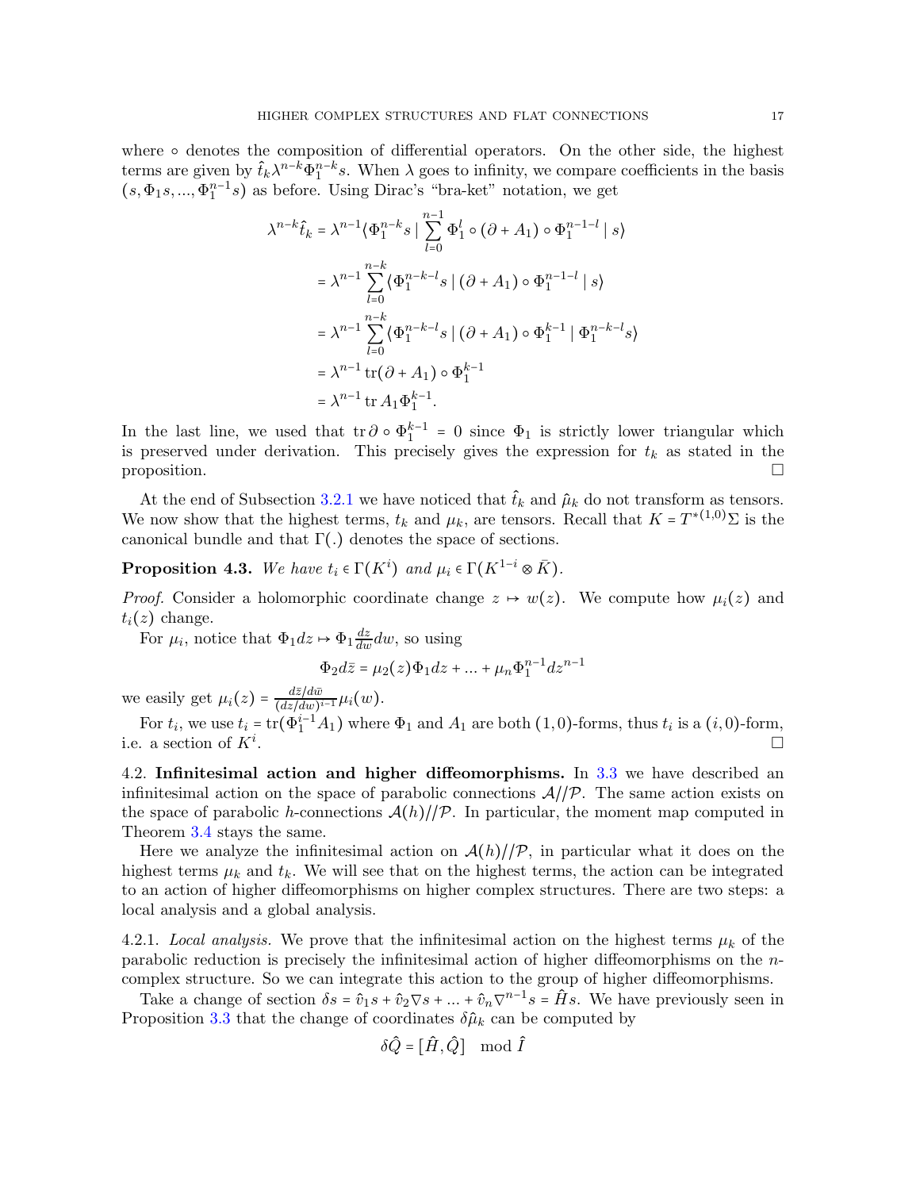where $\circ$ denotes the composition of differential operators. On the other side, the highest terms are given by $\hat{t}_k \lambda^{n-k} \Phi_1^{n-k} s$. When $\lambda$ goes to infinity, we compare coefficients in the basis $(s, \Phi_1 s, ..., \Phi_1^{n-1} s)$ as before. Using Dirac's "bra-ket" notation, we get

$$
\begin{aligned}
\lambda^{n-k} \hat{t}_k &= \lambda^{n-1} \langle \Phi_1^{n-k} s \mid \sum_{l=0}^{n-1} \Phi_1^l \circ (\partial + A_1) \circ \Phi_1^{n-1-l} \mid s \rangle \\
&= \lambda^{n-1} \sum_{l=0}^{n-k} \langle \Phi_1^{n-k-l} s \mid (\partial + A_1) \circ \Phi_1^{n-1-l} \mid s \rangle \\
&= \lambda^{n-1} \sum_{l=0}^{n-k} \langle \Phi_1^{n-k-l} s \mid (\partial + A_1) \circ \Phi_1^{k-1} \mid \Phi_1^{n-k-l} s \rangle \\
&= \lambda^{n-1} \operatorname{tr} (\partial + A_1) \circ \Phi_1^{k-1} \\
&= \lambda^{n-1} \operatorname{tr} A_1 \Phi_1^{k-1}.
\end{aligned}
$$

In the last line, we used that $\operatorname{tr} \partial \circ \Phi_1^{k-1} = 0$ since $\Phi_1$ is strictly lower triangular which is preserved under derivation. This precisely gives the expression for $t_k$ as stated in the proposition. □

At the end of Subsection 3.2.1 we have noticed that $\hat{t}_k$ and $\hat{\mu}_k$ do not transform as tensors. We now show that the highest terms, $t_k$ and $\mu_k$, are tensors. Recall that $K = T^{*(1,0)}\Sigma$ is the canonical bundle and that $\Gamma(.)$ denotes the space of sections.

**Proposition 4.3.** *We have $t_i \in \Gamma(K^i)$ and $\mu_i \in \Gamma(K^{1-i} \otimes \bar{K})$.*

*Proof.* Consider a holomorphic coordinate change $z \mapsto w(z)$. We compute how $\mu_i(z)$ and $t_i(z)$ change.

For $\mu_i$, notice that $\Phi_1 dz \mapsto \Phi_1 \frac{dz}{dw} dw$, so using

$$\Phi_2 d\bar{z} = \mu_2(z) \Phi_1 dz + ... + \mu_n \Phi_1^{n-1} dz^{n-1}$$

we easily get $\mu_i(z) = \frac{d\bar{z}/d\bar{w}}{(dz/dw)^{i-1}} \mu_i(w)$.

For $t_i$, we use $t_i = \operatorname{tr}(\Phi_1^{i-1} A_1)$ where $\Phi_1$ and $A_1$ are both $(1,0)$-forms, thus $t_i$ is a $(i,0)$-form, i.e. a section of $K^i$. □

## 4.2. Infinitesimal action and higher diffeomorphisms.

In 3.3 we have described an infinitesimal action on the space of parabolic connections $\mathcal{A}//\mathcal{P}$. The same action exists on the space of parabolic $h$-connections $\mathcal{A}(h)//\mathcal{P}$. In particular, the moment map computed in Theorem 3.4 stays the same.

Here we analyze the infinitesimal action on $\mathcal{A}(h)//\mathcal{P}$, in particular what it does on the highest terms $\mu_k$ and $t_k$. We will see that on the highest terms, the action can be integrated to an action of higher diffeomorphisms on higher complex structures. There are two steps: a local analysis and a global analysis.

### 4.2.1. *Local analysis.*

We prove that the infinitesimal action on the highest terms $\mu_k$ of the parabolic reduction is precisely the infinitesimal action of higher diffeomorphisms on the $n$-complex structure. So we can integrate this action to the group of higher diffeomorphisms.

Take a change of section $\delta s = \hat{v}_1 s + \hat{v}_2 \nabla s + ... + \hat{v}_n \nabla^{n-1} s = \hat{H} s$. We have previously seen in Proposition 3.3 that the change of coordinates $\delta \hat{\mu}_k$ can be computed by

$$\delta \hat{Q} = [\hat{H}, \hat{Q}] \mod \hat{I}$$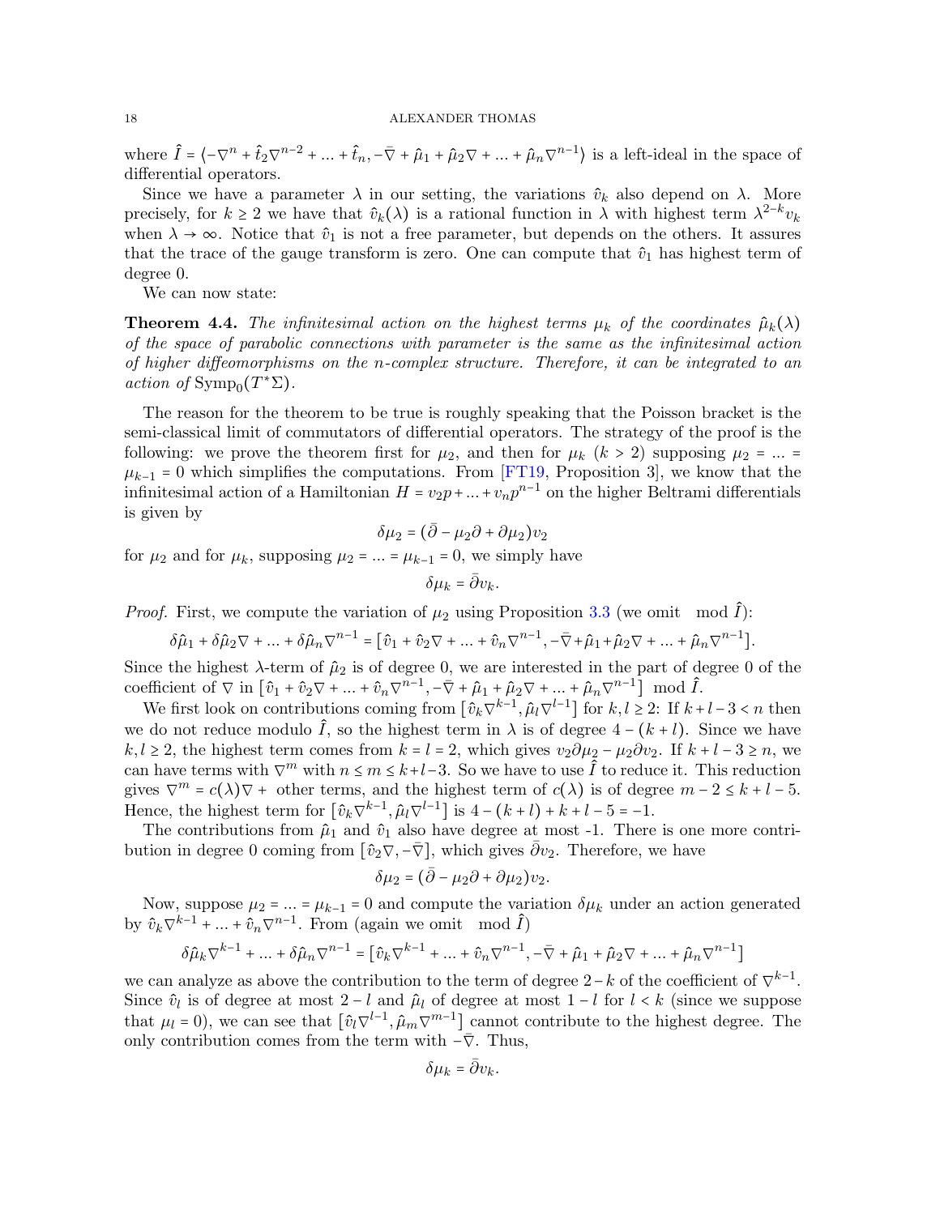where $\hat{I} = \langle -\nabla^n + \hat{t}_2\nabla^{n-2} + ... + \hat{t}_n, -\bar{\nabla} + \hat{\mu}_1 + \hat{\mu}_2\nabla + ... + \hat{\mu}_n\nabla^{n-1}\rangle$ is a left-ideal in the space of differential operators.

Since we have a parameter $\lambda$ in our setting, the variations $\hat{v}_k$ also depend on $\lambda$. More precisely, for $k \geq 2$ we have that $\hat{v}_k(\lambda)$ is a rational function in $\lambda$ with highest term $\lambda^{2-k}v_k$ when $\lambda \to \infty$. Notice that $\hat{v}_1$ is not a free parameter, but depends on the others. It assures that the trace of the gauge transform is zero. One can compute that $\hat{v}_1$ has highest term of degree 0.

We can now state:

**Theorem 4.4.** *The infinitesimal action on the highest terms $\mu_k$ of the coordinates $\hat{\mu}_k(\lambda)$ of the space of parabolic connections with parameter is the same as the infinitesimal action of higher diffeomorphisms on the $n$-complex structure. Therefore, it can be integrated to an action of* $\mathrm{Symp}_0(T^*\Sigma)$.

The reason for the theorem to be true is roughly speaking that the Poisson bracket is the semi-classical limit of commutators of differential operators. The strategy of the proof is the following: we prove the theorem first for $\mu_2$, and then for $\mu_k$ ($k > 2$) supposing $\mu_2 = ... = \mu_{k-1} = 0$ which simplifies the computations. From [FT19, Proposition 3], we know that the infinitesimal action of a Hamiltonian $H = v_2 p + ... + v_n p^{n-1}$ on the higher Beltrami differentials is given by

$$\delta\mu_2 = (\bar{\partial} - \mu_2\partial + \partial\mu_2)v_2$$

for $\mu_2$ and for $\mu_k$, supposing $\mu_2 = ... = \mu_{k-1} = 0$, we simply have

$$\delta\mu_k = \bar{\partial}v_k.$$

*Proof.* First, we compute the variation of $\mu_2$ using Proposition 3.3 (we omit $\mod \hat{I}$):

$$\delta\hat{\mu}_1 + \delta\hat{\mu}_2\nabla + ... + \delta\hat{\mu}_n\nabla^{n-1} = [\hat{v}_1 + \hat{v}_2\nabla + ... + \hat{v}_n\nabla^{n-1}, -\bar{\nabla} + \hat{\mu}_1 + \hat{\mu}_2\nabla + ... + \hat{\mu}_n\nabla^{n-1}].$$

Since the highest $\lambda$-term of $\hat{\mu}_2$ is of degree 0, we are interested in the part of degree 0 of the coefficient of $\nabla$ in $[\hat{v}_1 + \hat{v}_2\nabla + ... + \hat{v}_n\nabla^{n-1}, -\bar{\nabla} + \hat{\mu}_1 + \hat{\mu}_2\nabla + ... + \hat{\mu}_n\nabla^{n-1}] \mod \hat{I}$.

We first look on contributions coming from $[\hat{v}_k\nabla^{k-1}, \hat{\mu}_l\nabla^{l-1}]$ for $k, l \geq 2$: If $k + l - 3 < n$ then we do not reduce modulo $\hat{I}$, so the highest term in $\lambda$ is of degree $4 - (k + l)$. Since we have $k, l \geq 2$, the highest term comes from $k = l = 2$, which gives $v_2\partial\mu_2 - \mu_2\partial v_2$. If $k + l - 3 \geq n$, we can have terms with $\nabla^m$ with $n \leq m \leq k+l-3$. So we have to use $\hat{I}$ to reduce it. This reduction gives $\nabla^m = c(\lambda)\nabla +$ other terms, and the highest term of $c(\lambda)$ is of degree $m - 2 \leq k + l - 5$. Hence, the highest term for $[\hat{v}_k\nabla^{k-1}, \hat{\mu}_l\nabla^{l-1}]$ is $4 - (k + l) + k + l - 5 = -1$.

The contributions from $\hat{\mu}_1$ and $\hat{v}_1$ also have degree at most -1. There is one more contribution in degree 0 coming from $[\hat{v}_2\nabla, -\bar{\nabla}]$, which gives $\bar{\partial}v_2$. Therefore, we have

$$\delta\mu_2 = (\bar{\partial} - \mu_2\partial + \partial\mu_2)v_2.$$

Now, suppose $\mu_2 = ... = \mu_{k-1} = 0$ and compute the variation $\delta\mu_k$ under an action generated by $\hat{v}_k\nabla^{k-1} + ... + \hat{v}_n\nabla^{n-1}$. From (again we omit $\mod \hat{I}$)

$$\delta\hat{\mu}_k\nabla^{k-1} + ... + \delta\hat{\mu}_n\nabla^{n-1} = [\hat{v}_k\nabla^{k-1} + ... + \hat{v}_n\nabla^{n-1}, -\bar{\nabla} + \hat{\mu}_1 + \hat{\mu}_2\nabla + ... + \hat{\mu}_n\nabla^{n-1}]$$

we can analyze as above the contribution to the term of degree $2-k$ of the coefficient of $\nabla^{k-1}$. Since $\hat{v}_l$ is of degree at most $2 - l$ and $\hat{\mu}_l$ of degree at most $1 - l$ for $l < k$ (since we suppose that $\mu_l = 0$), we can see that $[\hat{v}_l\nabla^{l-1}, \hat{\mu}_m\nabla^{m-1}]$ cannot contribute to the highest degree. The only contribution comes from the term with $-\bar{\nabla}$. Thus,

$$\delta\mu_k = \bar{\partial}v_k.$$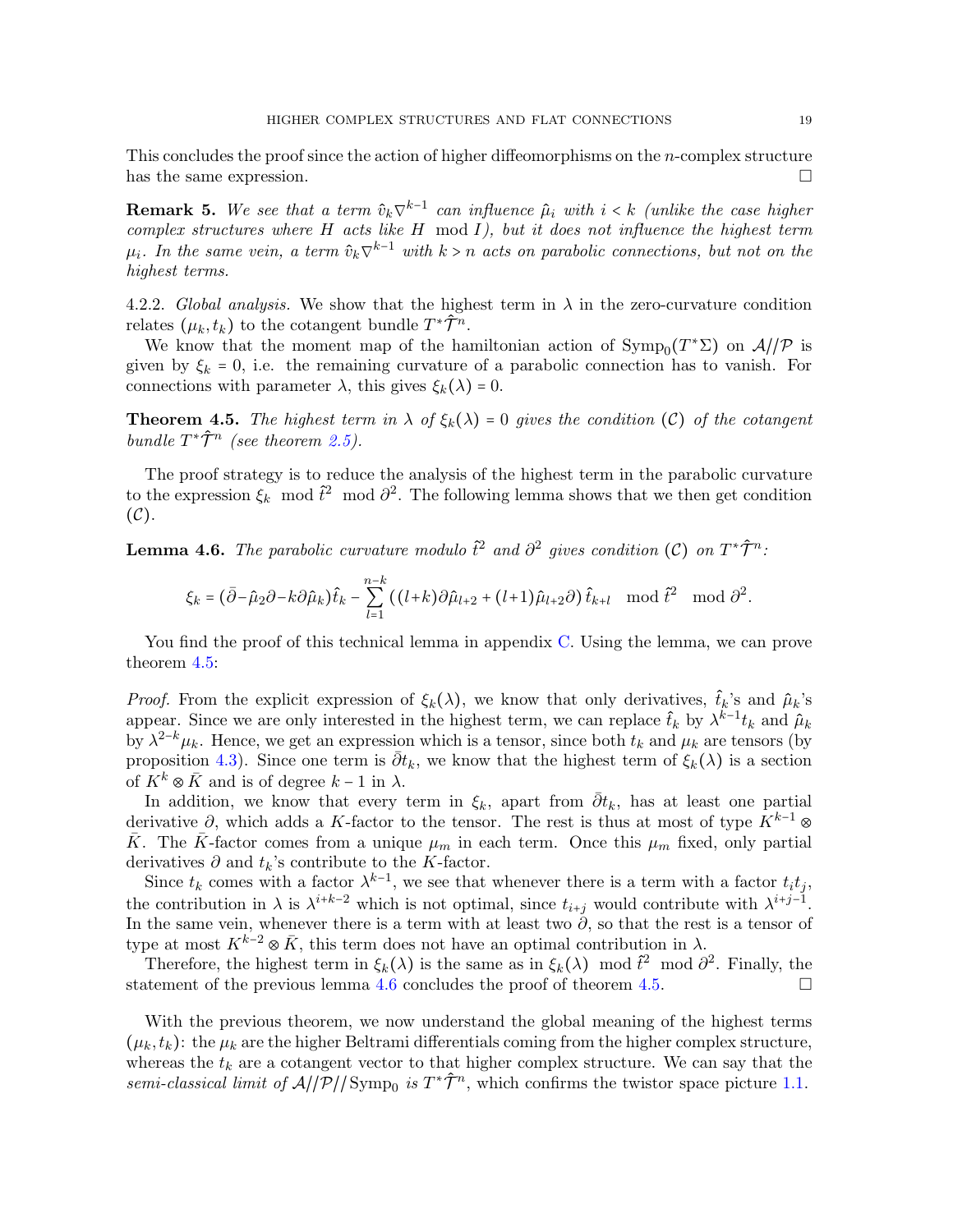This concludes the proof since the action of higher diffeomorphisms on the $n$-complex structure has the same expression. □

**Remark 5.** *We see that a term $\hat{v}_k \nabla^{k-1}$ can influence $\hat{\mu}_i$ with $i < k$ (unlike the case higher complex structures where $H$ acts like $H \mod I$), but it does not influence the highest term $\mu_i$. In the same vein, a term $\hat{v}_k \nabla^{k-1}$ with $k > n$ acts on parabolic connections, but not on the highest terms.*

4.2.2. *Global analysis.* We show that the highest term in $\lambda$ in the zero-curvature condition relates $(\mu_k, t_k)$ to the cotangent bundle $T^*\hat{\mathcal{T}}^n$.

We know that the moment map of the hamiltonian action of $\mathrm{Symp}_0(T^*\Sigma)$ on $\mathcal{A}//\mathcal{P}$ is given by $\xi_k = 0$, i.e. the remaining curvature of a parabolic connection has to vanish. For connections with parameter $\lambda$, this gives $\xi_k(\lambda) = 0$.

**Theorem 4.5.** *The highest term in $\lambda$ of $\xi_k(\lambda) = 0$ gives the condition $(\mathcal{C})$ of the cotangent bundle $T^*\hat{\mathcal{T}}^n$ (see theorem 2.5).*

The proof strategy is to reduce the analysis of the highest term in the parabolic curvature to the expression $\xi_k \mod \hat{t}^2 \mod \partial^2$. The following lemma shows that we then get condition $(\mathcal{C})$.

**Lemma 4.6.** *The parabolic curvature modulo $\hat{t}^2$ and $\partial^2$ gives condition $(\mathcal{C})$ on $T^*\hat{\mathcal{T}}^n$:*

$$\xi_k = (\bar{\partial} - \hat{\mu}_2 \partial - k\partial\hat{\mu}_k)\hat{t}_k - \sum_{l=1}^{n-k} \left((l+k)\partial\hat{\mu}_{l+2} + (l+1)\hat{\mu}_{l+2}\partial\right)\hat{t}_{k+l} \mod \hat{t}^2 \mod \partial^2.$$

You find the proof of this technical lemma in appendix C. Using the lemma, we can prove theorem 4.5:

*Proof.* From the explicit expression of $\xi_k(\lambda)$, we know that only derivatives, $\hat{t}_k$'s and $\hat{\mu}_k$'s appear. Since we are only interested in the highest term, we can replace $\hat{t}_k$ by $\lambda^{k-1}t_k$ and $\hat{\mu}_k$ by $\lambda^{2-k}\mu_k$. Hence, we get an expression which is a tensor, since both $t_k$ and $\mu_k$ are tensors (by proposition 4.3). Since one term is $\bar{\partial}t_k$, we know that the highest term of $\xi_k(\lambda)$ is a section of $K^k \otimes \bar{K}$ and is of degree $k-1$ in $\lambda$.

In addition, we know that every term in $\xi_k$, apart from $\bar{\partial}t_k$, has at least one partial derivative $\partial$, which adds a $K$-factor to the tensor. The rest is thus at most of type $K^{k-1} \otimes \bar{K}$. The $\bar{K}$-factor comes from a unique $\mu_m$ in each term. Once this $\mu_m$ fixed, only partial derivatives $\partial$ and $t_k$'s contribute to the $K$-factor.

Since $t_k$ comes with a factor $\lambda^{k-1}$, we see that whenever there is a term with a factor $t_i t_j$, the contribution in $\lambda$ is $\lambda^{i+k-2}$ which is not optimal, since $t_{i+j}$ would contribute with $\lambda^{i+j-1}$. In the same vein, whenever there is a term with at least two $\partial$, so that the rest is a tensor of type at most $K^{k-2} \otimes \bar{K}$, this term does not have an optimal contribution in $\lambda$.

Therefore, the highest term in $\xi_k(\lambda)$ is the same as in $\xi_k(\lambda) \mod \hat{t}^2 \mod \partial^2$. Finally, the statement of the previous lemma 4.6 concludes the proof of theorem 4.5. □

With the previous theorem, we now understand the global meaning of the highest terms $(\mu_k, t_k)$: the $\mu_k$ are the higher Beltrami differentials coming from the higher complex structure, whereas the $t_k$ are a cotangent vector to that higher complex structure. We can say that the *semi-classical limit of $\mathcal{A}//\mathcal{P}//\mathrm{Symp}_0$ is $T^*\hat{\mathcal{T}}^n$*, which confirms the twistor space picture 1.1.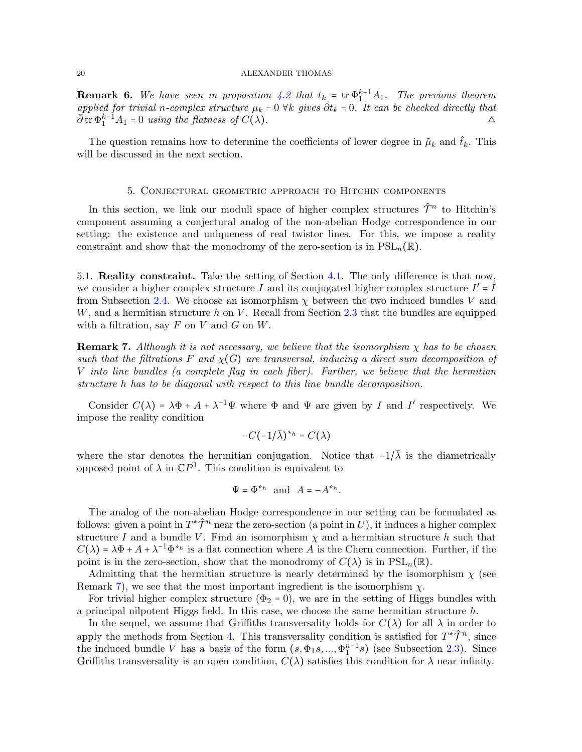**Remark 6.** *We have seen in proposition 4.2 that $t_k = \operatorname{tr} \Phi_1^{k-1} A_1$. The previous theorem applied for trivial $n$-complex structure $\mu_k = 0 \ \forall k$ gives $\bar\partial t_k = 0$. It can be checked directly that $\bar\partial \operatorname{tr} \Phi_1^{k-1} A_1 = 0$ using the flatness of $C(\lambda)$.* △

The question remains how to determine the coefficients of lower degree in $\hat\mu_k$ and $\hat t_k$. This will be discussed in the next section.

## 5. Conjectural geometric approach to Hitchin components

In this section, we link our moduli space of higher complex structures $\hat{\mathcal{T}}^n$ to Hitchin's component assuming a conjectural analog of the non-abelian Hodge correspondence in our setting: the existence and uniqueness of real twistor lines. For this, we impose a reality constraint and show that the monodromy of the zero-section is in $\mathrm{PSL}_n(\mathbb{R})$.

### 5.1. Reality constraint.

Take the setting of Section 4.1. The only difference is that now, we consider a higher complex structure $I$ and its conjugated higher complex structure $I' = \bar I$ from Subsection 2.4. We choose an isomorphism $\chi$ between the two induced bundles $V$ and $W$, and a hermitian structure $h$ on $V$. Recall from Section 2.3 that the bundles are equipped with a filtration, say $F$ on $V$ and $G$ on $W$.

**Remark 7.** *Although it is not necessary, we believe that the isomorphism $\chi$ has to be chosen such that the filtrations $F$ and $\chi(G)$ are transversal, inducing a direct sum decomposition of $V$ into line bundles (a complete flag in each fiber). Further, we believe that the hermitian structure $h$ has to be diagonal with respect to this line bundle decomposition.*

Consider $C(\lambda) = \lambda\Phi + A + \lambda^{-1}\Psi$ where $\Phi$ and $\Psi$ are given by $I$ and $I'$ respectively. We impose the reality condition

$$-C(-1/\bar\lambda)^{*_h} = C(\lambda)$$

where the star denotes the hermitian conjugation. Notice that $-1/\bar\lambda$ is the diametrically opposed point of $\lambda$ in $\mathbb{C}P^1$. This condition is equivalent to

$$\Psi = \Phi^{*_h} \ \text{ and } \ A = -A^{*_h}.$$

The analog of the non-abelian Hodge correspondence in our setting can be formulated as follows: given a point in $T^*\hat{\mathcal{T}}^n$ near the zero-section (a point in $U$), it induces a higher complex structure $I$ and a bundle $V$. Find an isomorphism $\chi$ and a hermitian structure $h$ such that $C(\lambda) = \lambda\Phi + A + \lambda^{-1}\Phi^{*_h}$ is a flat connection where $A$ is the Chern connection. Further, if the point is in the zero-section, show that the monodromy of $C(\lambda)$ is in $\mathrm{PSL}_n(\mathbb{R})$.

Admitting that the hermitian structure is nearly determined by the isomorphism $\chi$ (see Remark 7), we see that the most important ingredient is the isomorphism $\chi$.

For trivial higher complex structure ($\Phi_2 = 0$), we are in the setting of Higgs bundles with a principal nilpotent Higgs field. In this case, we choose the same hermitian structure $h$.

In the sequel, we assume that Griffiths transversality holds for $C(\lambda)$ for all $\lambda$ in order to apply the methods from Section 4. This transversality condition is satisfied for $T^*\hat{\mathcal{T}}^n$, since the induced bundle $V$ has a basis of the form $(s, \Phi_1 s, ..., \Phi_1^{n-1}s)$ (see Subsection 2.3). Since Griffiths transversality is an open condition, $C(\lambda)$ satisfies this condition for $\lambda$ near infinity.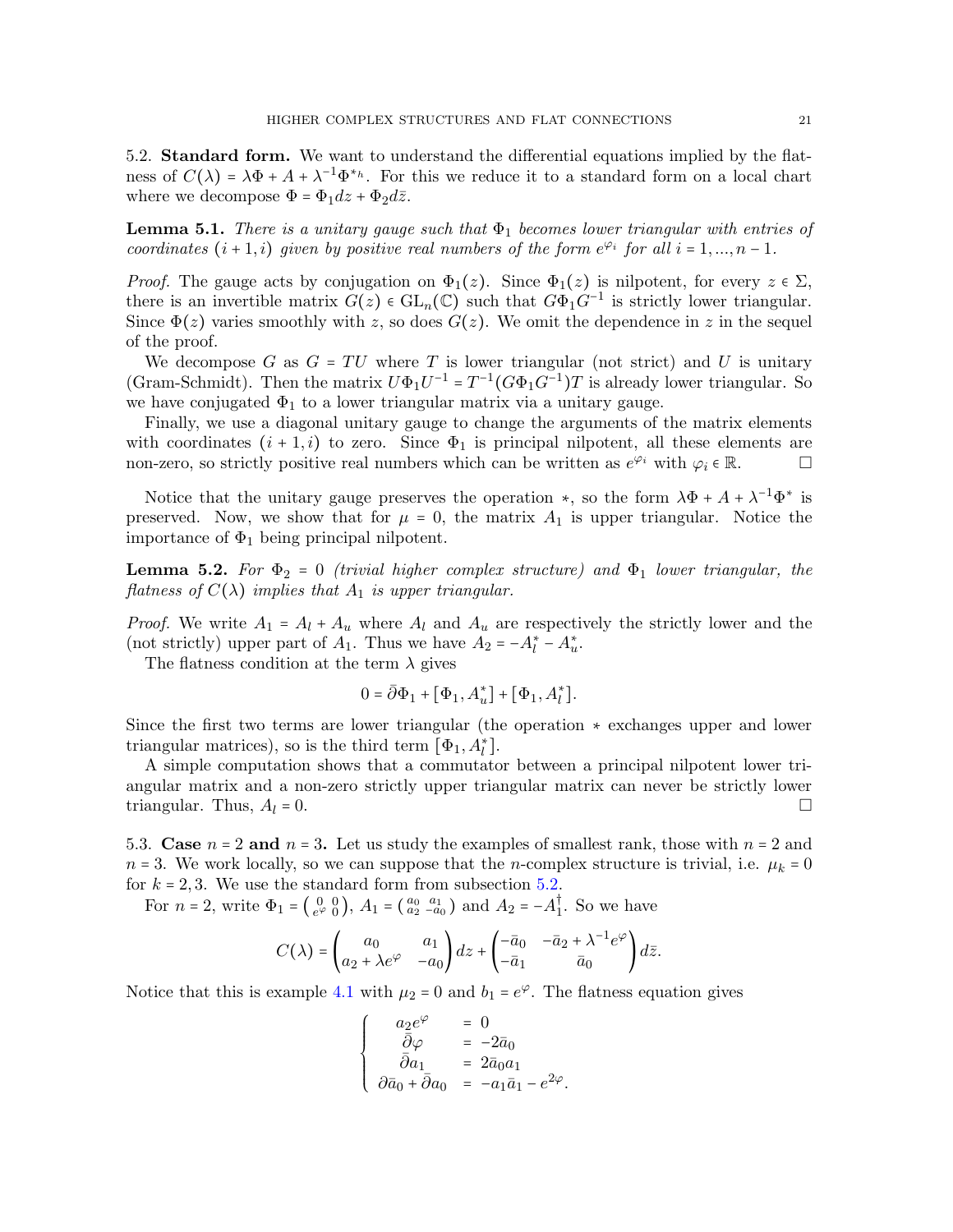### 5.2. **Standard form.**

We want to understand the differential equations implied by the flatness of $C(\lambda) = \lambda\Phi + A + \lambda^{-1}\Phi^{*_h}$. For this we reduce it to a standard form on a local chart where we decompose $\Phi = \Phi_1 dz + \Phi_2 d\bar{z}$.

**Lemma 5.1.** *There is a unitary gauge such that $\Phi_1$ becomes lower triangular with entries of coordinates $(i+1, i)$ given by positive real numbers of the form $e^{\varphi_i}$ for all $i = 1, ..., n-1$.*

*Proof.* The gauge acts by conjugation on $\Phi_1(z)$. Since $\Phi_1(z)$ is nilpotent, for every $z \in \Sigma$, there is an invertible matrix $G(z) \in \mathrm{GL}_n(\mathbb{C})$ such that $G\Phi_1 G^{-1}$ is strictly lower triangular. Since $\Phi(z)$ varies smoothly with $z$, so does $G(z)$. We omit the dependence in $z$ in the sequel of the proof.

We decompose $G$ as $G = TU$ where $T$ is lower triangular (not strict) and $U$ is unitary (Gram-Schmidt). Then the matrix $U\Phi_1 U^{-1} = T^{-1}(G\Phi_1 G^{-1})T$ is already lower triangular. So we have conjugated $\Phi_1$ to a lower triangular matrix via a unitary gauge.

Finally, we use a diagonal unitary gauge to change the arguments of the matrix elements with coordinates $(i+1, i)$ to zero. Since $\Phi_1$ is principal nilpotent, all these elements are non-zero, so strictly positive real numbers which can be written as $e^{\varphi_i}$ with $\varphi_i \in \mathbb{R}$. □

Notice that the unitary gauge preserves the operation $*$, so the form $\lambda\Phi + A + \lambda^{-1}\Phi^*$ is preserved. Now, we show that for $\mu = 0$, the matrix $A_1$ is upper triangular. Notice the importance of $\Phi_1$ being principal nilpotent.

**Lemma 5.2.** *For $\Phi_2 = 0$ (trivial higher complex structure) and $\Phi_1$ lower triangular, the flatness of $C(\lambda)$ implies that $A_1$ is upper triangular.*

*Proof.* We write $A_1 = A_l + A_u$ where $A_l$ and $A_u$ are respectively the strictly lower and the (not strictly) upper part of $A_1$. Thus we have $A_2 = -A_l^* - A_u^*$.

The flatness condition at the term $\lambda$ gives

$$0 = \bar{\partial}\Phi_1 + [\Phi_1, A_u^*] + [\Phi_1, A_l^*].$$

Since the first two terms are lower triangular (the operation $*$ exchanges upper and lower triangular matrices), so is the third term $[\Phi_1, A_l^*]$.

A simple computation shows that a commutator between a principal nilpotent lower triangular matrix and a non-zero strictly upper triangular matrix can never be strictly lower triangular. Thus, $A_l = 0$. □

### 5.3. **Case $n = 2$ and $n = 3$.**

Let us study the examples of smallest rank, those with $n = 2$ and $n = 3$. We work locally, so we can suppose that the $n$-complex structure is trivial, i.e. $\mu_k = 0$ for $k = 2, 3$. We use the standard form from subsection 5.2.

For $n = 2$, write $\Phi_1 = \begin{pmatrix} 0 & 0 \\ e^{\varphi} & 0 \end{pmatrix}$, $A_1 = \begin{pmatrix} a_0 & a_1 \\ a_2 & -a_0 \end{pmatrix}$ and $A_2 = -A_1^\dagger$. So we have

$$C(\lambda) = \begin{pmatrix} a_0 & a_1 \\ a_2 + \lambda e^{\varphi} & -a_0 \end{pmatrix} dz + \begin{pmatrix} -\bar{a}_0 & -\bar{a}_2 + \lambda^{-1}e^{\varphi} \\ -\bar{a}_1 & \bar{a}_0 \end{pmatrix} d\bar{z}.$$

Notice that this is example 4.1 with $\mu_2 = 0$ and $b_1 = e^{\varphi}$. The flatness equation gives

$$\begin{cases} a_2 e^{\varphi} &= 0 \\ \bar{\partial}\varphi &= -2\bar{a}_0 \\ \bar{\partial}a_1 &= 2\bar{a}_0 a_1 \\ \partial\bar{a}_0 + \bar{\partial}a_0 &= -a_1\bar{a}_1 - e^{2\varphi}. \end{cases}$$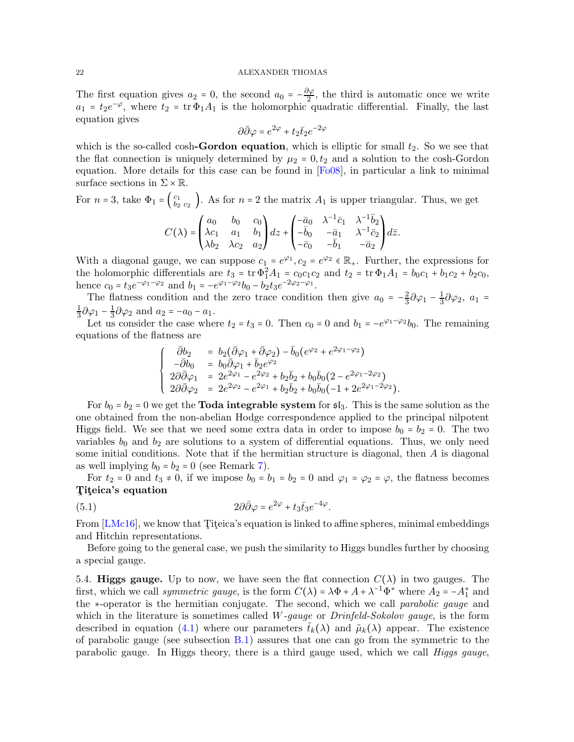The first equation gives $a_2 = 0$, the second $a_0 = -\frac{\partial\varphi}{2}$, the third is automatic once we write $a_1 = t_2 e^{-\varphi}$, where $t_2 = \operatorname{tr}\Phi_1 A_1$ is the holomorphic quadratic differential. Finally, the last equation gives

$$\partial\bar\partial\varphi = e^{2\varphi} + t_2\bar t_2 e^{-2\varphi}$$

which is the so-called cosh-**Gordon equation**, which is elliptic for small $t_2$. So we see that the flat connection is uniquely determined by $\mu_2 = 0, t_2$ and a solution to the cosh-Gordon equation. More details for this case can be found in [Fo08], in particular a link to minimal surface sections in $\Sigma \times \mathbb{R}$.

For $n = 3$, take $\Phi_1 = \begin{pmatrix} & & \\ c_1 & & \\ b_2 & c_2 & \end{pmatrix}$. As for $n = 2$ the matrix $A_1$ is upper triangular. Thus, we get

$$C(\lambda) = \begin{pmatrix} a_0 & b_0 & c_0 \\ \lambda c_1 & a_1 & b_1 \\ \lambda b_2 & \lambda c_2 & a_2 \end{pmatrix} dz + \begin{pmatrix} -\bar a_0 & \lambda^{-1}\bar c_1 & \lambda^{-1}\bar b_2 \\ -\bar b_0 & -\bar a_1 & \lambda^{-1}\bar c_2 \\ -\bar c_0 & -\bar b_1 & -\bar a_2 \end{pmatrix} d\bar z.$$

With a diagonal gauge, we can suppose $c_1 = e^{\varphi_1}, c_2 = e^{\varphi_2} \in \mathbb{R}_+$. Further, the expressions for the holomorphic differentials are $t_3 = \operatorname{tr}\Phi_1^2 A_1 = c_0 c_1 c_2$ and $t_2 = \operatorname{tr}\Phi_1 A_1 = b_0 c_1 + b_1 c_2 + b_2 c_0$, hence $c_0 = t_3 e^{-\varphi_1-\varphi_2}$ and $b_1 = -e^{\varphi_1-\varphi_2} b_0 - b_2 t_3 e^{-2\varphi_2-\varphi_1}$.

The flatness condition and the zero trace condition then give $a_0 = -\frac{2}{3}\partial\varphi_1 - \frac{1}{3}\partial\varphi_2$, $a_1 = \frac{1}{3}\partial\varphi_1 - \frac{1}{3}\partial\varphi_2$ and $a_2 = -a_0 - a_1$.

Let us consider the case where $t_2 = t_3 = 0$. Then $c_0 = 0$ and $b_1 = -e^{\varphi_1-\varphi_2} b_0$. The remaining equations of the flatness are

$$\left\{ \begin{array}{rcl} \bar\partial b_2 & = & b_2(\bar\partial\varphi_1 + \bar\partial\varphi_2) - \bar b_0(e^{\varphi_2} + e^{2\varphi_1-\varphi_2}) \\ -\bar\partial b_0 & = & b_0\bar\partial\varphi_1 + \bar b_2 e^{\varphi_2} \\ 2\partial\bar\partial\varphi_1 & = & 2e^{2\varphi_1} - e^{2\varphi_2} + b_2\bar b_2 + b_0\bar b_0(2 - e^{2\varphi_1-2\varphi_2}) \\ 2\partial\bar\partial\varphi_2 & = & 2e^{2\varphi_2} - e^{2\varphi_1} + b_2\bar b_2 + b_0\bar b_0(-1 + 2e^{2\varphi_1-2\varphi_2}). \end{array} \right.$$

For $b_0 = b_2 = 0$ we get the **Toda integrable system** for $\mathfrak{sl}_3$. This is the same solution as the one obtained from the non-abelian Hodge correspondence applied to the principal nilpotent Higgs field. We see that we need some extra data in order to impose $b_0 = b_2 = 0$. The two variables $b_0$ and $b_2$ are solutions to a system of differential equations. Thus, we only need some initial conditions. Note that if the hermitian structure is diagonal, then $A$ is diagonal as well implying $b_0 = b_2 = 0$ (see Remark 7).

For $t_2 = 0$ and $t_3 \neq 0$, if we impose $b_0 = b_1 = b_2 = 0$ and $\varphi_1 = \varphi_2 = \varphi$, the flatness becomes **Ţiţeica's equation**

$$2\partial\bar\partial\varphi = e^{2\varphi} + t_3\bar t_3 e^{-4\varphi}. \tag{5.1}$$

From [LMc16], we know that Ţiţeica's equation is linked to affine spheres, minimal embeddings and Hitchin representations.

Before going to the general case, we push the similarity to Higgs bundles further by choosing a special gauge.

## 5.4. Higgs gauge.

Up to now, we have seen the flat connection $C(\lambda)$ in two gauges. The first, which we call *symmetric gauge*, is the form $C(\lambda) = \lambda\Phi + A + \lambda^{-1}\Phi^*$ where $A_2 = -A_1^*$ and the $*$-operator is the hermitian conjugate. The second, which we call *parabolic gauge* and which in the literature is sometimes called *W-gauge* or *Drinfeld-Sokolov gauge*, is the form described in equation (4.1) where our parameters $\tilde t_k(\lambda)$ and $\tilde\mu_k(\lambda)$ appear. The existence of parabolic gauge (see subsection B.1) assures that one can go from the symmetric to the parabolic gauge. In Higgs theory, there is a third gauge used, which we call *Higgs gauge*,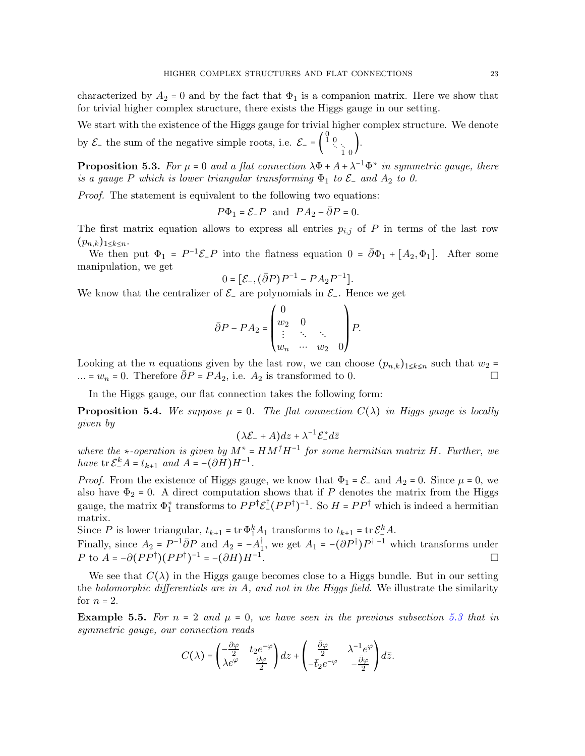characterized by $A_2 = 0$ and by the fact that $\Phi_1$ is a companion matrix. Here we show that for trivial higher complex structure, there exists the Higgs gauge in our setting.

We start with the existence of the Higgs gauge for trivial higher complex structure. We denote by $\mathcal{E}_-$ the sum of the negative simple roots, i.e. $\mathcal{E}_- = \begin{pmatrix} 0 & & & \\ 1 & 0 & & \\ & \ddots & \ddots & \\ & & 1 & 0 \end{pmatrix}$.

**Proposition 5.3.** *For $\mu = 0$ and a flat connection $\lambda\Phi + A + \lambda^{-1}\Phi^*$ in symmetric gauge, there is a gauge $P$ which is lower triangular transforming $\Phi_1$ to $\mathcal{E}_-$ and $A_2$ to 0.*

*Proof.* The statement is equivalent to the following two equations:

$$P\Phi_1 = \mathcal{E}_- P \;\text{ and }\; PA_2 - \bar{\partial}P = 0.$$

The first matrix equation allows to express all entries $p_{i,j}$ of $P$ in terms of the last row $(p_{n,k})_{1\leq k\leq n}$.

We then put $\Phi_1 = P^{-1}\mathcal{E}_- P$ into the flatness equation $0 = \bar{\partial}\Phi_1 + [A_2, \Phi_1]$. After some manipulation, we get

$$0 = [\mathcal{E}_-, (\bar{\partial}P)P^{-1} - PA_2P^{-1}].$$

We know that the centralizer of $\mathcal{E}_-$ are polynomials in $\mathcal{E}_-$. Hence we get

$$\bar{\partial}P - PA_2 = \begin{pmatrix} 0 & & & \\ w_2 & 0 & & \\ \vdots & \ddots & \ddots & \\ w_n & \cdots & w_2 & 0 \end{pmatrix} P.$$

Looking at the $n$ equations given by the last row, we can choose $(p_{n,k})_{1\leq k\leq n}$ such that $w_2 = \ldots = w_n = 0$. Therefore $\bar{\partial}P = PA_2$, i.e. $A_2$ is transformed to 0. $\square$

In the Higgs gauge, our flat connection takes the following form:

**Proposition 5.4.** *We suppose $\mu = 0$. The flat connection $C(\lambda)$ in Higgs gauge is locally given by*

$$(\lambda\mathcal{E}_- + A)dz + \lambda^{-1}\mathcal{E}_-^* d\bar{z}$$

*where the $*$-operation is given by $M^* = HM^\dagger H^{-1}$ for some hermitian matrix $H$. Further, we have $\operatorname{tr}\mathcal{E}_-^k A = t_{k+1}$ and $A = -(\partial H)H^{-1}$.*

*Proof.* From the existence of Higgs gauge, we know that $\Phi_1 = \mathcal{E}_-$ and $A_2 = 0$. Since $\mu = 0$, we also have $\Phi_2 = 0$. A direct computation shows that if $P$ denotes the matrix from the Higgs gauge, the matrix $\Phi_1^*$ transforms to $PP^\dagger\mathcal{E}_-^\dagger(PP^\dagger)^{-1}$. So $H = PP^\dagger$ which is indeed a hermitian matrix.

Since $P$ is lower triangular, $t_{k+1} = \operatorname{tr}\Phi_1^k A_1$ transforms to $t_{k+1} = \operatorname{tr}\mathcal{E}_-^k A$.

Finally, since $A_2 = P^{-1}\bar{\partial}P$ and $A_2 = -A_1^\dagger$, we get $A_1 = -(\partial P^\dagger)P^{\dagger\,-1}$ which transforms under $P$ to $A = -\partial(PP^\dagger)(PP^\dagger)^{-1} = -(\partial H)H^{-1}$. $\square$

We see that $C(\lambda)$ in the Higgs gauge becomes close to a Higgs bundle. But in our setting the *holomorphic differentials are in $A$, and not in the Higgs field*. We illustrate the similarity for $n = 2$.

**Example 5.5.** *For $n = 2$ and $\mu = 0$, we have seen in the previous subsection 5.3 that in symmetric gauge, our connection reads*

$$C(\lambda) = \begin{pmatrix} -\frac{\partial\varphi}{2} & t_2 e^{-\varphi} \\ \lambda e^{\varphi} & \frac{\partial\varphi}{2} \end{pmatrix} dz + \begin{pmatrix} \frac{\bar{\partial}\varphi}{2} & \lambda^{-1}e^{\varphi} \\ -\bar{t}_2 e^{-\varphi} & -\frac{\bar{\partial}\varphi}{2} \end{pmatrix} d\bar{z}.$$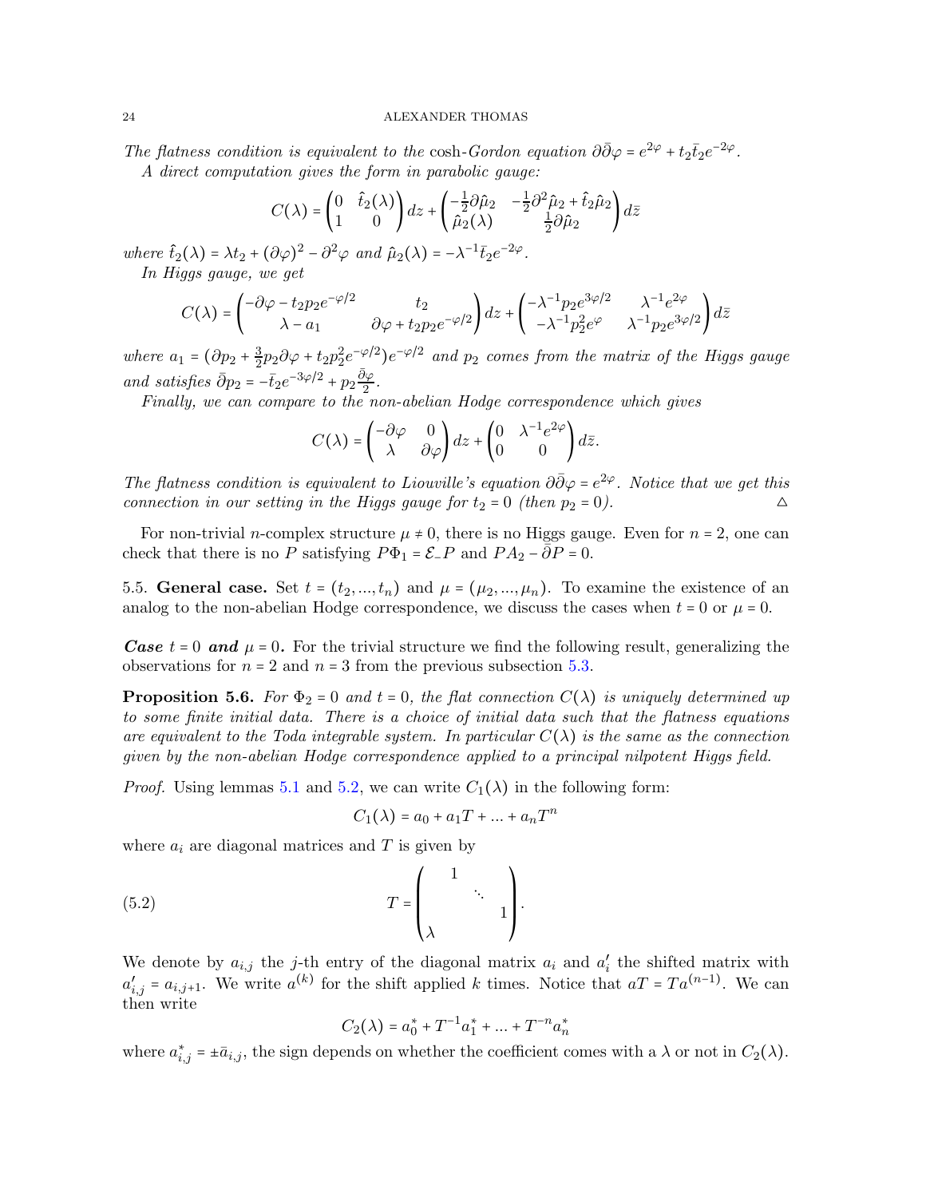*The flatness condition is equivalent to the* cosh*-Gordon equation $\partial\bar\partial\varphi = e^{2\varphi} + t_2\bar t_2 e^{-2\varphi}$.*

*A direct computation gives the form in parabolic gauge:*

$$C(\lambda) = \begin{pmatrix} 0 & \hat t_2(\lambda) \\ 1 & 0 \end{pmatrix} dz + \begin{pmatrix} -\frac{1}{2}\partial\hat\mu_2 & -\frac{1}{2}\partial^2\hat\mu_2 + \hat t_2\hat\mu_2 \\ \hat\mu_2(\lambda) & \frac{1}{2}\partial\hat\mu_2 \end{pmatrix} d\bar z$$

*where $\hat t_2(\lambda) = \lambda t_2 + (\partial\varphi)^2 - \partial^2\varphi$ and $\hat\mu_2(\lambda) = -\lambda^{-1}\bar t_2 e^{-2\varphi}$.*

*In Higgs gauge, we get*

$$C(\lambda) = \begin{pmatrix} -\partial\varphi - t_2p_2e^{-\varphi/2} & t_2 \\ \lambda - a_1 & \partial\varphi + t_2p_2e^{-\varphi/2} \end{pmatrix} dz + \begin{pmatrix} -\lambda^{-1}p_2e^{3\varphi/2} & \lambda^{-1}e^{2\varphi} \\ -\lambda^{-1}p_2^2e^{\varphi} & \lambda^{-1}p_2e^{3\varphi/2} \end{pmatrix} d\bar z$$

*where $a_1 = (\partial p_2 + \frac{3}{2}p_2\partial\varphi + t_2p_2^2e^{-\varphi/2})e^{-\varphi/2}$ and $p_2$ comes from the matrix of the Higgs gauge and satisfies $\bar\partial p_2 = -\bar t_2 e^{-3\varphi/2} + p_2\frac{\bar\partial\varphi}{2}$.*

*Finally, we can compare to the non-abelian Hodge correspondence which gives*

$$C(\lambda) = \begin{pmatrix} -\partial\varphi & 0 \\ \lambda & \partial\varphi \end{pmatrix} dz + \begin{pmatrix} 0 & \lambda^{-1}e^{2\varphi} \\ 0 & 0 \end{pmatrix} d\bar z.$$

*The flatness condition is equivalent to Liouville's equation $\partial\bar\partial\varphi = e^{2\varphi}$. Notice that we get this connection in our setting in the Higgs gauge for $t_2 = 0$ (then $p_2 = 0$).* △

For non-trivial $n$-complex structure $\mu \neq 0$, there is no Higgs gauge. Even for $n = 2$, one can check that there is no $P$ satisfying $P\Phi_1 = \mathcal{E}_- P$ and $PA_2 - \bar\partial P = 0$.

5.5. **General case.** Set $t = (t_2, ..., t_n)$ and $\mu = (\mu_2, ..., \mu_n)$. To examine the existence of an analog to the non-abelian Hodge correspondence, we discuss the cases when $t = 0$ or $\mu = 0$.

***Case*** $t = 0$ ***and*** $\mu = 0$**.** For the trivial structure we find the following result, generalizing the observations for $n = 2$ and $n = 3$ from the previous subsection 5.3.

**Proposition 5.6.** *For $\Phi_2 = 0$ and $t = 0$, the flat connection $C(\lambda)$ is uniquely determined up to some finite initial data. There is a choice of initial data such that the flatness equations are equivalent to the Toda integrable system. In particular $C(\lambda)$ is the same as the connection given by the non-abelian Hodge correspondence applied to a principal nilpotent Higgs field.*

*Proof.* Using lemmas 5.1 and 5.2, we can write $C_1(\lambda)$ in the following form:

$$C_1(\lambda) = a_0 + a_1T + ... + a_nT^n$$

where $a_i$ are diagonal matrices and $T$ is given by

$$T = \begin{pmatrix} & 1 & & \\ & & \ddots & \\ & & & 1 \\ \lambda & & & \end{pmatrix}. \tag{5.2}$$

We denote by $a_{i,j}$ the $j$-th entry of the diagonal matrix $a_i$ and $a_i'$ the shifted matrix with $a'_{i,j} = a_{i,j+1}$. We write $a^{(k)}$ for the shift applied $k$ times. Notice that $aT = Ta^{(n-1)}$. We can then write

$$C_2(\lambda) = a_0^* + T^{-1}a_1^* + ... + T^{-n}a_n^*$$

where $a_{i,j}^* = \pm\bar a_{i,j}$, the sign depends on whether the coefficient comes with a $\lambda$ or not in $C_2(\lambda)$.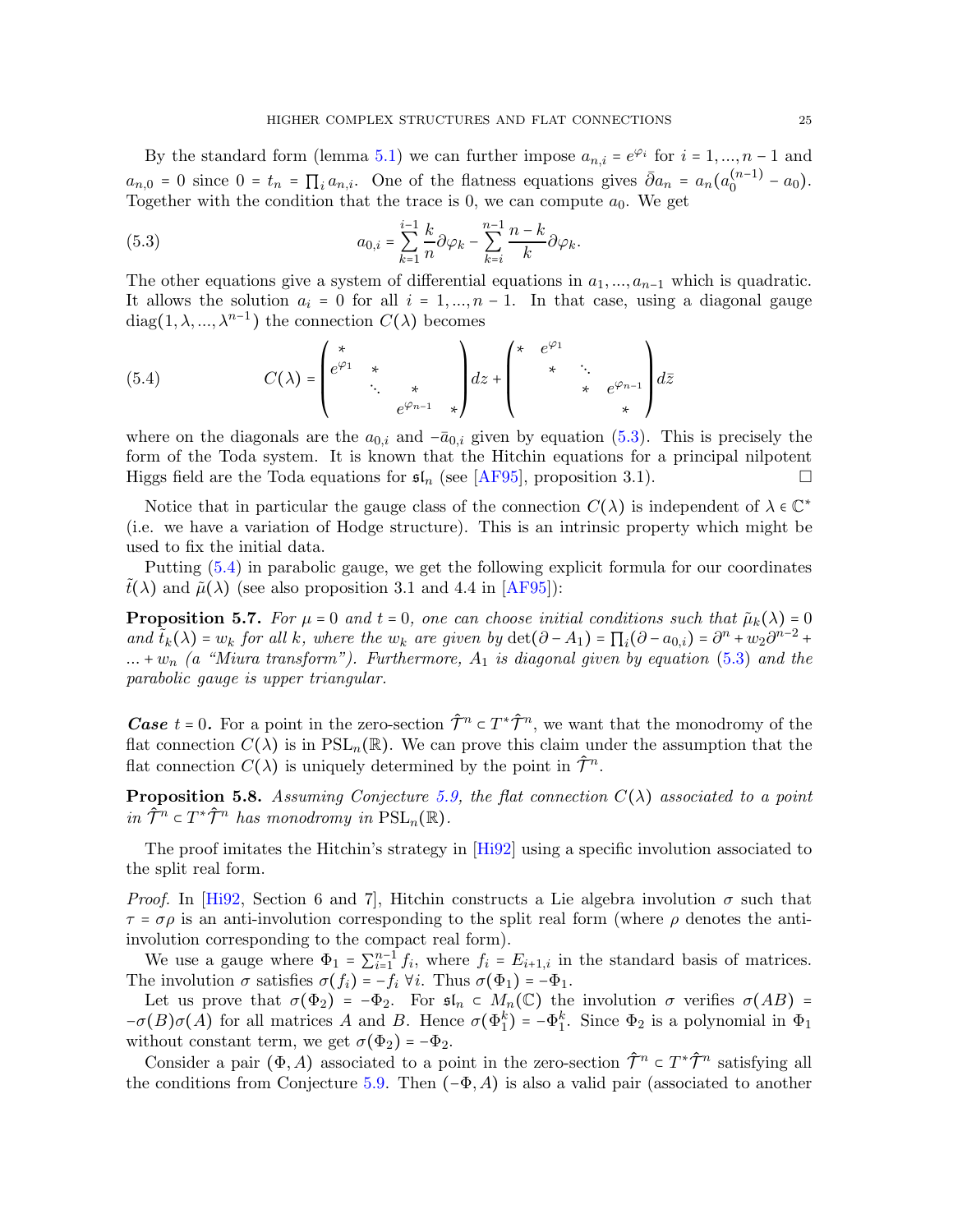By the standard form (lemma 5.1) we can further impose $a_{n,i} = e^{\varphi_i}$ for $i = 1, ..., n-1$ and $a_{n,0} = 0$ since $0 = t_n = \prod_i a_{n,i}$. One of the flatness equations gives $\bar{\partial} a_n = a_n(a_0^{(n-1)} - a_0)$. Together with the condition that the trace is 0, we can compute $a_0$. We get

$$a_{0,i} = \sum_{k=1}^{i-1} \frac{k}{n} \partial \varphi_k - \sum_{k=i}^{n-1} \frac{n-k}{k} \partial \varphi_k. \tag{5.3}$$

The other equations give a system of differential equations in $a_1, ..., a_{n-1}$ which is quadratic. It allows the solution $a_i = 0$ for all $i = 1, ..., n-1$. In that case, using a diagonal gauge $\operatorname{diag}(1, \lambda, ..., \lambda^{n-1})$ the connection $C(\lambda)$ becomes

$$C(\lambda) = \begin{pmatrix} * & & & \\ e^{\varphi_1} & * & & \\ & \ddots & * & \\ & & e^{\varphi_{n-1}} & * \end{pmatrix} dz + \begin{pmatrix} * & e^{\varphi_1} & & \\ & * & \ddots & \\ & & * & e^{\varphi_{n-1}} \\ & & & * \end{pmatrix} d\bar{z} \tag{5.4}$$

where on the diagonals are the $a_{0,i}$ and $-\bar{a}_{0,i}$ given by equation (5.3). This is precisely the form of the Toda system. It is known that the Hitchin equations for a principal nilpotent Higgs field are the Toda equations for $\mathfrak{sl}_n$ (see [AF95], proposition 3.1). □

Notice that in particular the gauge class of the connection $C(\lambda)$ is independent of $\lambda \in \mathbb{C}^*$ (i.e. we have a variation of Hodge structure). This is an intrinsic property which might be used to fix the initial data.

Putting (5.4) in parabolic gauge, we get the following explicit formula for our coordinates $\tilde{t}(\lambda)$ and $\tilde{\mu}(\lambda)$ (see also proposition 3.1 and 4.4 in [AF95]):

**Proposition 5.7.** *For $\mu = 0$ and $t = 0$, one can choose initial conditions such that $\tilde{\mu}_k(\lambda) = 0$ and $\tilde{t}_k(\lambda) = w_k$ for all $k$, where the $w_k$ are given by $\det(\partial - A_1) = \prod_i (\partial - a_{0,i}) = \partial^n + w_2 \partial^{n-2} + ... + w_n$ (a "Miura transform"). Furthermore, $A_1$ is diagonal given by equation (5.3) and the parabolic gauge is upper triangular.*

***Case*** **$t = 0$.** For a point in the zero-section $\hat{\mathcal{T}}^n \subset T^*\hat{\mathcal{T}}^n$, we want that the monodromy of the flat connection $C(\lambda)$ is in $\mathrm{PSL}_n(\mathbb{R})$. We can prove this claim under the assumption that the flat connection $C(\lambda)$ is uniquely determined by the point in $\hat{\mathcal{T}}^n$.

**Proposition 5.8.** *Assuming Conjecture 5.9, the flat connection $C(\lambda)$ associated to a point in $\hat{\mathcal{T}}^n \subset T^*\hat{\mathcal{T}}^n$ has monodromy in $\mathrm{PSL}_n(\mathbb{R})$.*

The proof imitates the Hitchin's strategy in [Hi92] using a specific involution associated to the split real form.

*Proof.* In [Hi92, Section 6 and 7], Hitchin constructs a Lie algebra involution $\sigma$ such that $\tau = \sigma\rho$ is an anti-involution corresponding to the split real form (where $\rho$ denotes the anti-involution corresponding to the compact real form).

We use a gauge where $\Phi_1 = \sum_{i=1}^{n-1} f_i$, where $f_i = E_{i+1,i}$ in the standard basis of matrices. The involution $\sigma$ satisfies $\sigma(f_i) = -f_i \; \forall i$. Thus $\sigma(\Phi_1) = -\Phi_1$.

Let us prove that $\sigma(\Phi_2) = -\Phi_2$. For $\mathfrak{sl}_n \subset M_n(\mathbb{C})$ the involution $\sigma$ verifies $\sigma(AB) = -\sigma(B)\sigma(A)$ for all matrices $A$ and $B$. Hence $\sigma(\Phi_1^k) = -\Phi_1^k$. Since $\Phi_2$ is a polynomial in $\Phi_1$ without constant term, we get $\sigma(\Phi_2) = -\Phi_2$.

Consider a pair $(\Phi, A)$ associated to a point in the zero-section $\hat{\mathcal{T}}^n \subset T^*\hat{\mathcal{T}}^n$ satisfying all the conditions from Conjecture 5.9. Then $(-\Phi, A)$ is also a valid pair (associated to another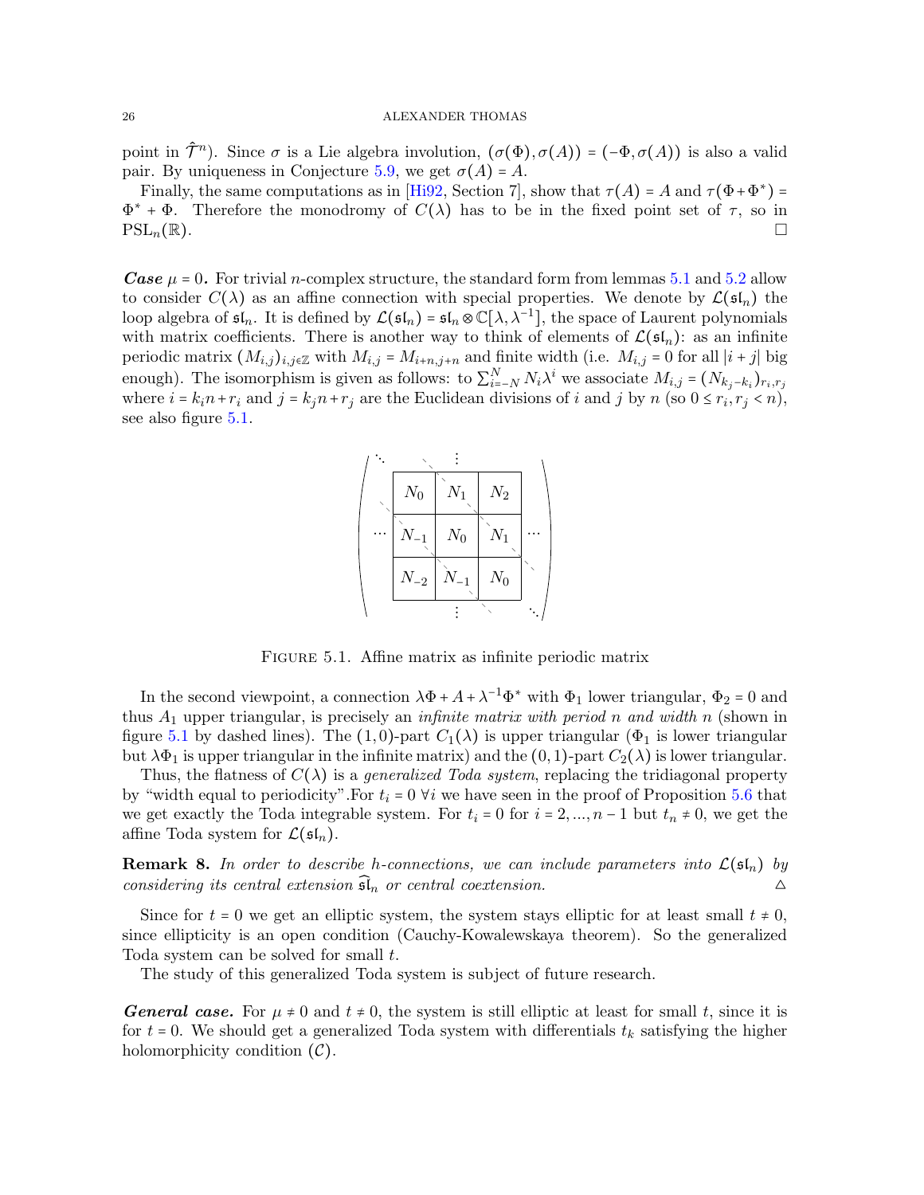point in $\hat{\mathcal{T}}^n$). Since $\sigma$ is a Lie algebra involution, $(\sigma(\Phi), \sigma(A)) = (-\Phi, \sigma(A))$ is also a valid pair. By uniqueness in Conjecture 5.9, we get $\sigma(A) = A$.

Finally, the same computations as in [Hi92, Section 7], show that $\tau(A) = A$ and $\tau(\Phi + \Phi^*) = \Phi^* + \Phi$. Therefore the monodromy of $C(\lambda)$ has to be in the fixed point set of $\tau$, so in $\mathrm{PSL}_n(\mathbb{R})$. □

***Case*** $\mu = 0$***.*** For trivial $n$-complex structure, the standard form from lemmas 5.1 and 5.2 allow to consider $C(\lambda)$ as an affine connection with special properties. We denote by $\mathcal{L}(\mathfrak{sl}_n)$ the loop algebra of $\mathfrak{sl}_n$. It is defined by $\mathcal{L}(\mathfrak{sl}_n) = \mathfrak{sl}_n \otimes \mathbb{C}[\lambda, \lambda^{-1}]$, the space of Laurent polynomials with matrix coefficients. There is another way to think of elements of $\mathcal{L}(\mathfrak{sl}_n)$: as an infinite periodic matrix $(M_{i,j})_{i,j \in \mathbb{Z}}$ with $M_{i,j} = M_{i+n,j+n}$ and finite width (i.e. $M_{i,j} = 0$ for all $|i+j|$ big enough). The isomorphism is given as follows: to $\sum_{i=-N}^{N} N_i \lambda^i$ we associate $M_{i,j} = (N_{k_j - k_i})_{r_i, r_j}$ where $i = k_i n + r_i$ and $j = k_j n + r_j$ are the Euclidean divisions of $i$ and $j$ by $n$ (so $0 \leq r_i, r_j < n$), see also figure 5.1.

$$\begin{pmatrix} \ddots & & \vdots & & \\ & N_0 & N_1 & N_2 & \\ \cdots & N_{-1} & N_0 & N_1 & \cdots \\ & N_{-2} & N_{-1} & N_0 & \\ & & \vdots & & \ddots \end{pmatrix}$$

Figure 5.1. Affine matrix as infinite periodic matrix

In the second viewpoint, a connection $\lambda\Phi + A + \lambda^{-1}\Phi^*$ with $\Phi_1$ lower triangular, $\Phi_2 = 0$ and thus $A_1$ upper triangular, is precisely an *infinite matrix with period $n$ and width $n$* (shown in figure 5.1 by dashed lines). The $(1,0)$-part $C_1(\lambda)$ is upper triangular ($\Phi_1$ is lower triangular but $\lambda\Phi_1$ is upper triangular in the infinite matrix) and the $(0,1)$-part $C_2(\lambda)$ is lower triangular.

Thus, the flatness of $C(\lambda)$ is a *generalized Toda system*, replacing the tridiagonal property by "width equal to periodicity".For $t_i = 0\ \forall i$ we have seen in the proof of Proposition 5.6 that we get exactly the Toda integrable system. For $t_i = 0$ for $i = 2, ..., n-1$ but $t_n \neq 0$, we get the affine Toda system for $\mathcal{L}(\mathfrak{sl}_n)$.

**Remark 8.** *In order to describe h-connections, we can include parameters into $\mathcal{L}(\mathfrak{sl}_n)$ by considering its central extension $\widehat{\mathfrak{sl}}_n$ or central coextension.* △

Since for $t = 0$ we get an elliptic system, the system stays elliptic for at least small $t \neq 0$, since ellipticity is an open condition (Cauchy-Kowalewskaya theorem). So the generalized Toda system can be solved for small $t$.

The study of this generalized Toda system is subject of future research.

***General case.*** For $\mu \neq 0$ and $t \neq 0$, the system is still elliptic at least for small $t$, since it is for $t = 0$. We should get a generalized Toda system with differentials $t_k$ satisfying the higher holomorphicity condition $(\mathcal{C})$.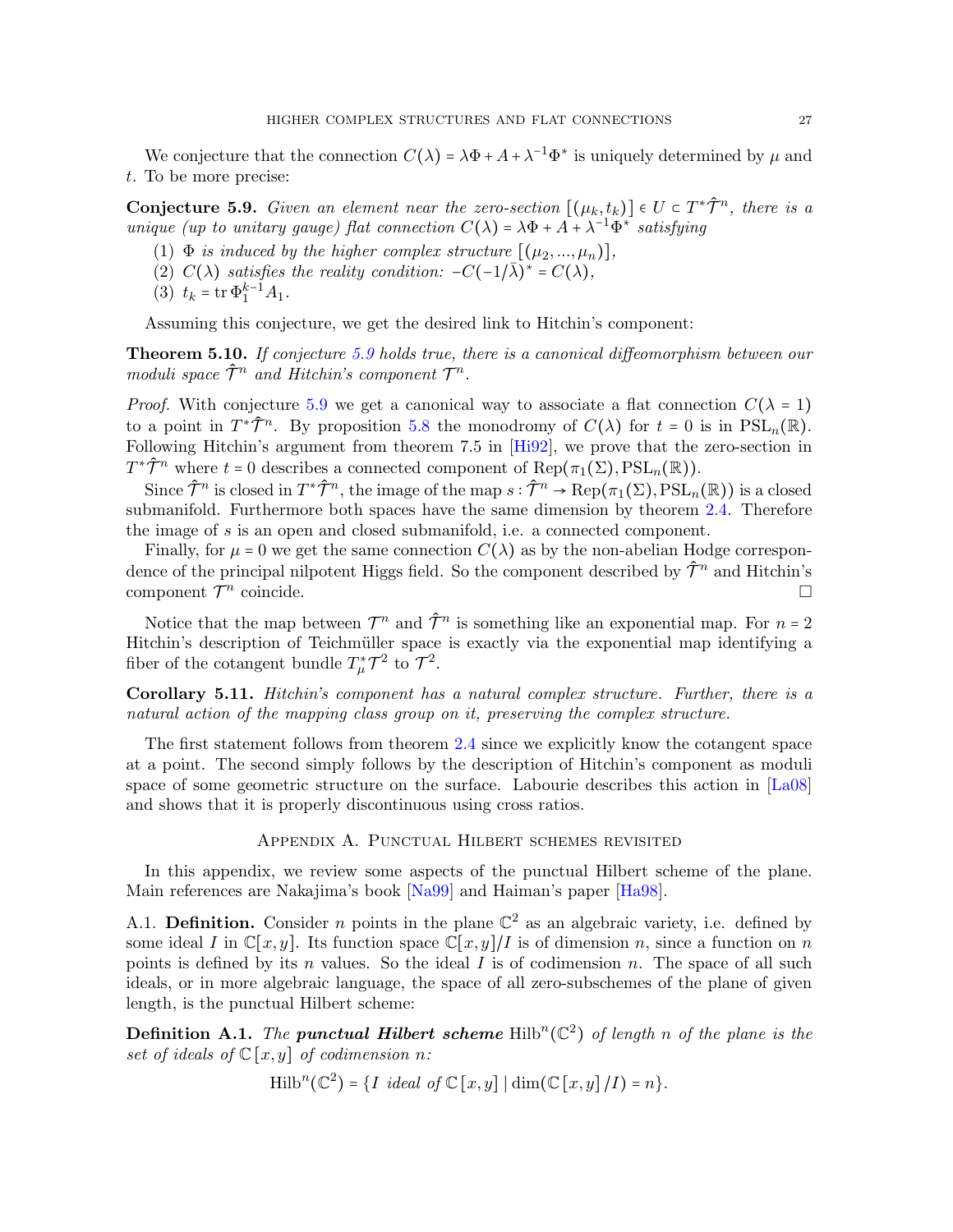We conjecture that the connection $C(\lambda) = \lambda\Phi + A + \lambda^{-1}\Phi^*$ is uniquely determined by $\mu$ and $t$. To be more precise:

**Conjecture 5.9.** *Given an element near the zero-section $[(\mu_k, t_k)] \in U \subset T^*\hat{\mathcal{T}}^n$, there is a unique (up to unitary gauge) flat connection $C(\lambda) = \lambda\Phi + A + \lambda^{-1}\Phi^*$ satisfying*

1. *$\Phi$ is induced by the higher complex structure $[(\mu_2, ..., \mu_n)]$,*
2. *$C(\lambda)$ satisfies the reality condition: $-C(-1/\bar{\lambda})^* = C(\lambda)$,*
3. *$t_k = \operatorname{tr} \Phi_1^{k-1} A_1$.*

Assuming this conjecture, we get the desired link to Hitchin's component:

**Theorem 5.10.** *If conjecture 5.9 holds true, there is a canonical diffeomorphism between our moduli space $\hat{\mathcal{T}}^n$ and Hitchin's component $\mathcal{T}^n$.*

*Proof.* With conjecture 5.9 we get a canonical way to associate a flat connection $C(\lambda = 1)$ to a point in $T^*\hat{\mathcal{T}}^n$. By proposition 5.8 the monodromy of $C(\lambda)$ for $t = 0$ is in $\mathrm{PSL}_n(\mathbb{R})$. Following Hitchin's argument from theorem 7.5 in [Hi92], we prove that the zero-section in $T^*\hat{\mathcal{T}}^n$ where $t = 0$ describes a connected component of $\operatorname{Rep}(\pi_1(\Sigma), \mathrm{PSL}_n(\mathbb{R}))$.

Since $\hat{\mathcal{T}}^n$ is closed in $T^*\hat{\mathcal{T}}^n$, the image of the map $s : \hat{\mathcal{T}}^n \to \operatorname{Rep}(\pi_1(\Sigma), \mathrm{PSL}_n(\mathbb{R}))$ is a closed submanifold. Furthermore both spaces have the same dimension by theorem 2.4. Therefore the image of $s$ is an open and closed submanifold, i.e. a connected component.

Finally, for $\mu = 0$ we get the same connection $C(\lambda)$ as by the non-abelian Hodge correspondence of the principal nilpotent Higgs field. So the component described by $\hat{\mathcal{T}}^n$ and Hitchin's component $\mathcal{T}^n$ coincide. □

Notice that the map between $\mathcal{T}^n$ and $\hat{\mathcal{T}}^n$ is something like an exponential map. For $n = 2$ Hitchin's description of Teichmüller space is exactly via the exponential map identifying a fiber of the cotangent bundle $T^*_\mu\mathcal{T}^2$ to $\mathcal{T}^2$.

**Corollary 5.11.** *Hitchin's component has a natural complex structure. Further, there is a natural action of the mapping class group on it, preserving the complex structure.*

The first statement follows from theorem 2.4 since we explicitly know the cotangent space at a point. The second simply follows by the description of Hitchin's component as moduli space of some geometric structure on the surface. Labourie describes this action in [La08] and shows that it is properly discontinuous using cross ratios.

## Appendix A. Punctual Hilbert schemes revisited

In this appendix, we review some aspects of the punctual Hilbert scheme of the plane. Main references are Nakajima's book [Na99] and Haiman's paper [Ha98].

A.1. **Definition.** Consider $n$ points in the plane $\mathbb{C}^2$ as an algebraic variety, i.e. defined by some ideal $I$ in $\mathbb{C}[x,y]$. Its function space $\mathbb{C}[x,y]/I$ is of dimension $n$, since a function on $n$ points is defined by its $n$ values. So the ideal $I$ is of codimension $n$. The space of all such ideals, or in more algebraic language, the space of all zero-subschemes of the plane of given length, is the punctual Hilbert scheme:

**Definition A.1.** *The **punctual Hilbert scheme** $\mathrm{Hilb}^n(\mathbb{C}^2)$ of length $n$ of the plane is the set of ideals of $\mathbb{C}[x,y]$ of codimension $n$:*

$$\mathrm{Hilb}^n(\mathbb{C}^2) = \{I \text{ ideal of } \mathbb{C}[x,y] \mid \dim(\mathbb{C}[x,y]/I) = n\}.$$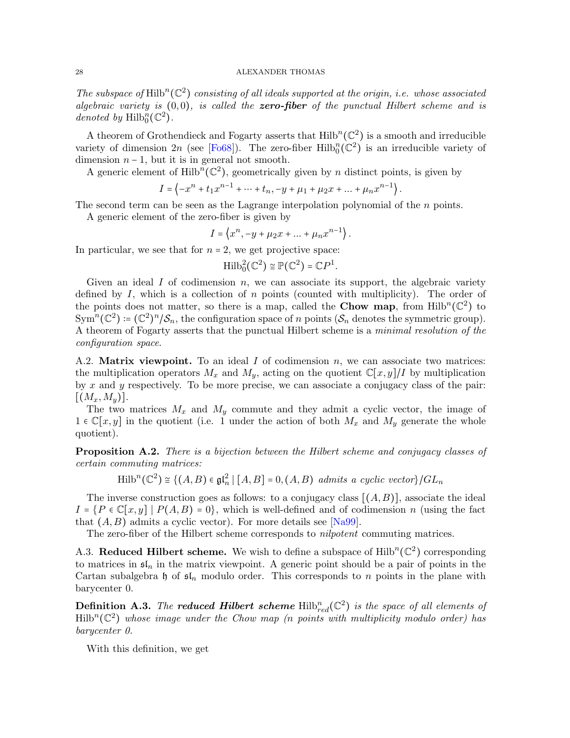*The subspace of* $\mathrm{Hilb}^n(\mathbb{C}^2)$ *consisting of all ideals supported at the origin, i.e. whose associated algebraic variety is* $(0,0)$*, is called the* ***zero-fiber*** *of the punctual Hilbert scheme and is denoted by* $\mathrm{Hilb}^n_0(\mathbb{C}^2)$*.*

A theorem of Grothendieck and Fogarty asserts that $\mathrm{Hilb}^n(\mathbb{C}^2)$ is a smooth and irreducible variety of dimension $2n$ (see [Fo68]). The zero-fiber $\mathrm{Hilb}^n_0(\mathbb{C}^2)$ is an irreducible variety of dimension $n-1$, but it is in general not smooth.

A generic element of $\mathrm{Hilb}^n(\mathbb{C}^2)$, geometrically given by $n$ distinct points, is given by

$$I = \left\langle -x^n + t_1 x^{n-1} + \cdots + t_n, -y + \mu_1 + \mu_2 x + \ldots + \mu_n x^{n-1} \right\rangle.$$

The second term can be seen as the Lagrange interpolation polynomial of the $n$ points.

A generic element of the zero-fiber is given by

$$I = \left\langle x^n, -y + \mu_2 x + \ldots + \mu_n x^{n-1} \right\rangle.$$

In particular, we see that for $n=2$, we get projective space:

$$\mathrm{Hilb}^2_0(\mathbb{C}^2) \cong \mathbb{P}(\mathbb{C}^2) = \mathbb{C}P^1.$$

Given an ideal $I$ of codimension $n$, we can associate its support, the algebraic variety defined by $I$, which is a collection of $n$ points (counted with multiplicity). The order of the points does not matter, so there is a map, called the **Chow map**, from $\mathrm{Hilb}^n(\mathbb{C}^2)$ to $\mathrm{Sym}^n(\mathbb{C}^2) \coloneqq (\mathbb{C}^2)^n/\mathcal{S}_n$, the configuration space of $n$ points ($\mathcal{S}_n$ denotes the symmetric group). A theorem of Fogarty asserts that the punctual Hilbert scheme is a *minimal resolution of the configuration space*.

A.2. **Matrix viewpoint.** To an ideal $I$ of codimension $n$, we can associate two matrices: the multiplication operators $M_x$ and $M_y$, acting on the quotient $\mathbb{C}[x,y]/I$ by multiplication by $x$ and $y$ respectively. To be more precise, we can associate a conjugacy class of the pair: $[(M_x, M_y)]$.

The two matrices $M_x$ and $M_y$ commute and they admit a cyclic vector, the image of $1 \in \mathbb{C}[x,y]$ in the quotient (i.e. 1 under the action of both $M_x$ and $M_y$ generate the whole quotient).

**Proposition A.2.** *There is a bijection between the Hilbert scheme and conjugacy classes of certain commuting matrices:*

$$\mathrm{Hilb}^n(\mathbb{C}^2) \cong \{(A,B) \in \mathfrak{gl}_n^2 \mid [A,B] = 0, (A,B) \text{ admits a cyclic vector}\}/GL_n$$

The inverse construction goes as follows: to a conjugacy class $[(A,B)]$, associate the ideal $I = \{P \in \mathbb{C}[x,y] \mid P(A,B) = 0\}$, which is well-defined and of codimension $n$ (using the fact that $(A,B)$ admits a cyclic vector). For more details see [Na99].

The zero-fiber of the Hilbert scheme corresponds to *nilpotent* commuting matrices.

A.3. **Reduced Hilbert scheme.** We wish to define a subspace of $\mathrm{Hilb}^n(\mathbb{C}^2)$ corresponding to matrices in $\mathfrak{sl}_n$ in the matrix viewpoint. A generic point should be a pair of points in the Cartan subalgebra $\mathfrak{h}$ of $\mathfrak{sl}_n$ modulo order. This corresponds to $n$ points in the plane with barycenter 0.

**Definition A.3.** *The* ***reduced Hilbert scheme*** $\mathrm{Hilb}^n_{red}(\mathbb{C}^2)$ *is the space of all elements of* $\mathrm{Hilb}^n(\mathbb{C}^2)$ *whose image under the Chow map (n points with multiplicity modulo order) has barycenter 0.*

With this definition, we get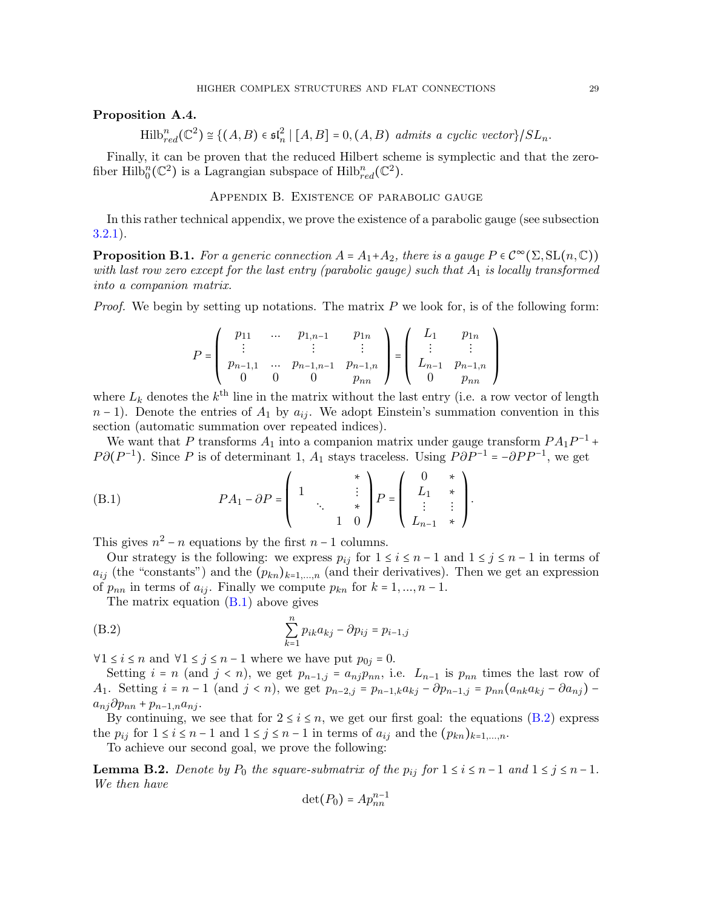**Proposition A.4.**

$$\mathrm{Hilb}^n_{red}(\mathbb{C}^2) \cong \{(A,B) \in \mathfrak{sl}_n^2 \mid [A,B]=0, (A,B) \text{ admits a cyclic vector}\}/SL_n.$$

Finally, it can be proven that the reduced Hilbert scheme is symplectic and that the zero-fiber $\mathrm{Hilb}^n_0(\mathbb{C}^2)$ is a Lagrangian subspace of $\mathrm{Hilb}^n_{red}(\mathbb{C}^2)$.

## Appendix B. Existence of parabolic gauge

In this rather technical appendix, we prove the existence of a parabolic gauge (see subsection 3.2.1).

**Proposition B.1.** *For a generic connection $A = A_1 + A_2$, there is a gauge $P \in \mathcal{C}^\infty(\Sigma, \mathrm{SL}(n,\mathbb{C}))$ with last row zero except for the last entry (parabolic gauge) such that $A_1$ is locally transformed into a companion matrix.*

*Proof.* We begin setting up notations. The matrix $P$ we look for, is of the following form:

$$P = \begin{pmatrix} p_{11} & \dots & p_{1,n-1} & p_{1n} \\ \vdots & & \vdots & \vdots \\ p_{n-1,1} & \dots & p_{n-1,n-1} & p_{n-1,n} \\ 0 & 0 & 0 & p_{nn} \end{pmatrix} = \begin{pmatrix} L_1 & p_{1n} \\ \vdots & \vdots \\ L_{n-1} & p_{n-1,n} \\ 0 & p_{nn} \end{pmatrix}$$

where $L_k$ denotes the $k^{\text{th}}$ line in the matrix without the last entry (i.e. a row vector of length $n-1$). Denote the entries of $A_1$ by $a_{ij}$. We adopt Einstein's summation convention in this section (automatic summation over repeated indices).

We want that $P$ transforms $A_1$ into a companion matrix under gauge transform $PA_1P^{-1} + P\partial(P^{-1})$. Since $P$ is of determinant 1, $A_1$ stays traceless. Using $P\partial P^{-1} = -\partial P P^{-1}$, we get

$$PA_1 - \partial P = \begin{pmatrix} & & & * \\ 1 & & & \vdots \\ & \ddots & & * \\ & & 1 & 0 \end{pmatrix} P = \begin{pmatrix} 0 & * \\ L_1 & * \\ \vdots & \vdots \\ L_{n-1} & * \end{pmatrix}. \tag{B.1}$$

This gives $n^2 - n$ equations by the first $n-1$ columns.

Our strategy is the following: we express $p_{ij}$ for $1 \le i \le n-1$ and $1 \le j \le n-1$ in terms of $a_{ij}$ (the "constants") and the $(p_{kn})_{k=1,\dots,n}$ (and their derivatives). Then we get an expression of $p_{nn}$ in terms of $a_{ij}$. Finally we compute $p_{kn}$ for $k = 1, \dots, n-1$.

The matrix equation (B.1) above gives

$$\sum_{k=1}^{n} p_{ik}a_{kj} - \partial p_{ij} = p_{i-1,j} \tag{B.2}$$

$\forall 1 \le i \le n$ and $\forall 1 \le j \le n-1$ where we have put $p_{0j} = 0$.

Setting $i = n$ (and $j < n$), we get $p_{n-1,j} = a_{nj}p_{nn}$, i.e. $L_{n-1}$ is $p_{nn}$ times the last row of $A_1$. Setting $i = n-1$ (and $j < n$), we get $p_{n-2,j} = p_{n-1,k}a_{kj} - \partial p_{n-1,j} = p_{nn}(a_{nk}a_{kj} - \partial a_{nj}) - a_{nj}\partial p_{nn} + p_{n-1,n}a_{nj}$.

By continuing, we see that for $2 \le i \le n$, we get our first goal: the equations (B.2) express the $p_{ij}$ for $1 \le i \le n-1$ and $1 \le j \le n-1$ in terms of $a_{ij}$ and the $(p_{kn})_{k=1,\dots,n}$.

To achieve our second goal, we prove the following:

**Lemma B.2.** *Denote by $P_0$ the square-submatrix of the $p_{ij}$ for $1 \le i \le n-1$ and $1 \le j \le n-1$. We then have*

$$\det(P_0) = Ap_{nn}^{n-1}$$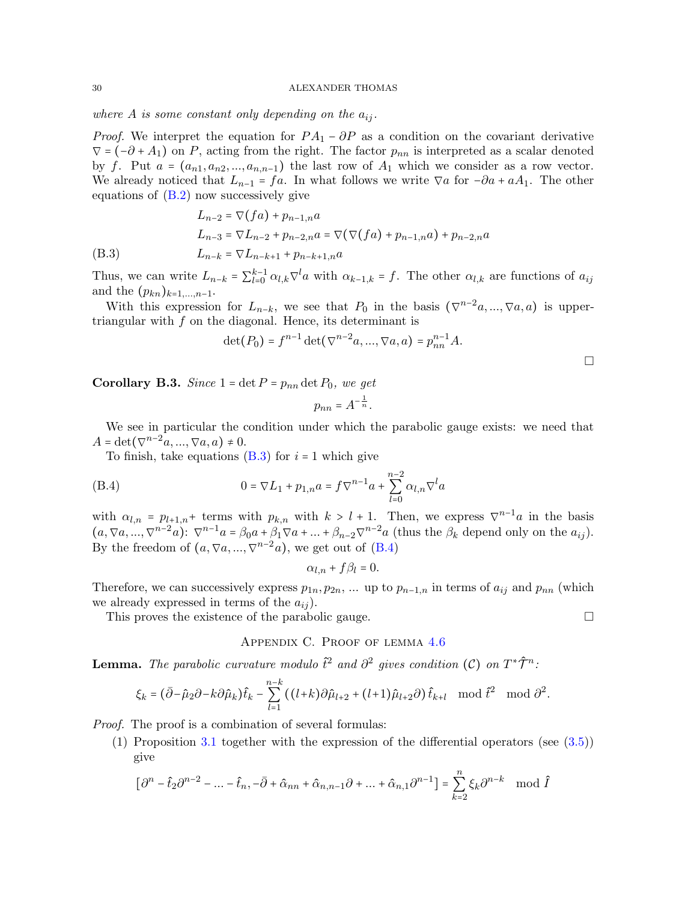*where $A$ is some constant only depending on the $a_{ij}$.*

*Proof.* We interpret the equation for $PA_1 - \partial P$ as a condition on the covariant derivative $\nabla = (-\partial + A_1)$ on $P$, acting from the right. The factor $p_{nn}$ is interpreted as a scalar denoted by $f$. Put $a = (a_{n1}, a_{n2}, ..., a_{n,n-1})$ the last row of $A_1$ which we consider as a row vector. We already noticed that $L_{n-1} = fa$. In what follows we write $\nabla a$ for $-\partial a + aA_1$. The other equations of (B.2) now successively give

$$
\begin{aligned}
L_{n-2} &= \nabla(fa) + p_{n-1,n}a \\
L_{n-3} &= \nabla L_{n-2} + p_{n-2,n}a = \nabla(\nabla(fa) + p_{n-1,n}a) + p_{n-2,n}a \\
L_{n-k} &= \nabla L_{n-k+1} + p_{n-k+1,n}a
\end{aligned}
\tag{B.3}
$$

Thus, we can write $L_{n-k} = \sum_{l=0}^{k-1} \alpha_{l,k} \nabla^l a$ with $\alpha_{k-1,k} = f$. The other $\alpha_{l,k}$ are functions of $a_{ij}$ and the $(p_{kn})_{k=1,...,n-1}$.

With this expression for $L_{n-k}$, we see that $P_0$ in the basis $(\nabla^{n-2}a, ..., \nabla a, a)$ is upper-triangular with $f$ on the diagonal. Hence, its determinant is

$$
\det(P_0) = f^{n-1} \det(\nabla^{n-2}a, ..., \nabla a, a) = p_{nn}^{n-1} A.
$$

□

**Corollary B.3.** *Since $1 = \det P = p_{nn} \det P_0$, we get*

$$
p_{nn} = A^{-\frac{1}{n}}.
$$

We see in particular the condition under which the parabolic gauge exists: we need that $A = \det(\nabla^{n-2}a, ..., \nabla a, a) \neq 0$.

To finish, take equations (B.3) for $i = 1$ which give

$$
0 = \nabla L_1 + p_{1,n}a = f \nabla^{n-1} a + \sum_{l=0}^{n-2} \alpha_{l,n} \nabla^l a
\tag{B.4}
$$

with $\alpha_{l,n} = p_{l+1,n}+$ terms with $p_{k,n}$ with $k > l+1$. Then, we express $\nabla^{n-1}a$ in the basis $(a, \nabla a, ..., \nabla^{n-2}a)$: $\nabla^{n-1}a = \beta_0 a + \beta_1 \nabla a + ... + \beta_{n-2}\nabla^{n-2}a$ (thus the $\beta_k$ depend only on the $a_{ij}$). By the freedom of $(a, \nabla a, ..., \nabla^{n-2}a)$, we get out of (B.4)

$$
\alpha_{l,n} + f\beta_l = 0.
$$

Therefore, we can successively express $p_{1n}, p_{2n}, ...$ up to $p_{n-1,n}$ in terms of $a_{ij}$ and $p_{nn}$ (which we already expressed in terms of the $a_{ij}$).

This proves the existence of the parabolic gauge. □

## Appendix C. Proof of lemma 4.6

**Lemma.** *The parabolic curvature modulo $\hat{t}^2$ and $\partial^2$ gives condition $(\mathcal{C})$ on $T^*\hat{\mathcal{T}}^n$:*

$$
\xi_k = (\bar{\partial} - \hat{\mu}_2 \partial - k \partial \hat{\mu}_k)\hat{t}_k - \sum_{l=1}^{n-k} \left( (l+k)\partial \hat{\mu}_{l+2} + (l+1)\hat{\mu}_{l+2}\partial \right) \hat{t}_{k+l} \mod \hat{t}^2 \mod \partial^2.
$$

*Proof.* The proof is a combination of several formulas:

(1) Proposition 3.1 together with the expression of the differential operators (see (3.5)) give

$$
\left[\partial^n - \hat{t}_2 \partial^{n-2} - ... - \hat{t}_n, -\bar{\partial} + \hat{\alpha}_{nn} + \hat{\alpha}_{n,n-1}\partial + ... + \hat{\alpha}_{n,1}\partial^{n-1}\right] = \sum_{k=2}^{n} \xi_k \partial^{n-k} \mod \hat{I}
$$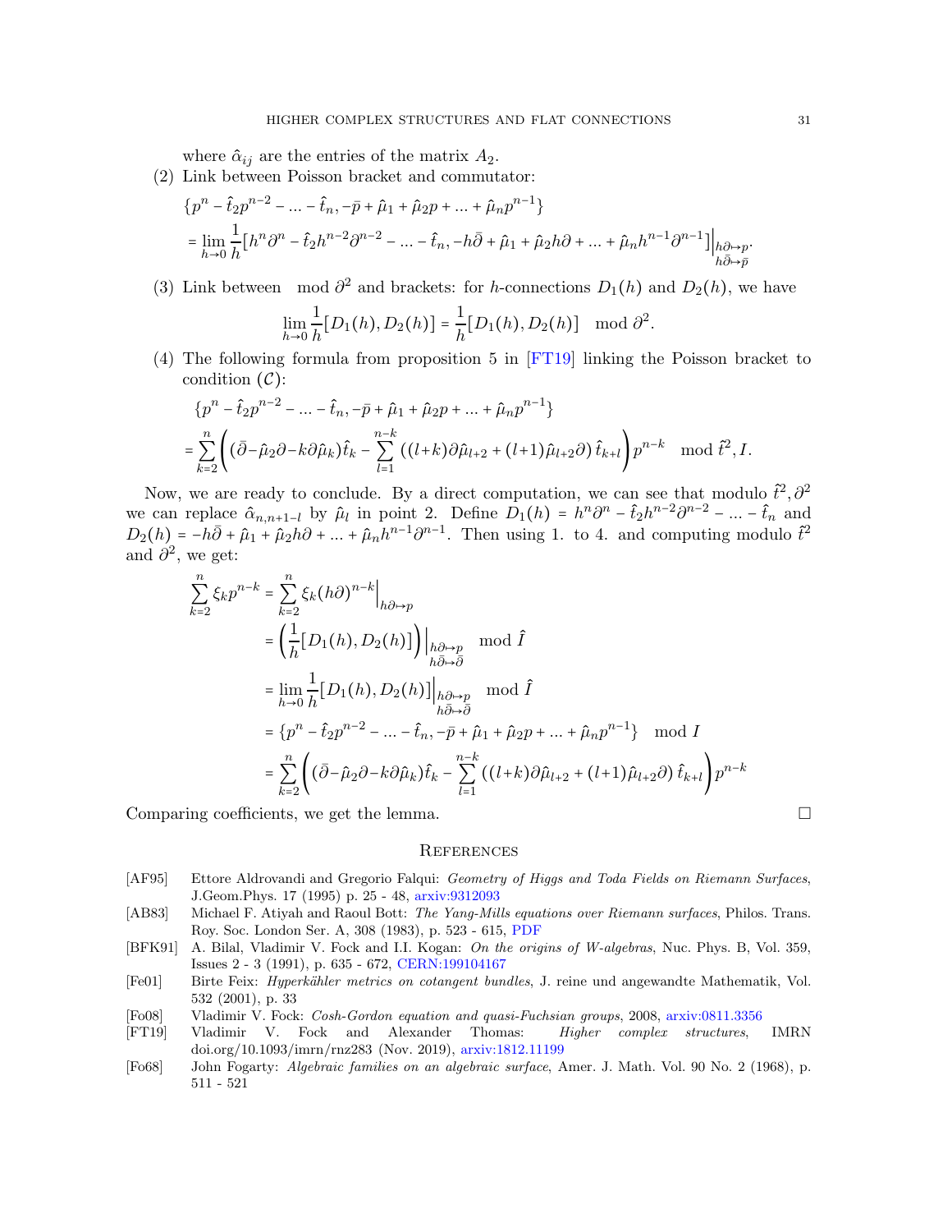where $\hat{\alpha}_{ij}$ are the entries of the matrix $A_2$.

(2) Link between Poisson bracket and commutator:

$$\{p^n - \hat{t}_2 p^{n-2} - ... - \hat{t}_n, -\bar{p} + \hat{\mu}_1 + \hat{\mu}_2 p + ... + \hat{\mu}_n p^{n-1}\}$$
$$= \lim_{h\to 0} \frac{1}{h}[h^n\partial^n - \hat{t}_2 h^{n-2}\partial^{n-2} - ... - \hat{t}_n, -h\bar{\partial} + \hat{\mu}_1 + \hat{\mu}_2 h\partial + ... + \hat{\mu}_n h^{n-1}\partial^{n-1}]\Big|_{\substack{h\partial\mapsto p \\ h\bar{\partial}\mapsto \bar{p}}}.$$

(3) Link between $\mod \partial^2$ and brackets: for $h$-connections $D_1(h)$ and $D_2(h)$, we have

$$\lim_{h\to 0}\frac{1}{h}[D_1(h), D_2(h)] = \frac{1}{h}[D_1(h), D_2(h)] \mod \partial^2.$$

(4) The following formula from proposition 5 in [FT19] linking the Poisson bracket to condition $(\mathcal{C})$:

$$\{p^n - \hat{t}_2 p^{n-2} - ... - \hat{t}_n, -\bar{p} + \hat{\mu}_1 + \hat{\mu}_2 p + ... + \hat{\mu}_n p^{n-1}\}$$
$$= \sum_{k=2}^{n}\left((\bar{\partial} - \hat{\mu}_2\partial - k\partial\hat{\mu}_k)\hat{t}_k - \sum_{l=1}^{n-k}\left((l+k)\partial\hat{\mu}_{l+2} + (l+1)\hat{\mu}_{l+2}\partial\right)\hat{t}_{k+l}\right)p^{n-k} \mod \hat{t}^2, I.$$

Now, we are ready to conclude. By a direct computation, we can see that modulo $\hat{t}^2, \partial^2$ we can replace $\hat{\alpha}_{n,n+1-l}$ by $\hat{\mu}_l$ in point 2. Define $D_1(h) = h^n\partial^n - \hat{t}_2 h^{n-2}\partial^{n-2} - ... - \hat{t}_n$ and $D_2(h) = -h\bar{\partial} + \hat{\mu}_1 + \hat{\mu}_2 h\partial + ... + \hat{\mu}_n h^{n-1}\partial^{n-1}$. Then using 1. to 4. and computing modulo $\hat{t}^2$ and $\partial^2$, we get:

$$\begin{aligned}
\sum_{k=2}^{n}\xi_k p^{n-k} &= \sum_{k=2}^{n}\xi_k (h\partial)^{n-k}\Big|_{h\partial\mapsto p} \\
&= \left(\frac{1}{h}[D_1(h), D_2(h)]\right)\Big|_{\substack{h\partial\mapsto p \\ h\bar{\partial}\mapsto\bar{\partial}}} \mod \hat{I} \\
&= \lim_{h\to 0}\frac{1}{h}[D_1(h), D_2(h)]\Big|_{\substack{h\partial\mapsto p \\ h\bar{\partial}\mapsto\bar{\partial}}} \mod \hat{I} \\
&= \{p^n - \hat{t}_2 p^{n-2} - ... - \hat{t}_n, -\bar{p} + \hat{\mu}_1 + \hat{\mu}_2 p + ... + \hat{\mu}_n p^{n-1}\} \mod I \\
&= \sum_{k=2}^{n}\left((\bar{\partial} - \hat{\mu}_2\partial - k\partial\hat{\mu}_k)\hat{t}_k - \sum_{l=1}^{n-k}\left((l+k)\partial\hat{\mu}_{l+2} + (l+1)\hat{\mu}_{l+2}\partial\right)\hat{t}_{k+l}\right)p^{n-k}
\end{aligned}$$

Comparing coefficients, we get the lemma. □

## References

[AF95] Ettore Aldrovandi and Gregorio Falqui: *Geometry of Higgs and Toda Fields on Riemann Surfaces*, J.Geom.Phys. 17 (1995) p. 25 - 48, arxiv:9312093

[AB83] Michael F. Atiyah and Raoul Bott: *The Yang-Mills equations over Riemann surfaces*, Philos. Trans. Roy. Soc. London Ser. A, 308 (1983), p. 523 - 615, PDF

[BFK91] A. Bilal, Vladimir V. Fock and I.I. Kogan: *On the origins of W-algebras*, Nuc. Phys. B, Vol. 359, Issues 2 - 3 (1991), p. 635 - 672, CERN:199104167

[Fe01] Birte Feix: *Hyperkähler metrics on cotangent bundles*, J. reine und angewandte Mathematik, Vol. 532 (2001), p. 33

[Fo08] Vladimir V. Fock: *Cosh-Gordon equation and quasi-Fuchsian groups*, 2008, arxiv:0811.3356

[FT19] Vladimir V. Fock and Alexander Thomas: *Higher complex structures*, IMRN doi.org/10.1093/imrn/rnz283 (Nov. 2019), arxiv:1812.11199

[Fo68] John Fogarty: *Algebraic families on an algebraic surface*, Amer. J. Math. Vol. 90 No. 2 (1968), p. 511 - 521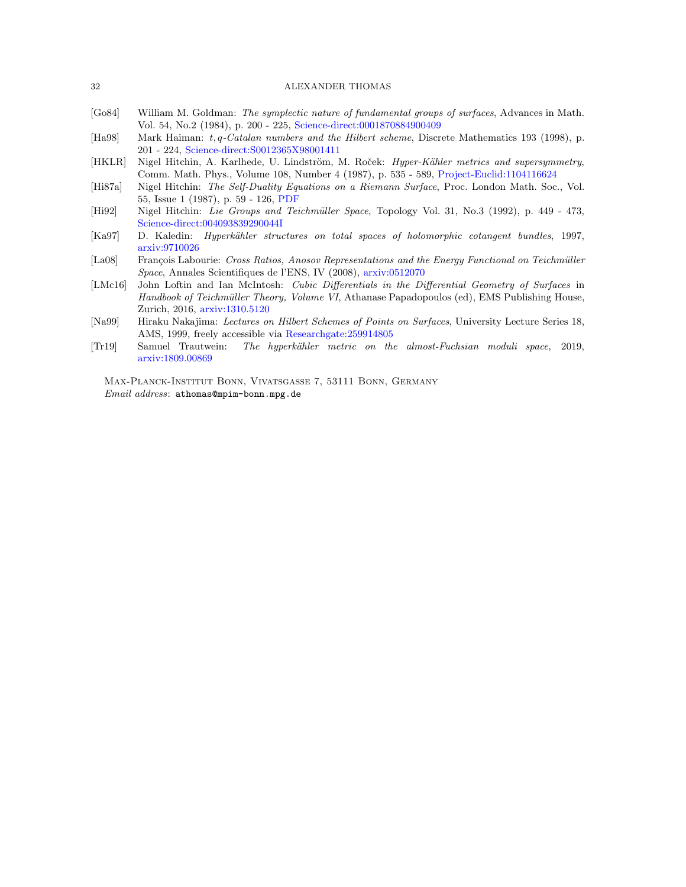[Go84] William M. Goldman: *The symplectic nature of fundamental groups of surfaces*, Advances in Math. Vol. 54, No.2 (1984), p. 200 - 225, Science-direct:0001870884900409

[Ha98] Mark Haiman: *$t, q$-Catalan numbers and the Hilbert scheme*, Discrete Mathematics 193 (1998), p. 201 - 224, Science-direct:S0012365X98001411

[HKLR] Nigel Hitchin, A. Karlhede, U. Lindström, M. Roček: *Hyper-Kähler metrics and supersymmetry*, Comm. Math. Phys., Volume 108, Number 4 (1987), p. 535 - 589, Project-Euclid:1104116624

[Hi87a] Nigel Hitchin: *The Self-Duality Equations on a Riemann Surface*, Proc. London Math. Soc., Vol. 55, Issue 1 (1987), p. 59 - 126, PDF

[Hi92] Nigel Hitchin: *Lie Groups and Teichmüller Space*, Topology Vol. 31, No.3 (1992), p. 449 - 473, Science-direct:004093839290044I

[Ka97] D. Kaledin: *Hyperkähler structures on total spaces of holomorphic cotangent bundles*, 1997, arxiv:9710026

[La08] François Labourie: *Cross Ratios, Anosov Representations and the Energy Functional on Teichmüller Space*, Annales Scientifiques de l'ENS, IV (2008), arxiv:0512070

[LMc16] John Loftin and Ian McIntosh: *Cubic Differentials in the Differential Geometry of Surfaces* in *Handbook of Teichmüller Theory, Volume VI*, Athanase Papadopoulos (ed), EMS Publishing House, Zurich, 2016, arxiv:1310.5120

[Na99] Hiraku Nakajima: *Lectures on Hilbert Schemes of Points on Surfaces*, University Lecture Series 18, AMS, 1999, freely accessible via Researchgate:259914805

[Tr19] Samuel Trautwein: *The hyperkähler metric on the almost-Fuchsian moduli space*, 2019, arxiv:1809.00869

Max-Planck-Institut Bonn, Vivatsgasse 7, 53111 Bonn, Germany
*Email address*: athomas@mpim-bonn.mpg.de